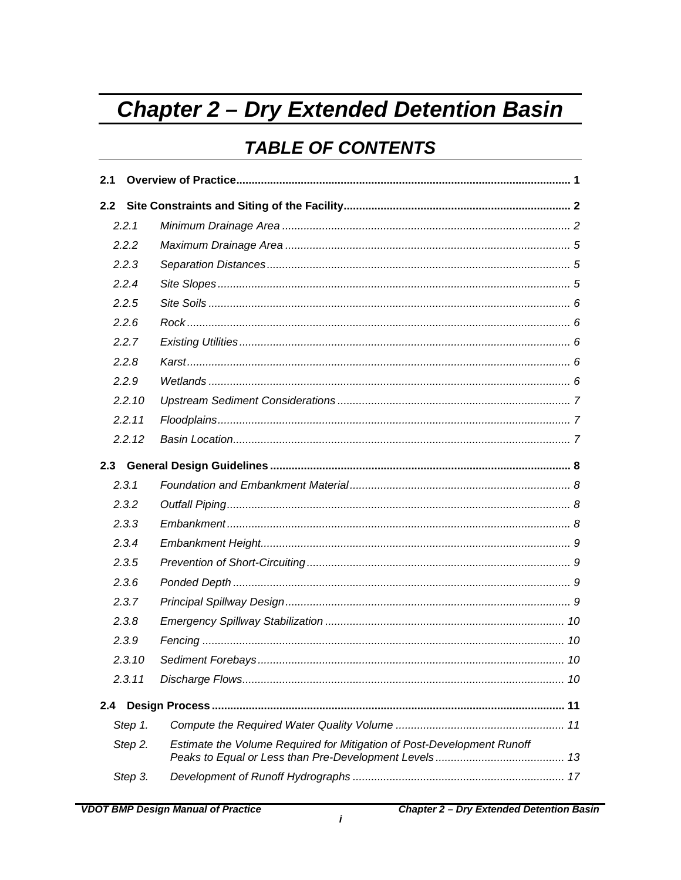# Chapter 2 – Dry Extended Detention Basin

## TABLE OF CONTENTS

**2.1 Overview of Practice** .......... **1**

**2.2 Site Constraints and Siting of the Facility** .......... **2**

- *2.2.1 Minimum Drainage Area* .......... *2*
- *2.2.2 Maximum Drainage Area* .......... *5*
- *2.2.3 Separation Distances* .......... *5*
- *2.2.4 Site Slopes* .......... *5*
- *2.2.5 Site Soils* .......... *6*
- *2.2.6 Rock* .......... *6*
- *2.2.7 Existing Utilities* .......... *6*
- *2.2.8 Karst* .......... *6*
- *2.2.9 Wetlands* .......... *6*
- *2.2.10 Upstream Sediment Considerations* .......... *7*
- *2.2.11 Floodplains* .......... *7*
- *2.2.12 Basin Location* .......... *7*

**2.3 General Design Guidelines** .......... **8**

- *2.3.1 Foundation and Embankment Material* .......... *8*
- *2.3.2 Outfall Piping* .......... *8*
- *2.3.3 Embankment* .......... *8*
- *2.3.4 Embankment Height* .......... *9*
- *2.3.5 Prevention of Short-Circuiting* .......... *9*
- *2.3.6 Ponded Depth* .......... *9*
- *2.3.7 Principal Spillway Design* .......... *9*
- *2.3.8 Emergency Spillway Stabilization* .......... *10*
- *2.3.9 Fencing* .......... *10*
- *2.3.10 Sediment Forebays* .......... *10*
- *2.3.11 Discharge Flows* .......... *10*

**2.4 Design Process** .......... **11**

- *Step 1. Compute the Required Water Quality Volume* .......... *11*
- *Step 2. Estimate the Volume Required for Mitigation of Post-Development Runoff Peaks to Equal or Less than Pre-Development Levels* .......... *13*
- *Step 3. Development of Runoff Hydrographs* .......... *17*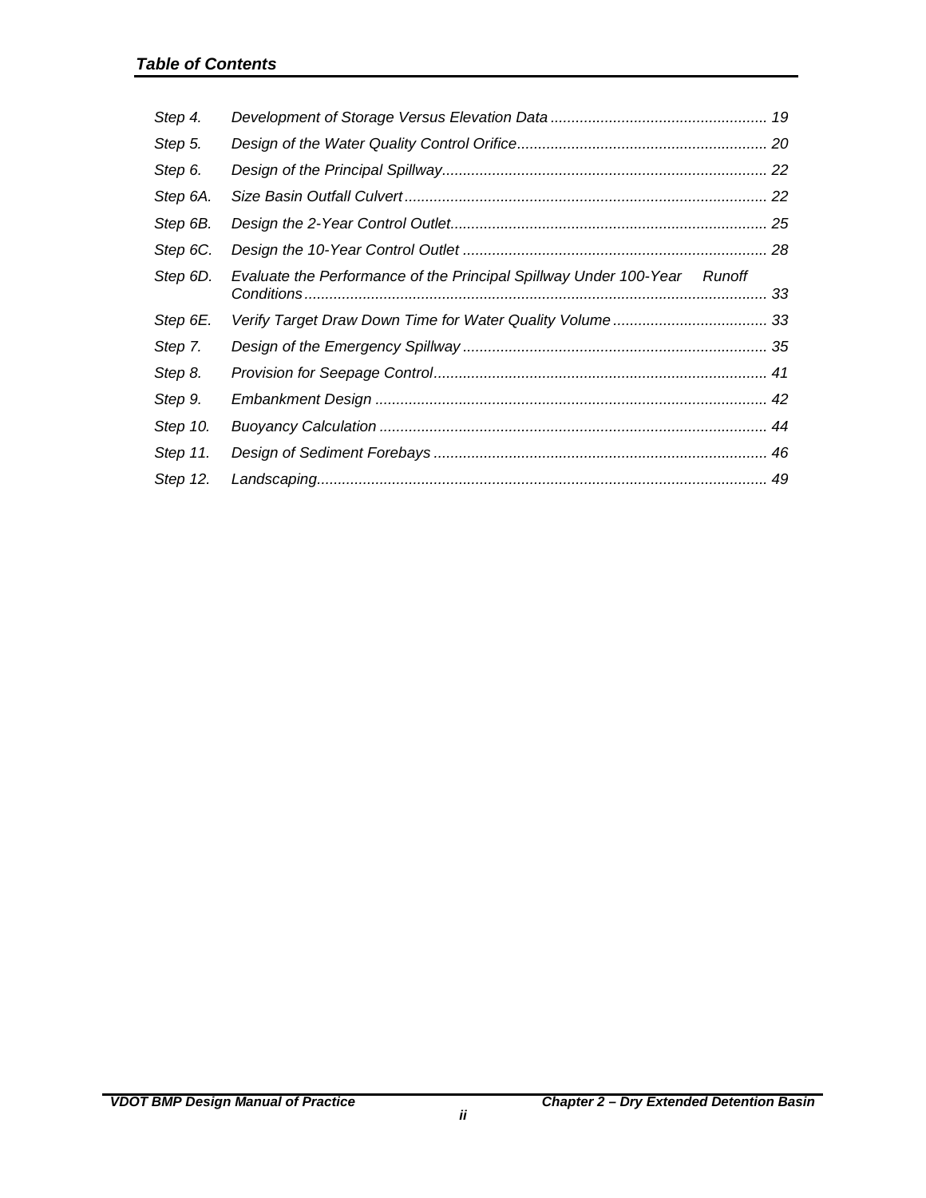*Step 4. Development of Storage Versus Elevation Data .................................................... 19*

*Step 5. Design of the Water Quality Control Orifice............................................................ 20*

*Step 6. Design of the Principal Spillway.............................................................................. 22*

*Step 6A. Size Basin Outfall Culvert....................................................................................... 22*

*Step 6B. Design the 2-Year Control Outlet............................................................................ 25*

*Step 6C. Design the 10-Year Control Outlet ......................................................................... 28*

*Step 6D. Evaluate the Performance of the Principal Spillway Under 100-Year Runoff Conditions................................................................................................................ 33*

*Step 6E. Verify Target Draw Down Time for Water Quality Volume ..................................... 33*

*Step 7. Design of the Emergency Spillway ......................................................................... 35*

*Step 8. Provision for Seepage Control................................................................................ 41*

*Step 9. Embankment Design .............................................................................................. 42*

*Step 10. Buoyancy Calculation ............................................................................................. 44*

*Step 11. Design of Sediment Forebays ................................................................................ 46*

*Step 12. Landscaping............................................................................................................ 49*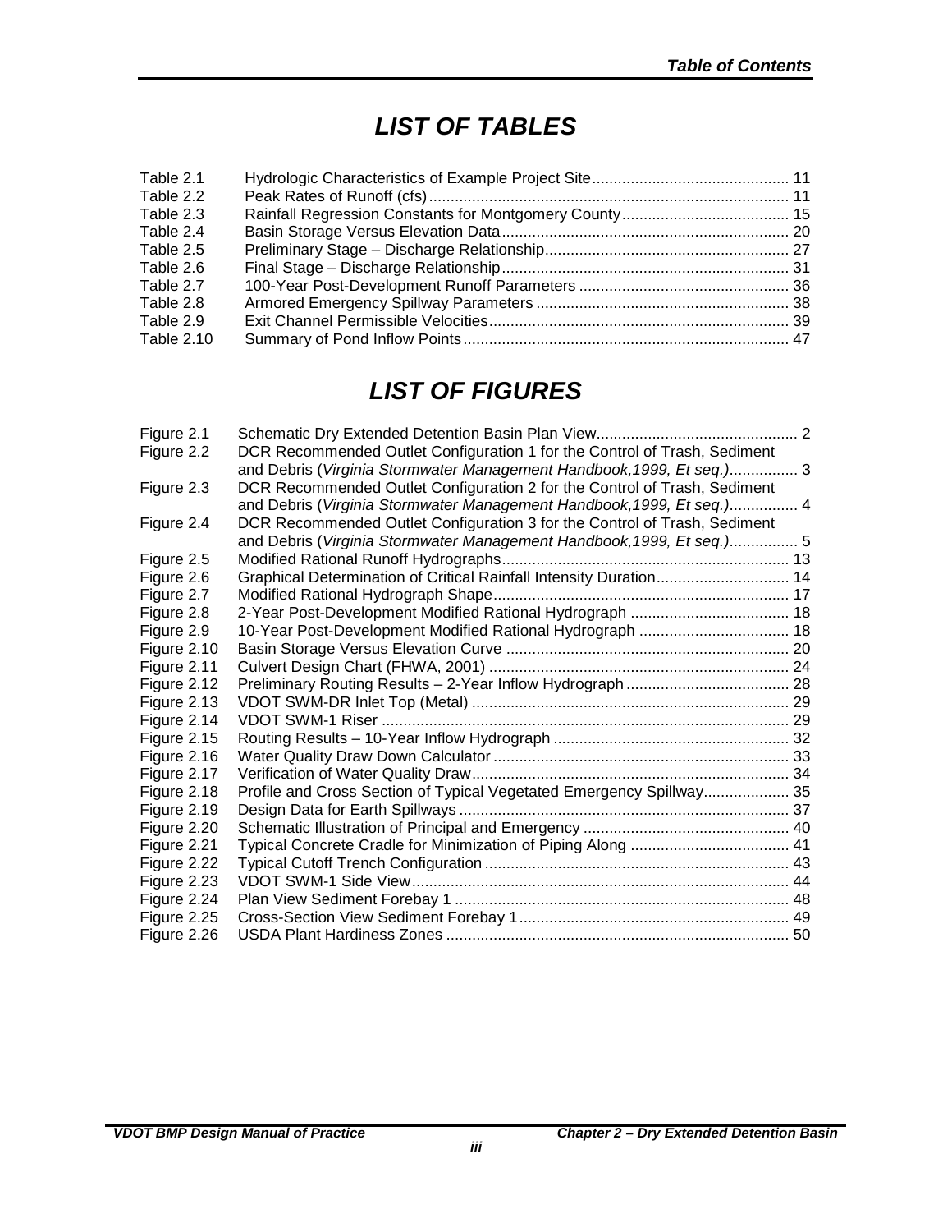# *LIST OF TABLES*

| | | |
|---|---|---|
| Table 2.1 | Hydrologic Characteristics of Example Project Site | 11 |
| Table 2.2 | Peak Rates of Runoff (cfs) | 11 |
| Table 2.3 | Rainfall Regression Constants for Montgomery County | 15 |
| Table 2.4 | Basin Storage Versus Elevation Data | 20 |
| Table 2.5 | Preliminary Stage – Discharge Relationship | 27 |
| Table 2.6 | Final Stage – Discharge Relationship | 31 |
| Table 2.7 | 100-Year Post-Development Runoff Parameters | 36 |
| Table 2.8 | Armored Emergency Spillway Parameters | 38 |
| Table 2.9 | Exit Channel Permissible Velocities | 39 |
| Table 2.10 | Summary of Pond Inflow Points | 47 |

# *LIST OF FIGURES*

| | | |
|---|---|---|
| Figure 2.1 | Schematic Dry Extended Detention Basin Plan View | 2 |
| Figure 2.2 | DCR Recommended Outlet Configuration 1 for the Control of Trash, Sediment and Debris (*Virginia Stormwater Management Handbook,1999, Et seq.)* | 3 |
| Figure 2.3 | DCR Recommended Outlet Configuration 2 for the Control of Trash, Sediment and Debris (*Virginia Stormwater Management Handbook,1999, Et seq.)* | 4 |
| Figure 2.4 | DCR Recommended Outlet Configuration 3 for the Control of Trash, Sediment and Debris (*Virginia Stormwater Management Handbook,1999, Et seq.)* | 5 |
| Figure 2.5 | Modified Rational Runoff Hydrographs | 13 |
| Figure 2.6 | Graphical Determination of Critical Rainfall Intensity Duration | 14 |
| Figure 2.7 | Modified Rational Hydrograph Shape | 17 |
| Figure 2.8 | 2-Year Post-Development Modified Rational Hydrograph | 18 |
| Figure 2.9 | 10-Year Post-Development Modified Rational Hydrograph | 18 |
| Figure 2.10 | Basin Storage Versus Elevation Curve | 20 |
| Figure 2.11 | Culvert Design Chart (FHWA, 2001) | 24 |
| Figure 2.12 | Preliminary Routing Results – 2-Year Inflow Hydrograph | 28 |
| Figure 2.13 | VDOT SWM-DR Inlet Top (Metal) | 29 |
| Figure 2.14 | VDOT SWM-1 Riser | 29 |
| Figure 2.15 | Routing Results – 10-Year Inflow Hydrograph | 32 |
| Figure 2.16 | Water Quality Draw Down Calculator | 33 |
| Figure 2.17 | Verification of Water Quality Draw | 34 |
| Figure 2.18 | Profile and Cross Section of Typical Vegetated Emergency Spillway | 35 |
| Figure 2.19 | Design Data for Earth Spillways | 37 |
| Figure 2.20 | Schematic Illustration of Principal and Emergency | 40 |
| Figure 2.21 | Typical Concrete Cradle for Minimization of Piping Along | 41 |
| Figure 2.22 | Typical Cutoff Trench Configuration | 43 |
| Figure 2.23 | VDOT SWM-1 Side View | 44 |
| Figure 2.24 | Plan View Sediment Forebay 1 | 48 |
| Figure 2.25 | Cross-Section View Sediment Forebay 1 | 49 |
| Figure 2.26 | USDA Plant Hardiness Zones | 50 |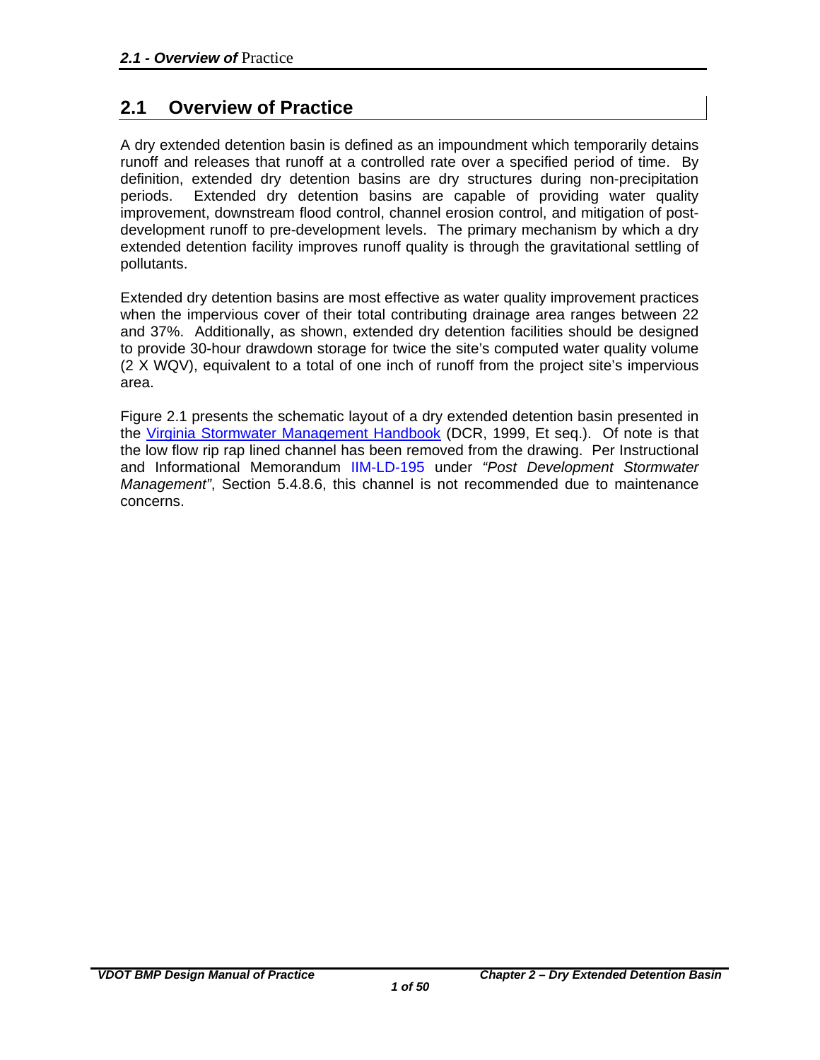## 2.1 Overview of Practice

A dry extended detention basin is defined as an impoundment which temporarily detains runoff and releases that runoff at a controlled rate over a specified period of time. By definition, extended dry detention basins are dry structures during non-precipitation periods. Extended dry detention basins are capable of providing water quality improvement, downstream flood control, channel erosion control, and mitigation of post-development runoff to pre-development levels. The primary mechanism by which a dry extended detention facility improves runoff quality is through the gravitational settling of pollutants.

Extended dry detention basins are most effective as water quality improvement practices when the impervious cover of their total contributing drainage area ranges between 22 and 37%. Additionally, as shown, extended dry detention facilities should be designed to provide 30-hour drawdown storage for twice the site's computed water quality volume (2 X WQV), equivalent to a total of one inch of runoff from the project site's impervious area.

Figure 2.1 presents the schematic layout of a dry extended detention basin presented in the Virginia Stormwater Management Handbook (DCR, 1999, Et seq.). Of note is that the low flow rip rap lined channel has been removed from the drawing. Per Instructional and Informational Memorandum IIM-LD-195 under *"Post Development Stormwater Management"*, Section 5.4.8.6, this channel is not recommended due to maintenance concerns.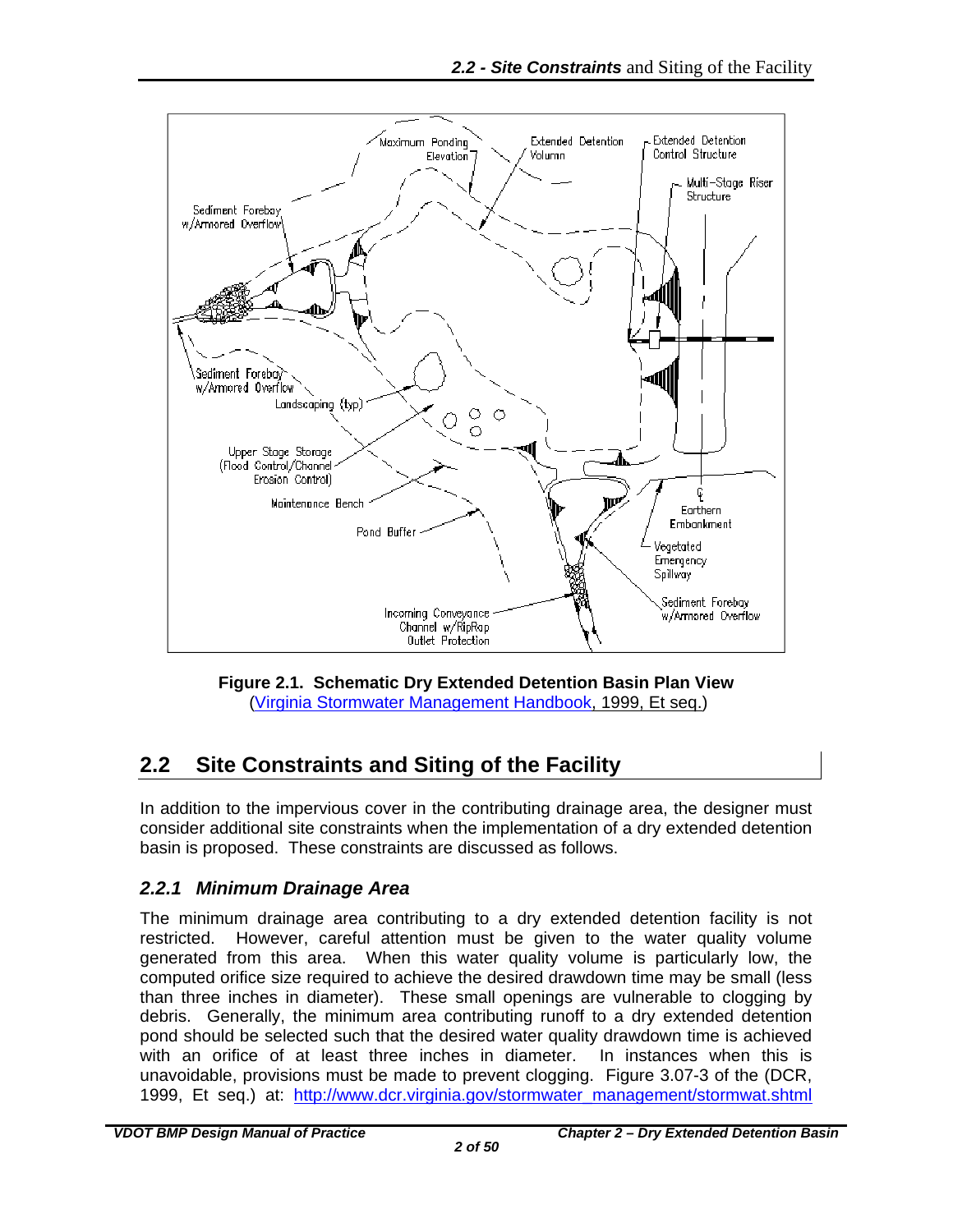**Figure 2.1. Schematic Dry Extended Detention Basin Plan View**
(Virginia Stormwater Management Handbook, 1999, Et seq.)

## 2.2 Site Constraints and Siting of the Facility

In addition to the impervious cover in the contributing drainage area, the designer must consider additional site constraints when the implementation of a dry extended detention basin is proposed. These constraints are discussed as follows.

### *2.2.1 Minimum Drainage Area*

The minimum drainage area contributing to a dry extended detention facility is not restricted. However, careful attention must be given to the water quality volume generated from this area. When this water quality volume is particularly low, the computed orifice size required to achieve the desired drawdown time may be small (less than three inches in diameter). These small openings are vulnerable to clogging by debris. Generally, the minimum area contributing runoff to a dry extended detention pond should be selected such that the desired water quality drawdown time is achieved with an orifice of at least three inches in diameter. In instances when this is unavoidable, provisions must be made to prevent clogging. Figure 3.07-3 of the (DCR, 1999, Et seq.) at: http://www.dcr.virginia.gov/stormwater_management/stormwat.shtml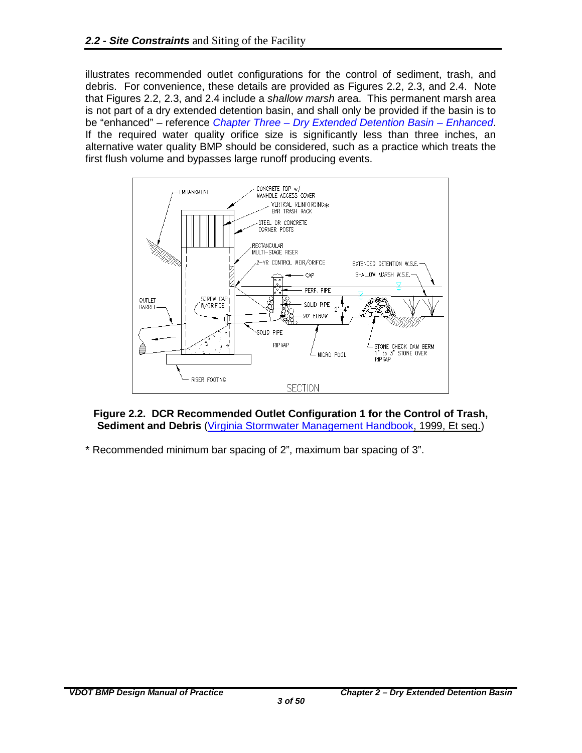illustrates recommended outlet configurations for the control of sediment, trash, and debris. For convenience, these details are provided as Figures 2.2, 2.3, and 2.4. Note that Figures 2.2, 2.3, and 2.4 include a *shallow marsh* area. This permanent marsh area is not part of a dry extended detention basin, and shall only be provided if the basin is to be "enhanced" – reference *Chapter Three – Dry Extended Detention Basin – Enhanced*. If the required water quality orifice size is significantly less than three inches, an alternative water quality BMP should be considered, such as a practice which treats the first flush volume and bypasses large runoff producing events.

**Figure 2.2. DCR Recommended Outlet Configuration 1 for the Control of Trash, Sediment and Debris** (Virginia Stormwater Management Handbook, 1999, Et seq.)

* Recommended minimum bar spacing of 2", maximum bar spacing of 3".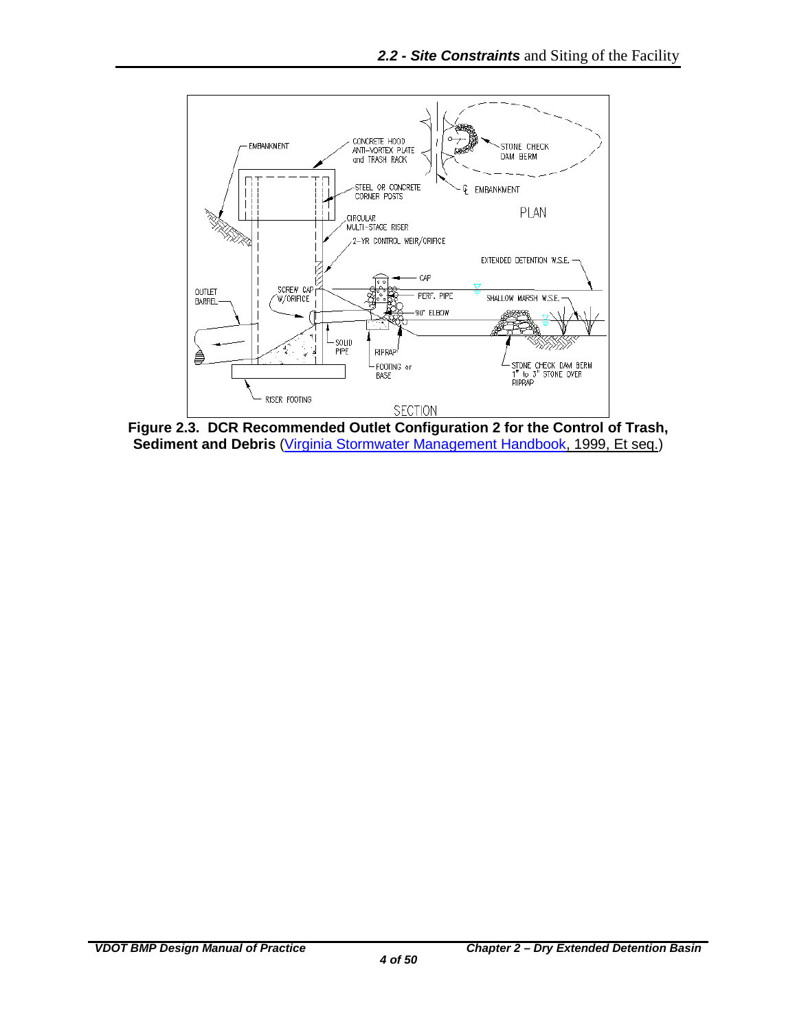**Figure 2.3. DCR Recommended Outlet Configuration 2 for the Control of Trash, Sediment and Debris** (Virginia Stormwater Management Handbook, 1999, Et seq.)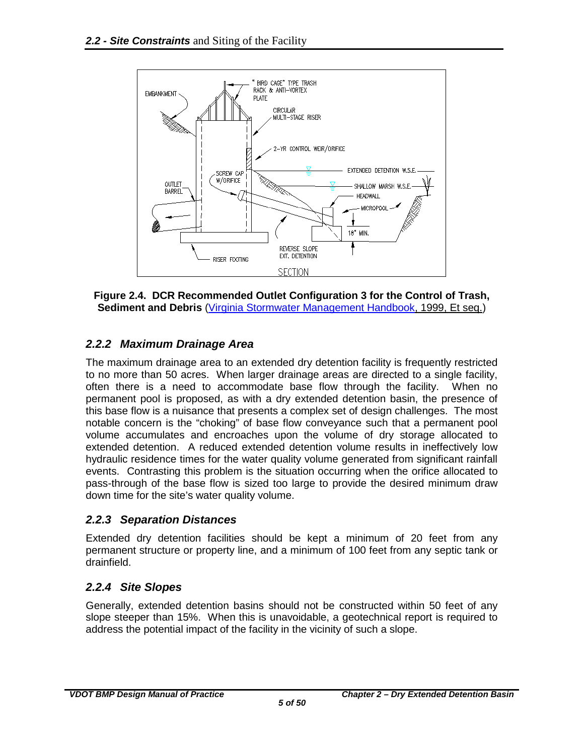**Figure 2.4. DCR Recommended Outlet Configuration 3 for the Control of Trash, Sediment and Debris** (Virginia Stormwater Management Handbook, 1999, Et seq.)

### *2.2.2 Maximum Drainage Area*

The maximum drainage area to an extended dry detention facility is frequently restricted to no more than 50 acres. When larger drainage areas are directed to a single facility, often there is a need to accommodate base flow through the facility. When no permanent pool is proposed, as with a dry extended detention basin, the presence of this base flow is a nuisance that presents a complex set of design challenges. The most notable concern is the "choking" of base flow conveyance such that a permanent pool volume accumulates and encroaches upon the volume of dry storage allocated to extended detention. A reduced extended detention volume results in ineffectively low hydraulic residence times for the water quality volume generated from significant rainfall events. Contrasting this problem is the situation occurring when the orifice allocated to pass-through of the base flow is sized too large to provide the desired minimum draw down time for the site's water quality volume.

### *2.2.3 Separation Distances*

Extended dry detention facilities should be kept a minimum of 20 feet from any permanent structure or property line, and a minimum of 100 feet from any septic tank or drainfield.

### *2.2.4 Site Slopes*

Generally, extended detention basins should not be constructed within 50 feet of any slope steeper than 15%. When this is unavoidable, a geotechnical report is required to address the potential impact of the facility in the vicinity of such a slope.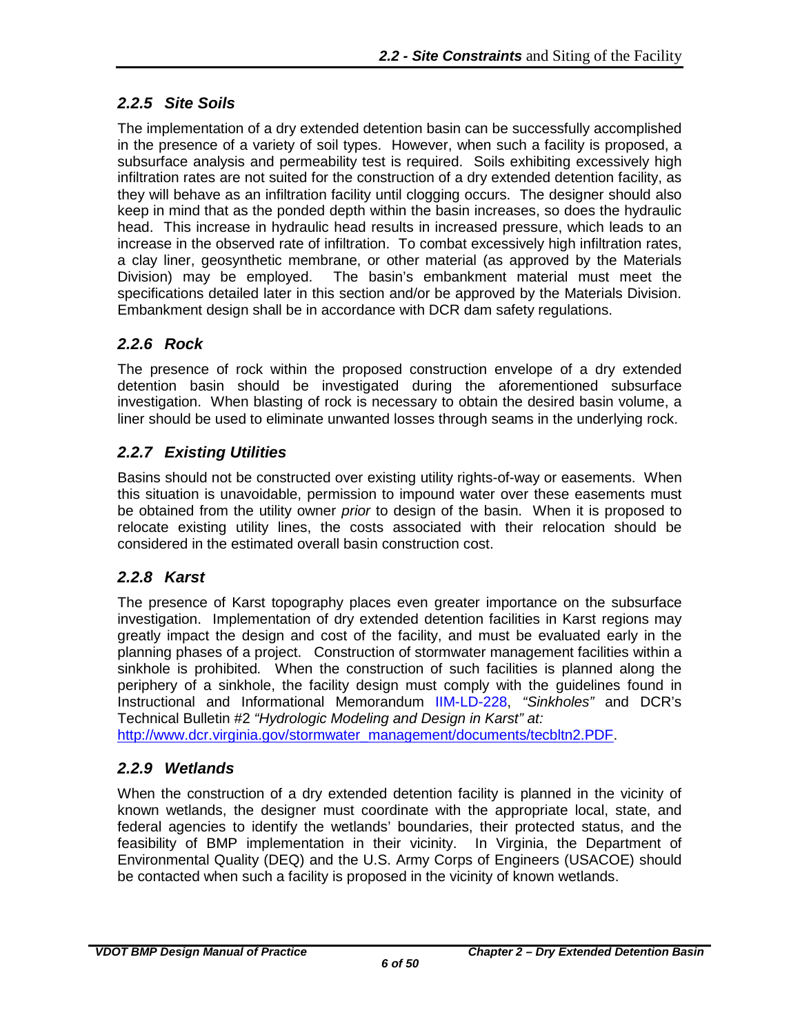### *2.2.5 Site Soils*

The implementation of a dry extended detention basin can be successfully accomplished in the presence of a variety of soil types. However, when such a facility is proposed, a subsurface analysis and permeability test is required. Soils exhibiting excessively high infiltration rates are not suited for the construction of a dry extended detention facility, as they will behave as an infiltration facility until clogging occurs. The designer should also keep in mind that as the ponded depth within the basin increases, so does the hydraulic head. This increase in hydraulic head results in increased pressure, which leads to an increase in the observed rate of infiltration. To combat excessively high infiltration rates, a clay liner, geosynthetic membrane, or other material (as approved by the Materials Division) may be employed. The basin's embankment material must meet the specifications detailed later in this section and/or be approved by the Materials Division. Embankment design shall be in accordance with DCR dam safety regulations.

### *2.2.6 Rock*

The presence of rock within the proposed construction envelope of a dry extended detention basin should be investigated during the aforementioned subsurface investigation. When blasting of rock is necessary to obtain the desired basin volume, a liner should be used to eliminate unwanted losses through seams in the underlying rock.

### *2.2.7 Existing Utilities*

Basins should not be constructed over existing utility rights-of-way or easements. When this situation is unavoidable, permission to impound water over these easements must be obtained from the utility owner *prior* to design of the basin. When it is proposed to relocate existing utility lines, the costs associated with their relocation should be considered in the estimated overall basin construction cost.

### *2.2.8 Karst*

The presence of Karst topography places even greater importance on the subsurface investigation. Implementation of dry extended detention facilities in Karst regions may greatly impact the design and cost of the facility, and must be evaluated early in the planning phases of a project. Construction of stormwater management facilities within a sinkhole is prohibited. When the construction of such facilities is planned along the periphery of a sinkhole, the facility design must comply with the guidelines found in Instructional and Informational Memorandum IIM-LD-228, *"Sinkholes"* and DCR's Technical Bulletin #2 *"Hydrologic Modeling and Design in Karst" at:* http://www.dcr.virginia.gov/stormwater_management/documents/tecbltn2.PDF.

### *2.2.9 Wetlands*

When the construction of a dry extended detention facility is planned in the vicinity of known wetlands, the designer must coordinate with the appropriate local, state, and federal agencies to identify the wetlands' boundaries, their protected status, and the feasibility of BMP implementation in their vicinity. In Virginia, the Department of Environmental Quality (DEQ) and the U.S. Army Corps of Engineers (USACOE) should be contacted when such a facility is proposed in the vicinity of known wetlands.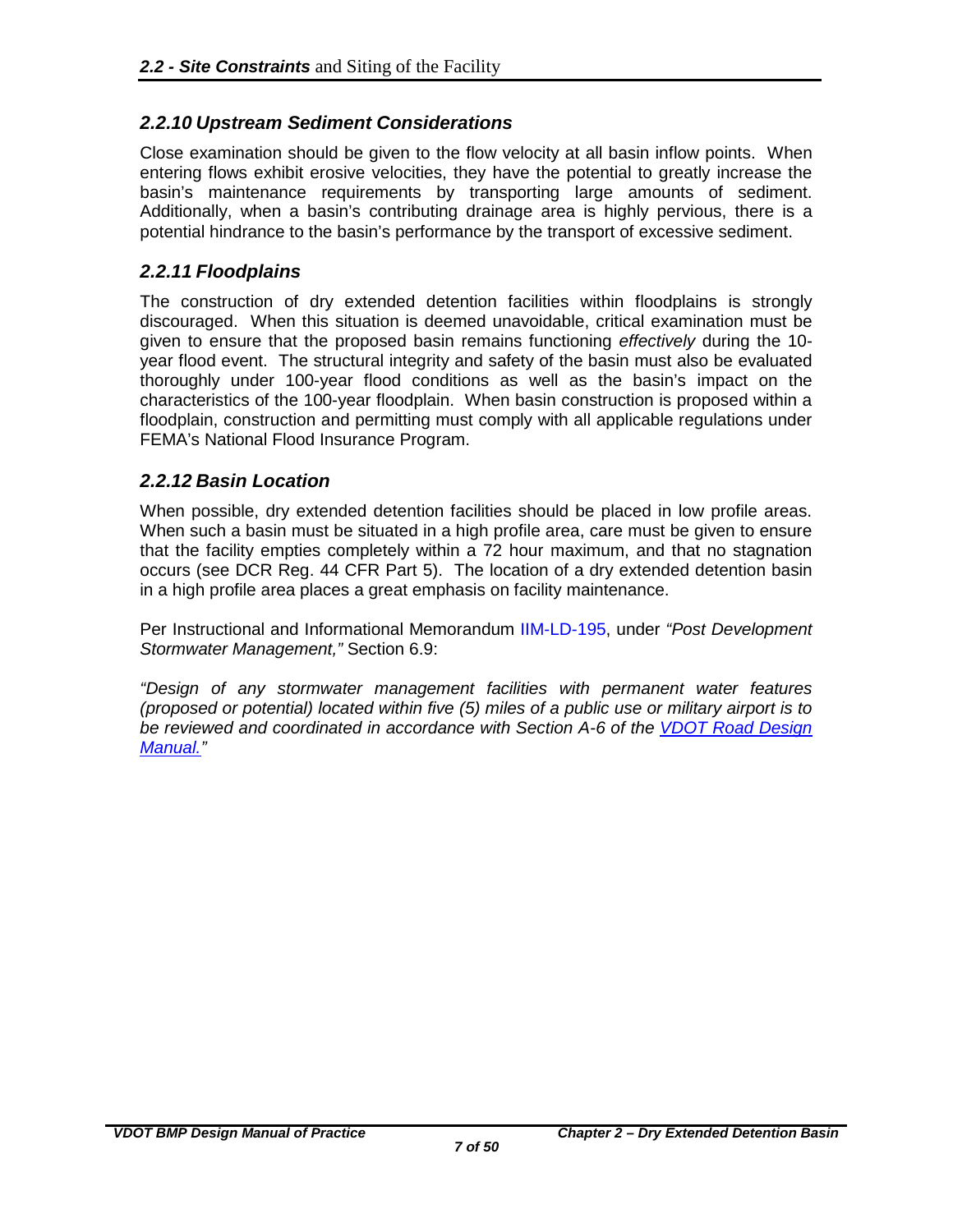### *2.2.10 Upstream Sediment Considerations*

Close examination should be given to the flow velocity at all basin inflow points. When entering flows exhibit erosive velocities, they have the potential to greatly increase the basin's maintenance requirements by transporting large amounts of sediment. Additionally, when a basin's contributing drainage area is highly pervious, there is a potential hindrance to the basin's performance by the transport of excessive sediment.

### *2.2.11 Floodplains*

The construction of dry extended detention facilities within floodplains is strongly discouraged. When this situation is deemed unavoidable, critical examination must be given to ensure that the proposed basin remains functioning *effectively* during the 10-year flood event. The structural integrity and safety of the basin must also be evaluated thoroughly under 100-year flood conditions as well as the basin's impact on the characteristics of the 100-year floodplain. When basin construction is proposed within a floodplain, construction and permitting must comply with all applicable regulations under FEMA's National Flood Insurance Program.

### *2.2.12 Basin Location*

When possible, dry extended detention facilities should be placed in low profile areas. When such a basin must be situated in a high profile area, care must be given to ensure that the facility empties completely within a 72 hour maximum, and that no stagnation occurs (see DCR Reg. 44 CFR Part 5). The location of a dry extended detention basin in a high profile area places a great emphasis on facility maintenance.

Per Instructional and Informational Memorandum IIM-LD-195, under *"Post Development Stormwater Management,"* Section 6.9:

*"Design of any stormwater management facilities with permanent water features (proposed or potential) located within five (5) miles of a public use or military airport is to be reviewed and coordinated in accordance with Section A-6 of the VDOT Road Design Manual."*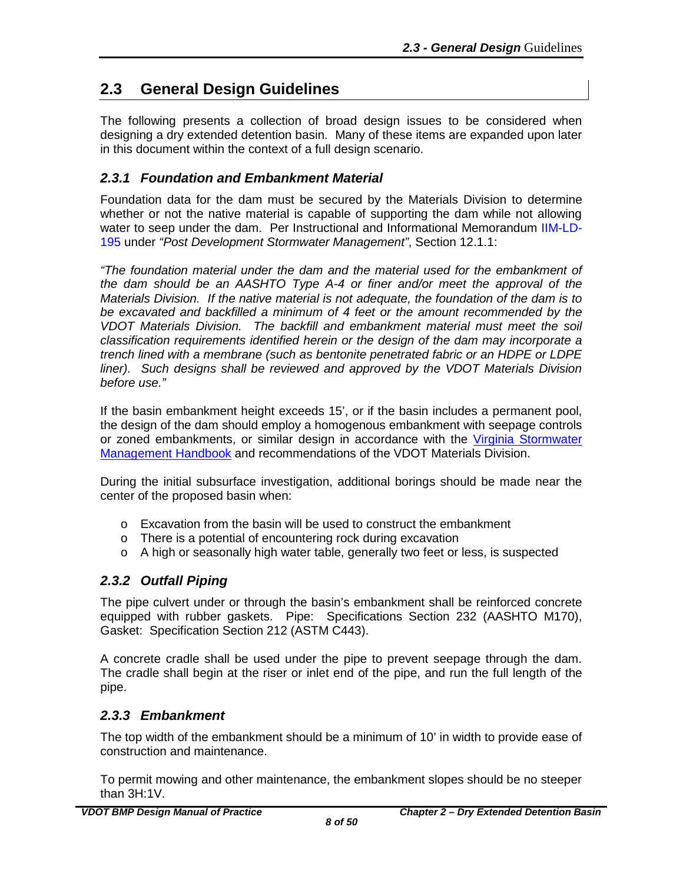## 2.3 General Design Guidelines

The following presents a collection of broad design issues to be considered when designing a dry extended detention basin. Many of these items are expanded upon later in this document within the context of a full design scenario.

### 2.3.1 Foundation and Embankment Material

Foundation data for the dam must be secured by the Materials Division to determine whether or not the native material is capable of supporting the dam while not allowing water to seep under the dam. Per Instructional and Informational Memorandum IIM-LD-195 under *"Post Development Stormwater Management"*, Section 12.1.1:

*"The foundation material under the dam and the material used for the embankment of the dam should be an AASHTO Type A-4 or finer and/or meet the approval of the Materials Division. If the native material is not adequate, the foundation of the dam is to be excavated and backfilled a minimum of 4 feet or the amount recommended by the VDOT Materials Division. The backfill and embankment material must meet the soil classification requirements identified herein or the design of the dam may incorporate a trench lined with a membrane (such as bentonite penetrated fabric or an HDPE or LDPE liner). Such designs shall be reviewed and approved by the VDOT Materials Division before use."*

If the basin embankment height exceeds 15', or if the basin includes a permanent pool, the design of the dam should employ a homogenous embankment with seepage controls or zoned embankments, or similar design in accordance with the Virginia Stormwater Management Handbook and recommendations of the VDOT Materials Division.

During the initial subsurface investigation, additional borings should be made near the center of the proposed basin when:

- Excavation from the basin will be used to construct the embankment
- There is a potential of encountering rock during excavation
- A high or seasonally high water table, generally two feet or less, is suspected

### 2.3.2 Outfall Piping

The pipe culvert under or through the basin's embankment shall be reinforced concrete equipped with rubber gaskets. Pipe: Specifications Section 232 (AASHTO M170), Gasket: Specification Section 212 (ASTM C443).

A concrete cradle shall be used under the pipe to prevent seepage through the dam. The cradle shall begin at the riser or inlet end of the pipe, and run the full length of the pipe.

### 2.3.3 Embankment

The top width of the embankment should be a minimum of 10' in width to provide ease of construction and maintenance.

To permit mowing and other maintenance, the embankment slopes should be no steeper than 3H:1V.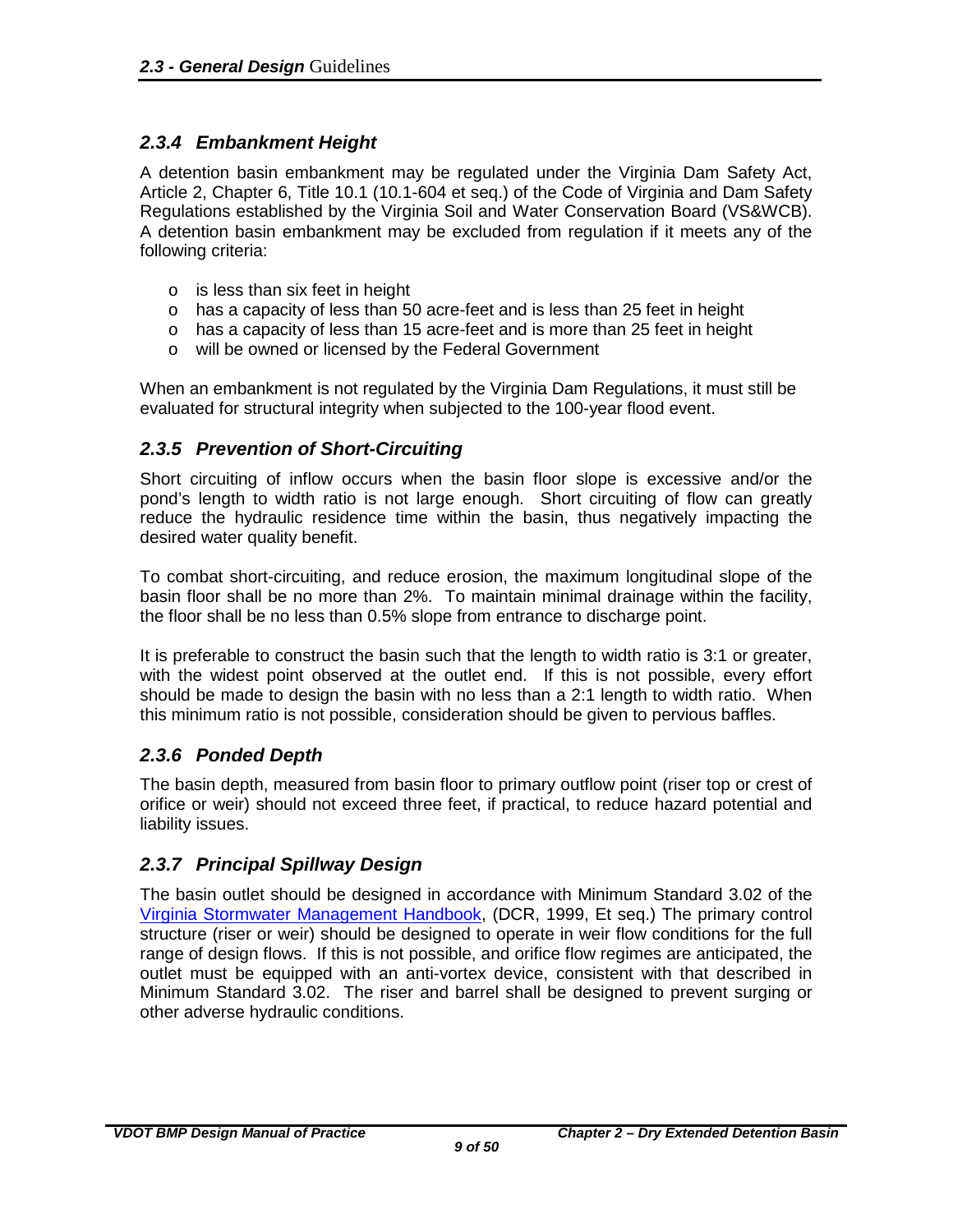### *2.3.4 Embankment Height*

A detention basin embankment may be regulated under the Virginia Dam Safety Act, Article 2, Chapter 6, Title 10.1 (10.1-604 et seq.) of the Code of Virginia and Dam Safety Regulations established by the Virginia Soil and Water Conservation Board (VS&WCB). A detention basin embankment may be excluded from regulation if it meets any of the following criteria:

- is less than six feet in height
- has a capacity of less than 50 acre-feet and is less than 25 feet in height
- has a capacity of less than 15 acre-feet and is more than 25 feet in height
- will be owned or licensed by the Federal Government

When an embankment is not regulated by the Virginia Dam Regulations, it must still be evaluated for structural integrity when subjected to the 100-year flood event.

### *2.3.5 Prevention of Short-Circuiting*

Short circuiting of inflow occurs when the basin floor slope is excessive and/or the pond's length to width ratio is not large enough. Short circuiting of flow can greatly reduce the hydraulic residence time within the basin, thus negatively impacting the desired water quality benefit.

To combat short-circuiting, and reduce erosion, the maximum longitudinal slope of the basin floor shall be no more than 2%. To maintain minimal drainage within the facility, the floor shall be no less than 0.5% slope from entrance to discharge point.

It is preferable to construct the basin such that the length to width ratio is 3:1 or greater, with the widest point observed at the outlet end. If this is not possible, every effort should be made to design the basin with no less than a 2:1 length to width ratio. When this minimum ratio is not possible, consideration should be given to pervious baffles.

### *2.3.6 Ponded Depth*

The basin depth, measured from basin floor to primary outflow point (riser top or crest of orifice or weir) should not exceed three feet, if practical, to reduce hazard potential and liability issues.

### *2.3.7 Principal Spillway Design*

The basin outlet should be designed in accordance with Minimum Standard 3.02 of the Virginia Stormwater Management Handbook, (DCR, 1999, Et seq.) The primary control structure (riser or weir) should be designed to operate in weir flow conditions for the full range of design flows. If this is not possible, and orifice flow regimes are anticipated, the outlet must be equipped with an anti-vortex device, consistent with that described in Minimum Standard 3.02. The riser and barrel shall be designed to prevent surging or other adverse hydraulic conditions.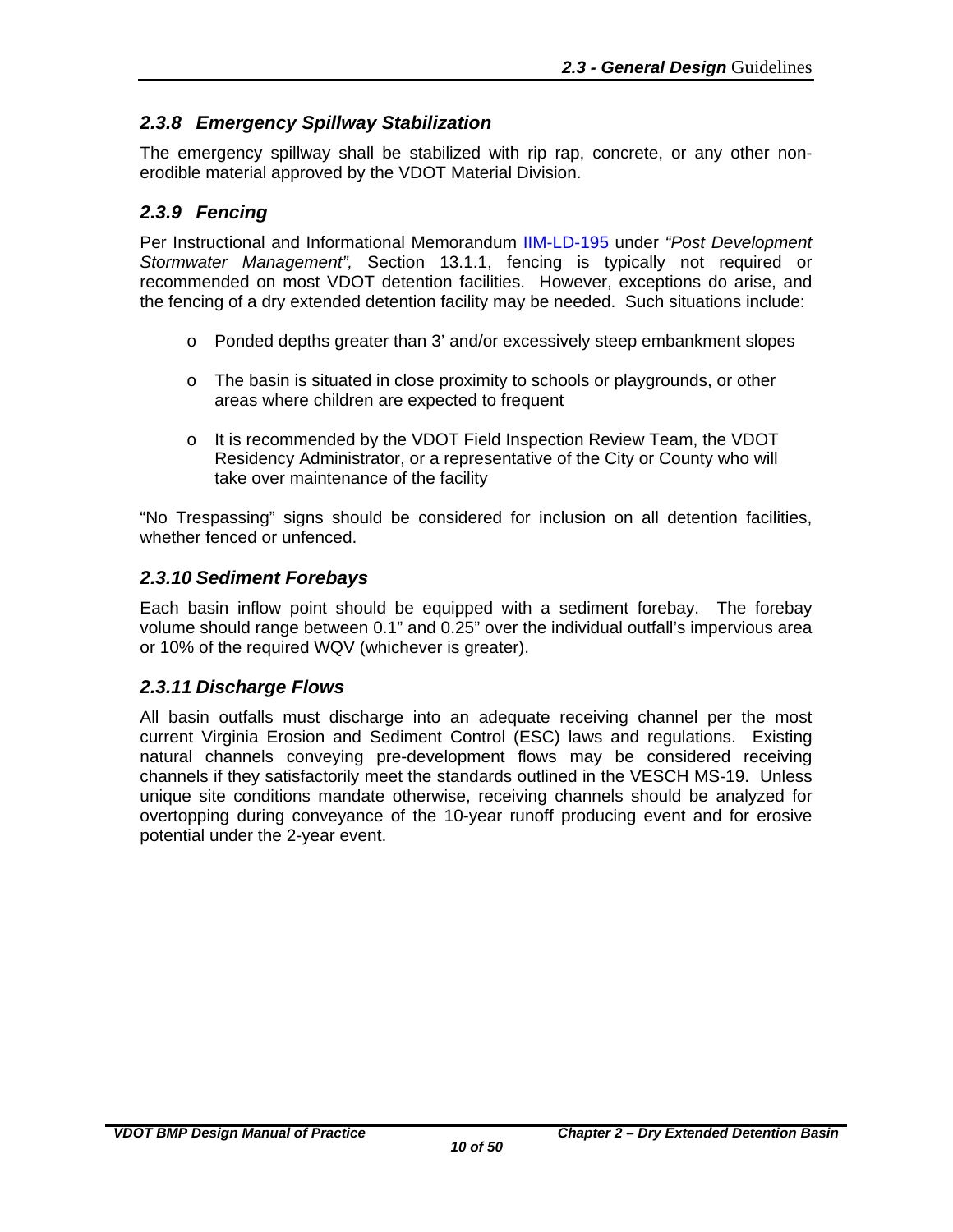### *2.3.8 Emergency Spillway Stabilization*

The emergency spillway shall be stabilized with rip rap, concrete, or any other non-erodible material approved by the VDOT Material Division.

### *2.3.9 Fencing*

Per Instructional and Informational Memorandum IIM-LD-195 under *"Post Development Stormwater Management",* Section 13.1.1, fencing is typically not required or recommended on most VDOT detention facilities. However, exceptions do arise, and the fencing of a dry extended detention facility may be needed. Such situations include:

- Ponded depths greater than 3' and/or excessively steep embankment slopes
- The basin is situated in close proximity to schools or playgrounds, or other areas where children are expected to frequent
- It is recommended by the VDOT Field Inspection Review Team, the VDOT Residency Administrator, or a representative of the City or County who will take over maintenance of the facility

"No Trespassing" signs should be considered for inclusion on all detention facilities, whether fenced or unfenced.

### *2.3.10 Sediment Forebays*

Each basin inflow point should be equipped with a sediment forebay. The forebay volume should range between 0.1" and 0.25" over the individual outfall's impervious area or 10% of the required WQV (whichever is greater).

### *2.3.11 Discharge Flows*

All basin outfalls must discharge into an adequate receiving channel per the most current Virginia Erosion and Sediment Control (ESC) laws and regulations. Existing natural channels conveying pre-development flows may be considered receiving channels if they satisfactorily meet the standards outlined in the VESCH MS-19. Unless unique site conditions mandate otherwise, receiving channels should be analyzed for overtopping during conveyance of the 10-year runoff producing event and for erosive potential under the 2-year event.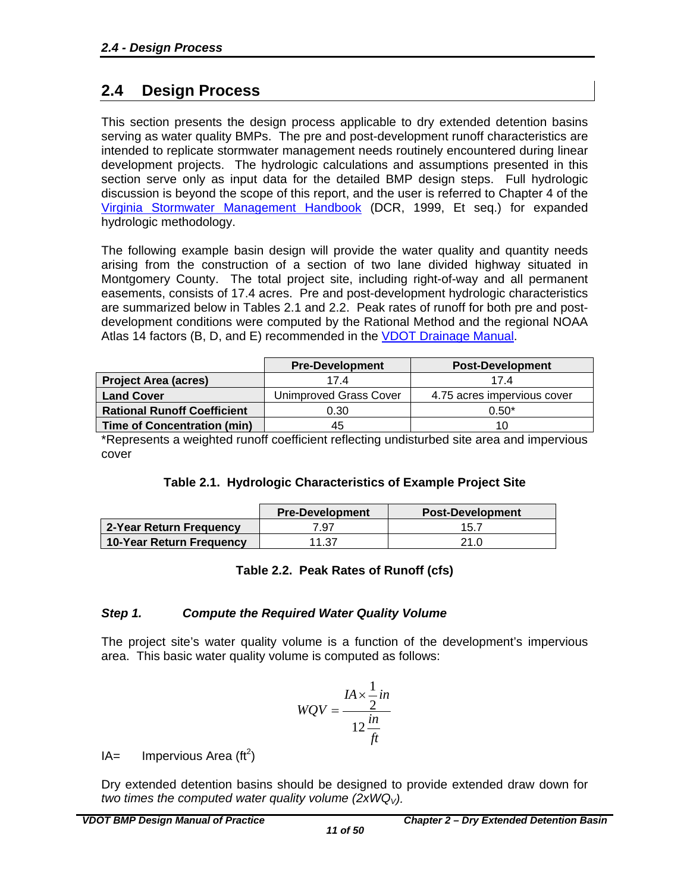## 2.4 Design Process

This section presents the design process applicable to dry extended detention basins serving as water quality BMPs. The pre and post-development runoff characteristics are intended to replicate stormwater management needs routinely encountered during linear development projects. The hydrologic calculations and assumptions presented in this section serve only as input data for the detailed BMP design steps. Full hydrologic discussion is beyond the scope of this report, and the user is referred to Chapter 4 of the Virginia Stormwater Management Handbook (DCR, 1999, Et seq.) for expanded hydrologic methodology.

The following example basin design will provide the water quality and quantity needs arising from the construction of a section of two lane divided highway situated in Montgomery County. The total project site, including right-of-way and all permanent easements, consists of 17.4 acres. Pre and post-development hydrologic characteristics are summarized below in Tables 2.1 and 2.2. Peak rates of runoff for both pre and post-development conditions were computed by the Rational Method and the regional NOAA Atlas 14 factors (B, D, and E) recommended in the VDOT Drainage Manual.

| | Pre-Development | Post-Development |
|---|---|---|
| **Project Area (acres)** | 17.4 | 17.4 |
| **Land Cover** | Unimproved Grass Cover | 4.75 acres impervious cover |
| **Rational Runoff Coefficient** | 0.30 | 0.50* |
| **Time of Concentration (min)** | 45 | 10 |

*Represents a weighted runoff coefficient reflecting undisturbed site area and impervious cover

**Table 2.1. Hydrologic Characteristics of Example Project Site**

| | Pre-Development | Post-Development |
|---|---|---|
| **2-Year Return Frequency** | 7.97 | 15.7 |
| **10-Year Return Frequency** | 11.37 | 21.0 |

**Table 2.2. Peak Rates of Runoff (cfs)**

### *Step 1. Compute the Required Water Quality Volume*

The project site's water quality volume is a function of the development's impervious area. This basic water quality volume is computed as follows:

$$WQV = \frac{IA \times \frac{1}{2} in}{12 \frac{in}{ft}}$$

IA= Impervious Area ($ft^2$)

Dry extended detention basins should be designed to provide extended draw down for *two times the computed water quality volume (2x$WQ_V$).*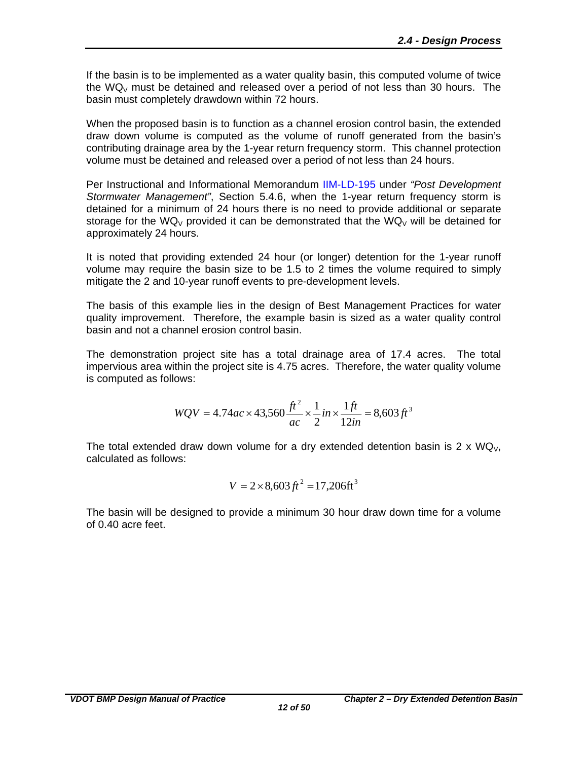If the basin is to be implemented as a water quality basin, this computed volume of twice the $WQ_V$ must be detained and released over a period of not less than 30 hours. The basin must completely drawdown within 72 hours.

When the proposed basin is to function as a channel erosion control basin, the extended draw down volume is computed as the volume of runoff generated from the basin's contributing drainage area by the 1-year return frequency storm. This channel protection volume must be detained and released over a period of not less than 24 hours.

Per Instructional and Informational Memorandum IIM-LD-195 under *"Post Development Stormwater Management"*, Section 5.4.6, when the 1-year return frequency storm is detained for a minimum of 24 hours there is no need to provide additional or separate storage for the $WQ_V$ provided it can be demonstrated that the $WQ_V$ will be detained for approximately 24 hours.

It is noted that providing extended 24 hour (or longer) detention for the 1-year runoff volume may require the basin size to be 1.5 to 2 times the volume required to simply mitigate the 2 and 10-year runoff events to pre-development levels.

The basis of this example lies in the design of Best Management Practices for water quality improvement. Therefore, the example basin is sized as a water quality control basin and not a channel erosion control basin.

The demonstration project site has a total drainage area of 17.4 acres. The total impervious area within the project site is 4.75 acres. Therefore, the water quality volume is computed as follows:

$$WQV = 4.74ac \times 43{,}560\frac{ft^2}{ac} \times \frac{1}{2}in \times \frac{1ft}{12in} = 8{,}603\,ft^3$$

The total extended draw down volume for a dry extended detention basin is 2 x $WQ_V$, calculated as follows:

$$V = 2 \times 8{,}603\,ft^2 = 17{,}206\text{ft}^3$$

The basin will be designed to provide a minimum 30 hour draw down time for a volume of 0.40 acre feet.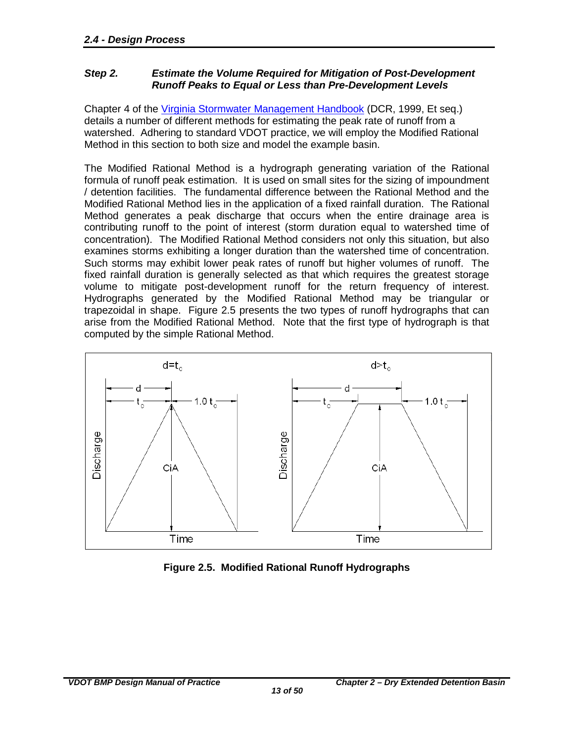## 2.4 - Design Process

### *Step 2. Estimate the Volume Required for Mitigation of Post-Development Runoff Peaks to Equal or Less than Pre-Development Levels*

Chapter 4 of the Virginia Stormwater Management Handbook (DCR, 1999, Et seq.) details a number of different methods for estimating the peak rate of runoff from a watershed. Adhering to standard VDOT practice, we will employ the Modified Rational Method in this section to both size and model the example basin.

The Modified Rational Method is a hydrograph generating variation of the Rational formula of runoff peak estimation. It is used on small sites for the sizing of impoundment / detention facilities. The fundamental difference between the Rational Method and the Modified Rational Method lies in the application of a fixed rainfall duration. The Rational Method generates a peak discharge that occurs when the entire drainage area is contributing runoff to the point of interest (storm duration equal to watershed time of concentration). The Modified Rational Method considers not only this situation, but also examines storms exhibiting a longer duration than the watershed time of concentration. Such storms may exhibit lower peak rates of runoff but higher volumes of runoff. The fixed rainfall duration is generally selected as that which requires the greatest storage volume to mitigate post-development runoff for the return frequency of interest. Hydrographs generated by the Modified Rational Method may be triangular or trapezoidal in shape. Figure 2.5 presents the two types of runoff hydrographs that can arise from the Modified Rational Method. Note that the first type of hydrograph is that computed by the simple Rational Method.

**Figure 2.5. Modified Rational Runoff Hydrographs**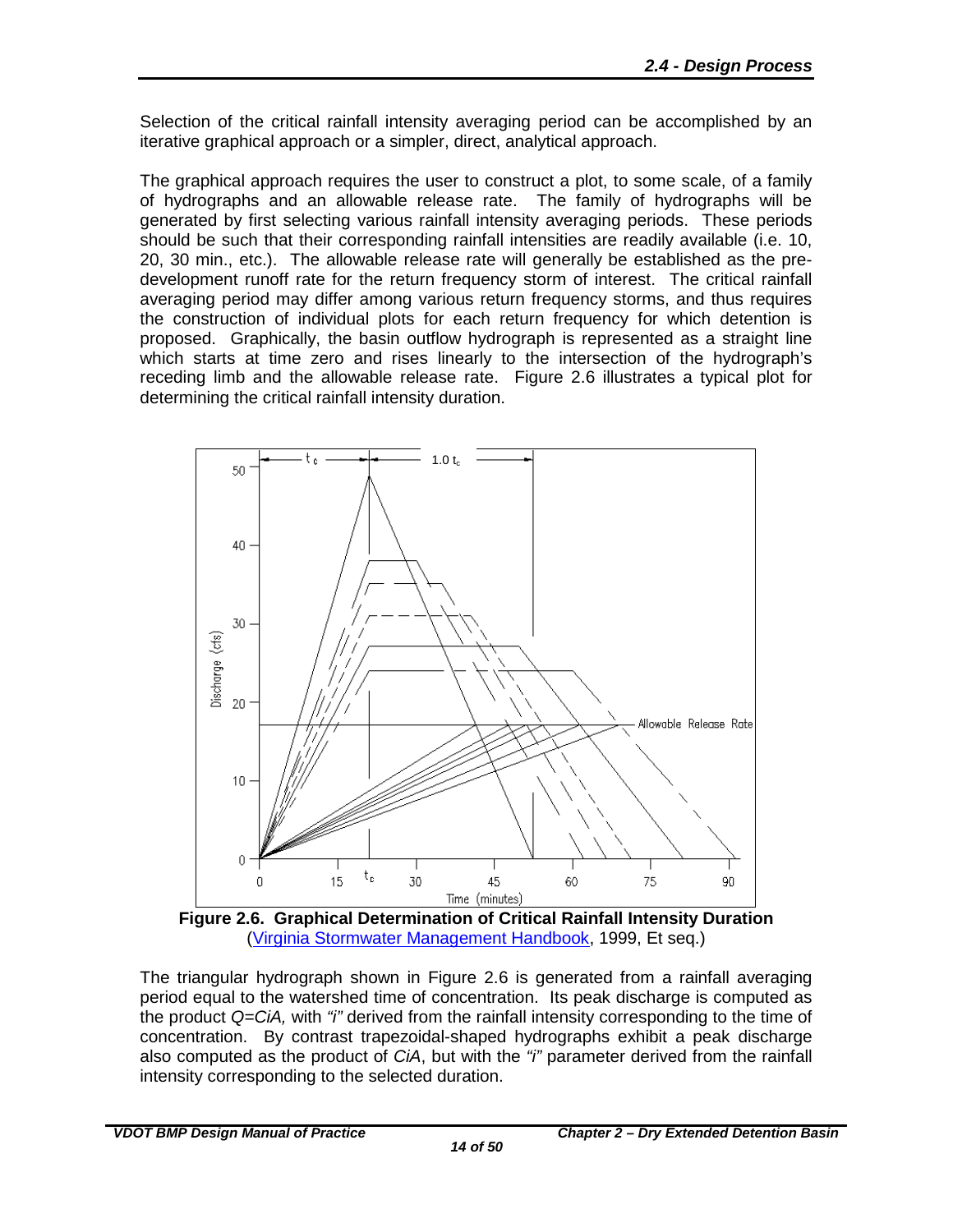Selection of the critical rainfall intensity averaging period can be accomplished by an iterative graphical approach or a simpler, direct, analytical approach.

The graphical approach requires the user to construct a plot, to some scale, of a family of hydrographs and an allowable release rate. The family of hydrographs will be generated by first selecting various rainfall intensity averaging periods. These periods should be such that their corresponding rainfall intensities are readily available (i.e. 10, 20, 30 min., etc.). The allowable release rate will generally be established as the pre-development runoff rate for the return frequency storm of interest. The critical rainfall averaging period may differ among various return frequency storms, and thus requires the construction of individual plots for each return frequency for which detention is proposed. Graphically, the basin outflow hydrograph is represented as a straight line which starts at time zero and rises linearly to the intersection of the hydrograph's receding limb and the allowable release rate. Figure 2.6 illustrates a typical plot for determining the critical rainfall intensity duration.

**Figure 2.6. Graphical Determination of Critical Rainfall Intensity Duration**
([Virginia Stormwater Management Handbook](), 1999, Et seq.)

The triangular hydrograph shown in Figure 2.6 is generated from a rainfall averaging period equal to the watershed time of concentration. Its peak discharge is computed as the product $Q=CiA$, with *"i"* derived from the rainfall intensity corresponding to the time of concentration. By contrast trapezoidal-shaped hydrographs exhibit a peak discharge also computed as the product of $CiA$, but with the *"i"* parameter derived from the rainfall intensity corresponding to the selected duration.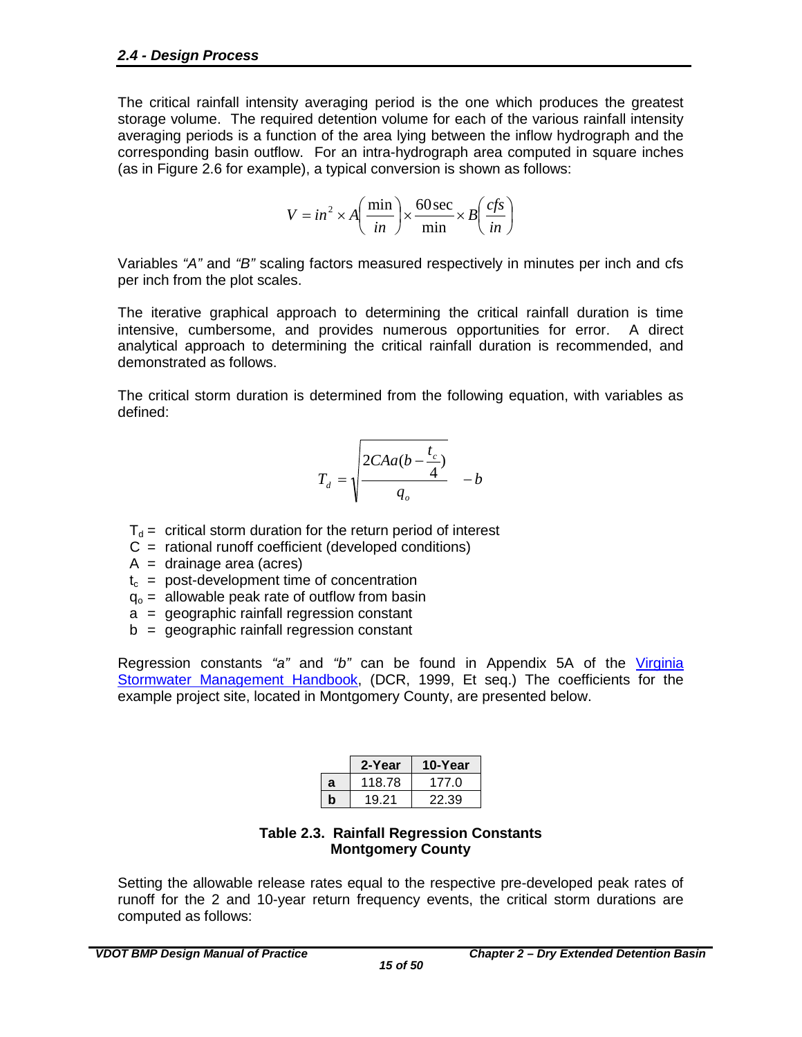### 2.4 - Design Process

The critical rainfall intensity averaging period is the one which produces the greatest storage volume. The required detention volume for each of the various rainfall intensity averaging periods is a function of the area lying between the inflow hydrograph and the corresponding basin outflow. For an intra-hydrograph area computed in square inches (as in Figure 2.6 for example), a typical conversion is shown as follows:

$$V = in^2 \times A\left(\frac{\min}{in}\right) \times \frac{60\sec}{\min} \times B\left(\frac{cfs}{in}\right)$$

Variables *"A"* and *"B"* scaling factors measured respectively in minutes per inch and cfs per inch from the plot scales.

The iterative graphical approach to determining the critical rainfall duration is time intensive, cumbersome, and provides numerous opportunities for error. A direct analytical approach to determining the critical rainfall duration is recommended, and demonstrated as follows.

The critical storm duration is determined from the following equation, with variables as defined:

$$T_d = \sqrt{\frac{2CAa(b - \frac{t_c}{4})}{q_o}} - b$$

- $T_d$ = critical storm duration for the return period of interest
- C = rational runoff coefficient (developed conditions)
- A = drainage area (acres)
- $t_c$ = post-development time of concentration
- $q_o$ = allowable peak rate of outflow from basin
- a = geographic rainfall regression constant
- b = geographic rainfall regression constant

Regression constants *"a"* and *"b"* can be found in Appendix 5A of the Virginia Stormwater Management Handbook, (DCR, 1999, Et seq.) The coefficients for the example project site, located in Montgomery County, are presented below.

| | 2-Year | 10-Year |
|---|---|---|
| **a** | 118.78 | 177.0 |
| **b** | 19.21 | 22.39 |

**Table 2.3. Rainfall Regression Constants Montgomery County**

Setting the allowable release rates equal to the respective pre-developed peak rates of runoff for the 2 and 10-year return frequency events, the critical storm durations are computed as follows: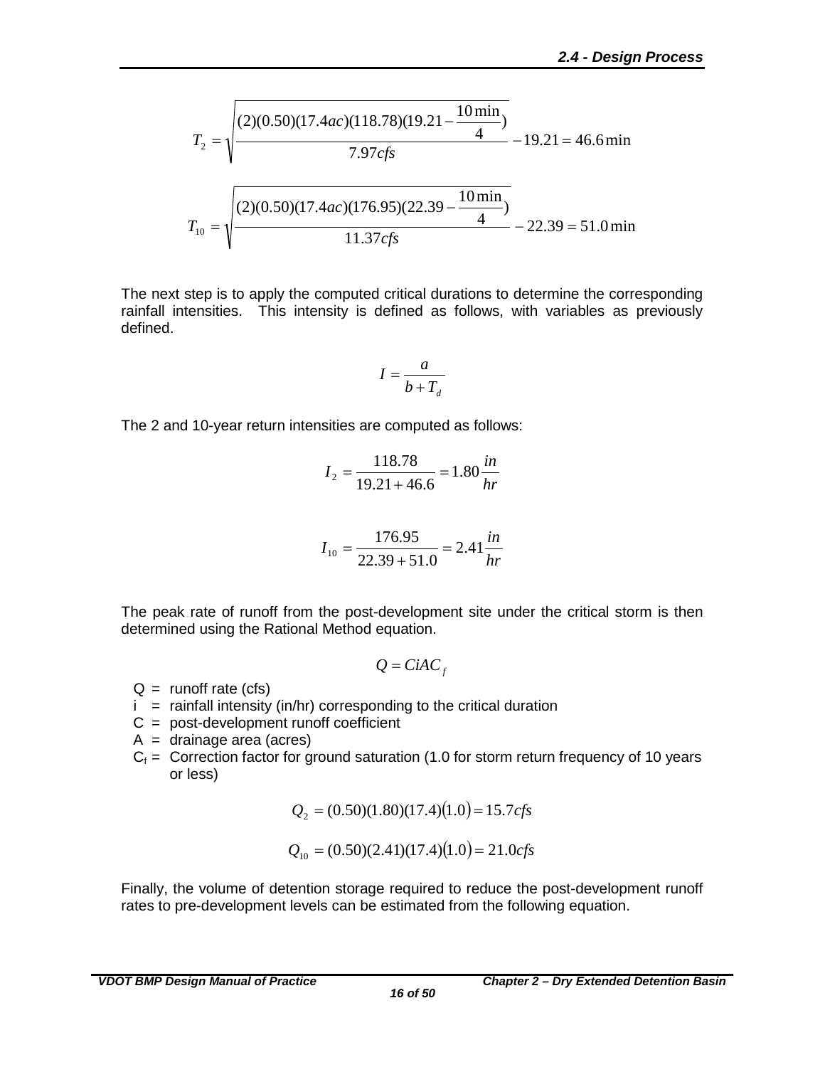$$T_2 = \sqrt{\frac{(2)(0.50)(17.4ac)(118.78)(19.21 - \frac{10\min}{4})}{7.97cfs}} - 19.21 = 46.6\min$$

$$T_{10} = \sqrt{\frac{(2)(0.50)(17.4ac)(176.95)(22.39 - \frac{10\min}{4})}{11.37cfs}} - 22.39 = 51.0\min$$

The next step is to apply the computed critical durations to determine the corresponding rainfall intensities. This intensity is defined as follows, with variables as previously defined.

$$I = \frac{a}{b + T_d}$$

The 2 and 10-year return intensities are computed as follows:

$$I_2 = \frac{118.78}{19.21 + 46.6} = 1.80\frac{in}{hr}$$

$$I_{10} = \frac{176.95}{22.39 + 51.0} = 2.41\frac{in}{hr}$$

The peak rate of runoff from the post-development site under the critical storm is then determined using the Rational Method equation.

$$Q = CiAC_f$$

- $Q$ = runoff rate (cfs)
- $i$ = rainfall intensity (in/hr) corresponding to the critical duration
- $C$ = post-development runoff coefficient
- $A$ = drainage area (acres)
- $C_f$ = Correction factor for ground saturation (1.0 for storm return frequency of 10 years or less)

$$Q_2 = (0.50)(1.80)(17.4)(1.0) = 15.7cfs$$

$$Q_{10} = (0.50)(2.41)(17.4)(1.0) = 21.0cfs$$

Finally, the volume of detention storage required to reduce the post-development runoff rates to pre-development levels can be estimated from the following equation.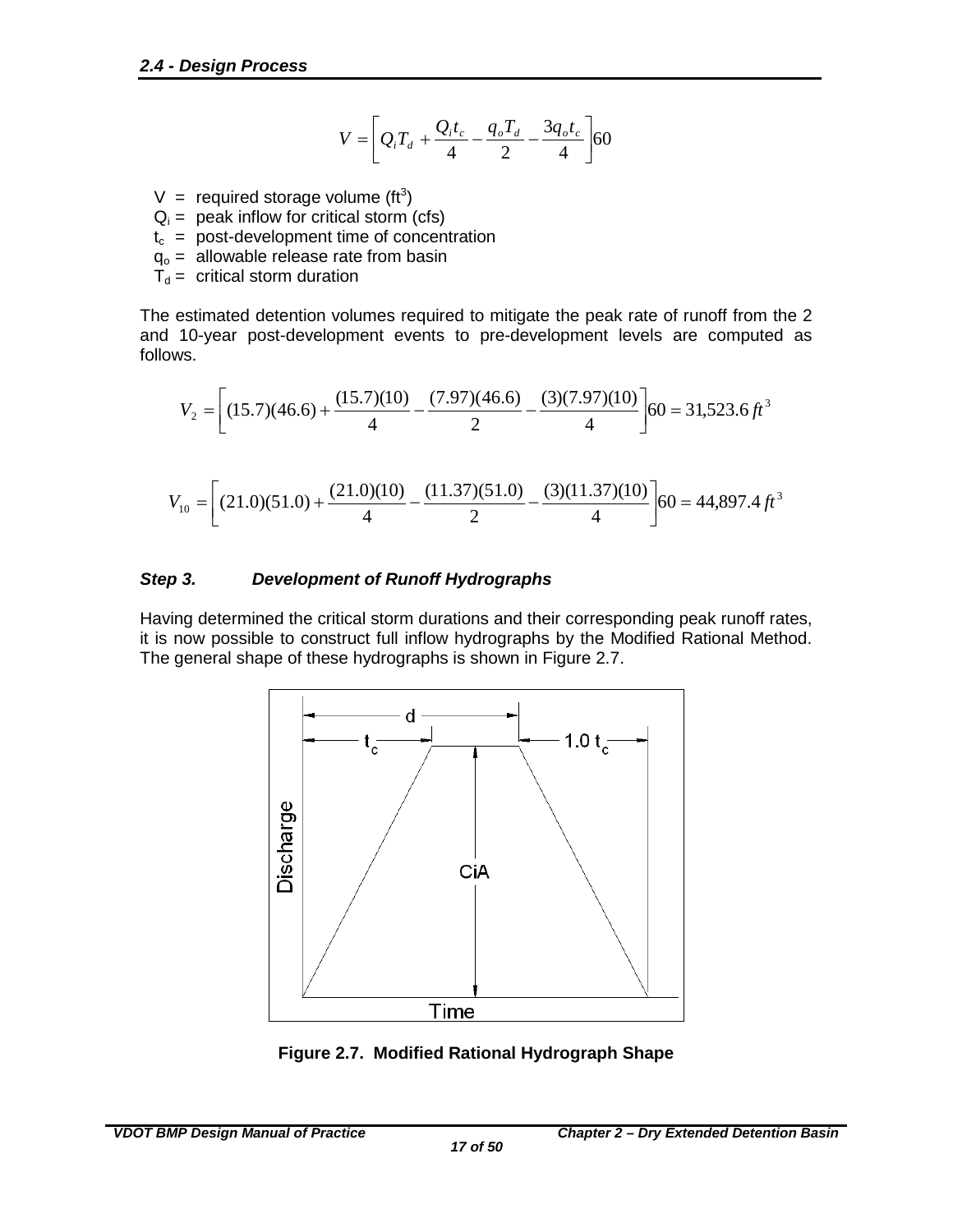$$V = \left[ Q_i T_d + \frac{Q_i t_c}{4} - \frac{q_o T_d}{2} - \frac{3 q_o t_c}{4} \right] 60$$

$V$ = required storage volume ($ft^3$)
$Q_i$ = peak inflow for critical storm (cfs)
$t_c$ = post-development time of concentration
$q_o$ = allowable release rate from basin
$T_d$ = critical storm duration

The estimated detention volumes required to mitigate the peak rate of runoff from the 2 and 10-year post-development events to pre-development levels are computed as follows.

$$V_2 = \left[ (15.7)(46.6) + \frac{(15.7)(10)}{4} - \frac{(7.97)(46.6)}{2} - \frac{(3)(7.97)(10)}{4} \right] 60 = 31{,}523.6\, ft^3$$

$$V_{10} = \left[ (21.0)(51.0) + \frac{(21.0)(10)}{4} - \frac{(11.37)(51.0)}{2} - \frac{(3)(11.37)(10)}{4} \right] 60 = 44{,}897.4\, ft^3$$

### *Step 3. Development of Runoff Hydrographs*

Having determined the critical storm durations and their corresponding peak runoff rates, it is now possible to construct full inflow hydrographs by the Modified Rational Method. The general shape of these hydrographs is shown in Figure 2.7.

**Figure 2.7. Modified Rational Hydrograph Shape**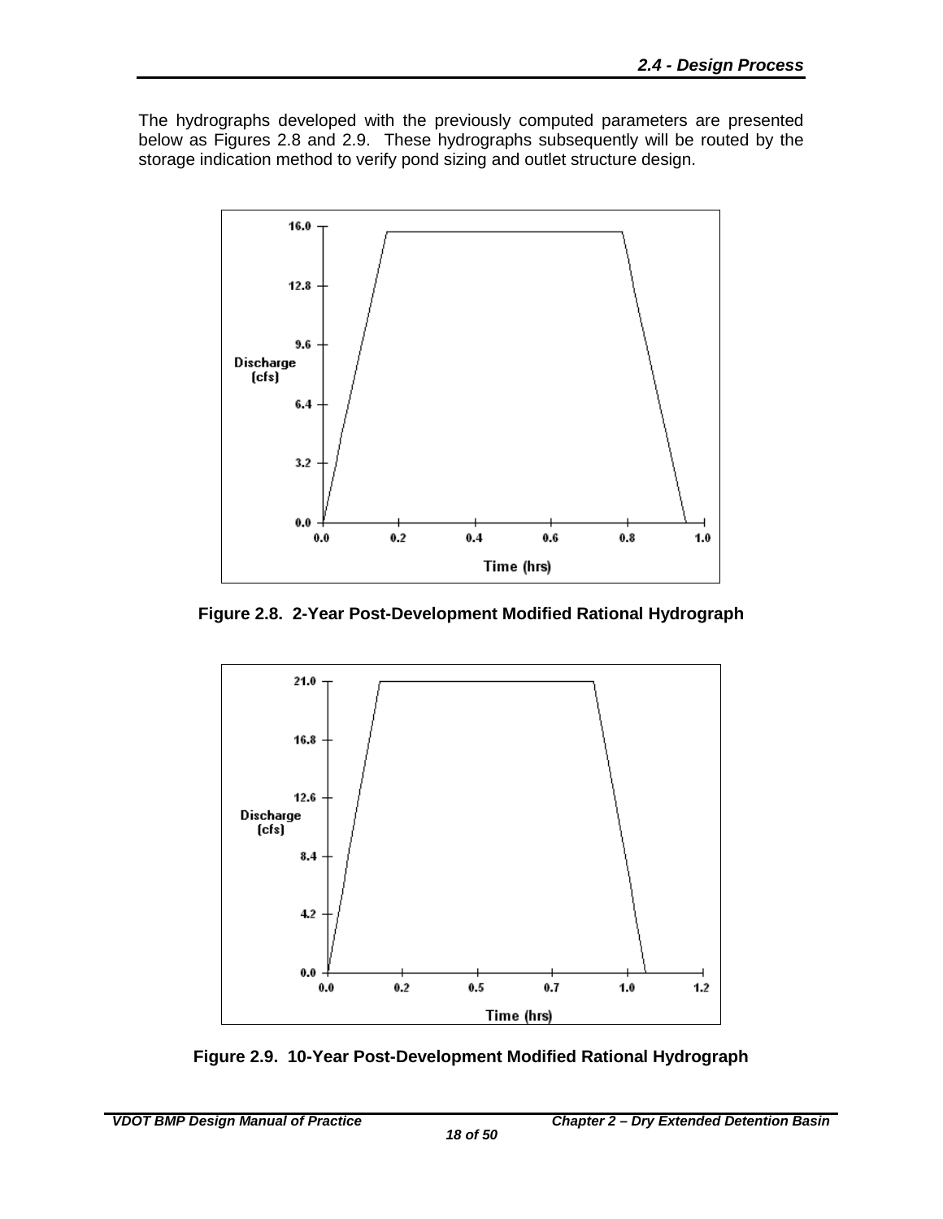The hydrographs developed with the previously computed parameters are presented below as Figures 2.8 and 2.9. These hydrographs subsequently will be routed by the storage indication method to verify pond sizing and outlet structure design.

**Figure 2.8. 2-Year Post-Development Modified Rational Hydrograph**

**Figure 2.9. 10-Year Post-Development Modified Rational Hydrograph**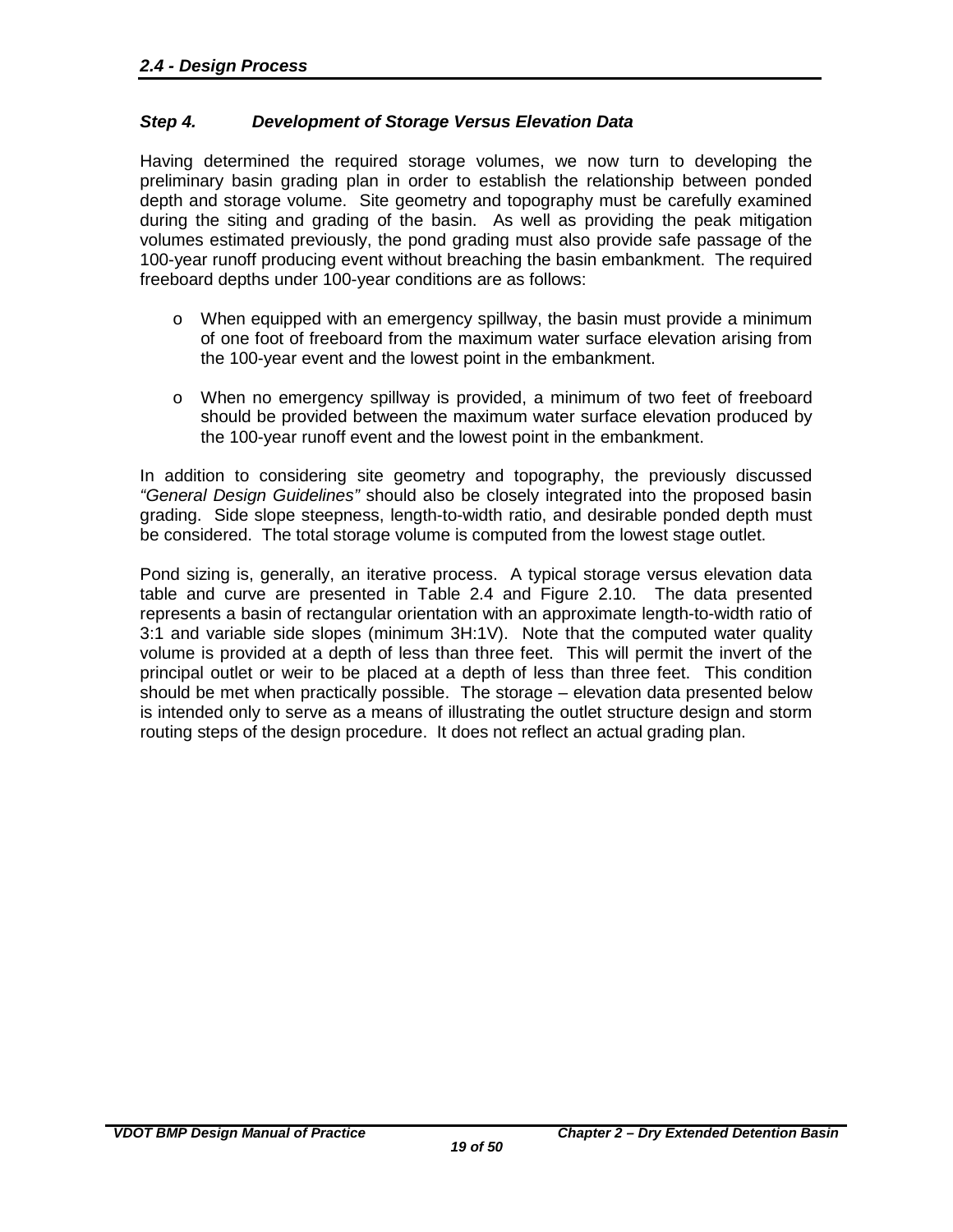## 2.4 - Design Process

### *Step 4. Development of Storage Versus Elevation Data*

Having determined the required storage volumes, we now turn to developing the preliminary basin grading plan in order to establish the relationship between ponded depth and storage volume. Site geometry and topography must be carefully examined during the siting and grading of the basin. As well as providing the peak mitigation volumes estimated previously, the pond grading must also provide safe passage of the 100-year runoff producing event without breaching the basin embankment. The required freeboard depths under 100-year conditions are as follows:

- When equipped with an emergency spillway, the basin must provide a minimum of one foot of freeboard from the maximum water surface elevation arising from the 100-year event and the lowest point in the embankment.
- When no emergency spillway is provided, a minimum of two feet of freeboard should be provided between the maximum water surface elevation produced by the 100-year runoff event and the lowest point in the embankment.

In addition to considering site geometry and topography, the previously discussed *"General Design Guidelines"* should also be closely integrated into the proposed basin grading. Side slope steepness, length-to-width ratio, and desirable ponded depth must be considered. The total storage volume is computed from the lowest stage outlet.

Pond sizing is, generally, an iterative process. A typical storage versus elevation data table and curve are presented in Table 2.4 and Figure 2.10. The data presented represents a basin of rectangular orientation with an approximate length-to-width ratio of 3:1 and variable side slopes (minimum 3H:1V). Note that the computed water quality volume is provided at a depth of less than three feet. This will permit the invert of the principal outlet or weir to be placed at a depth of less than three feet. This condition should be met when practically possible. The storage – elevation data presented below is intended only to serve as a means of illustrating the outlet structure design and storm routing steps of the design procedure. It does not reflect an actual grading plan.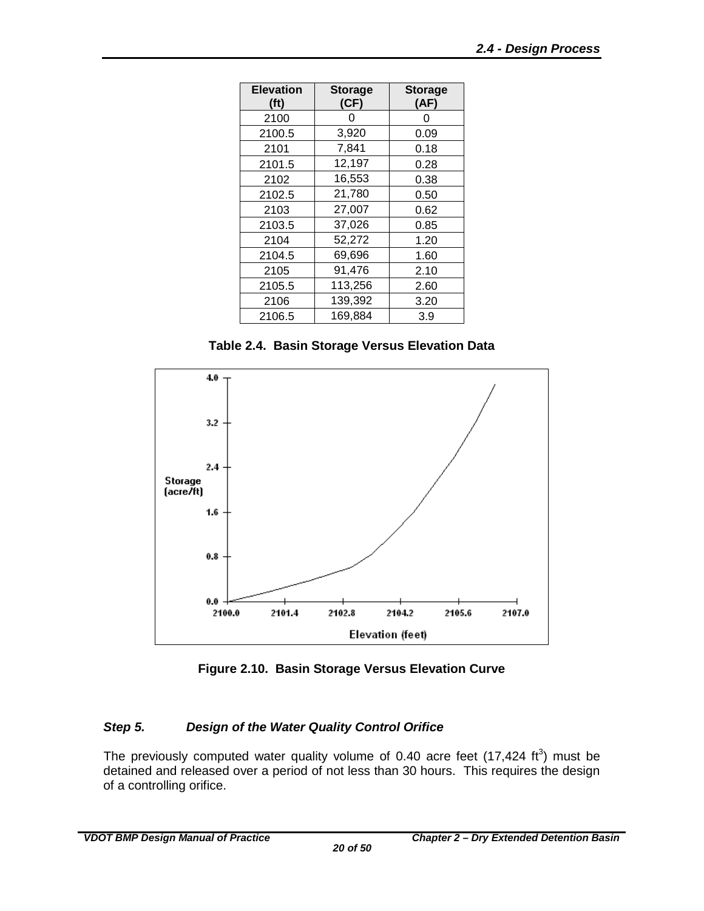| Elevation (ft) | Storage (CF) | Storage (AF) |
|---|---|---|
| 2100 | 0 | 0 |
| 2100.5 | 3,920 | 0.09 |
| 2101 | 7,841 | 0.18 |
| 2101.5 | 12,197 | 0.28 |
| 2102 | 16,553 | 0.38 |
| 2102.5 | 21,780 | 0.50 |
| 2103 | 27,007 | 0.62 |
| 2103.5 | 37,026 | 0.85 |
| 2104 | 52,272 | 1.20 |
| 2104.5 | 69,696 | 1.60 |
| 2105 | 91,476 | 2.10 |
| 2105.5 | 113,256 | 2.60 |
| 2106 | 139,392 | 3.20 |
| 2106.5 | 169,884 | 3.9 |

**Table 2.4. Basin Storage Versus Elevation Data**

**Figure 2.10. Basin Storage Versus Elevation Curve**

### *Step 5. Design of the Water Quality Control Orifice*

The previously computed water quality volume of 0.40 acre feet (17,424 $ft^3$) must be detained and released over a period of not less than 30 hours. This requires the design of a controlling orifice.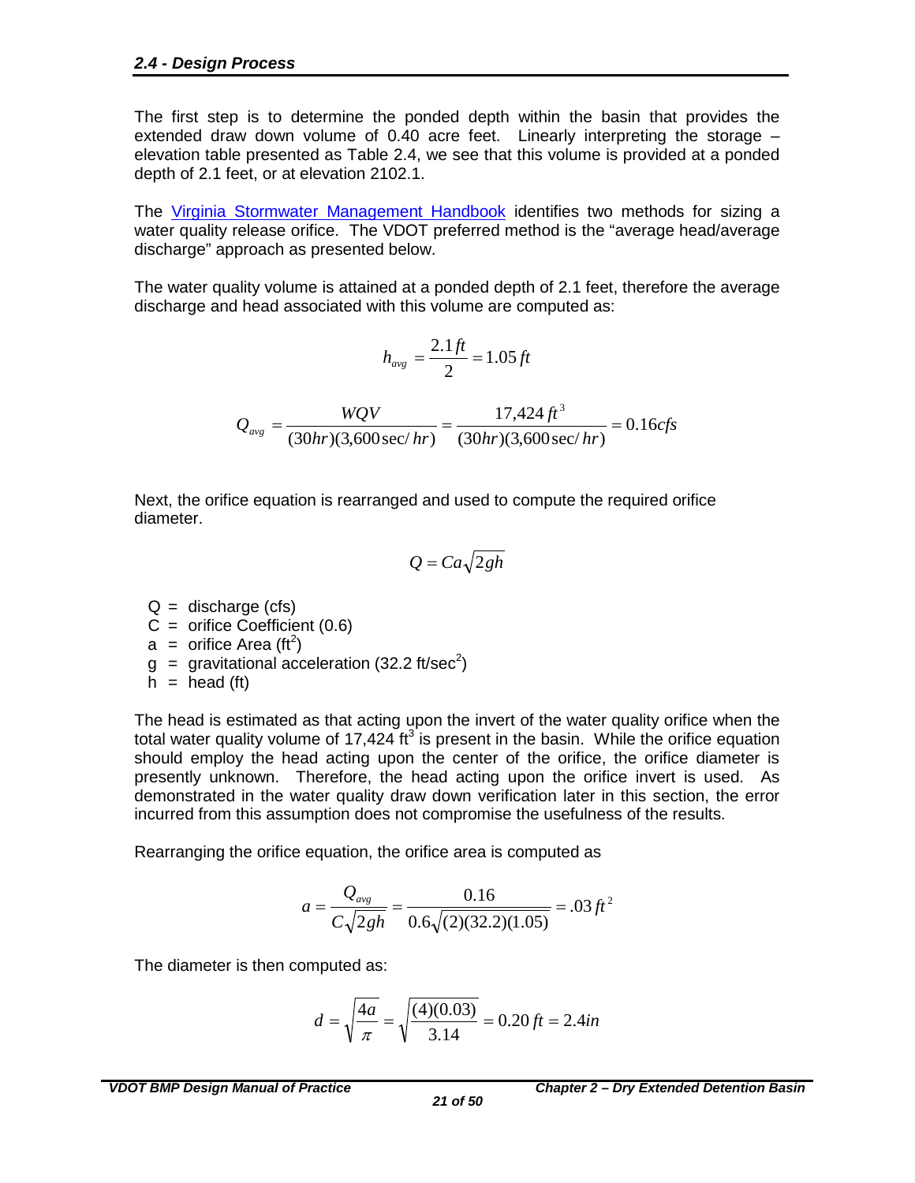## 2.4 - Design Process

The first step is to determine the ponded depth within the basin that provides the extended draw down volume of 0.40 acre feet. Linearly interpreting the storage – elevation table presented as Table 2.4, we see that this volume is provided at a ponded depth of 2.1 feet, or at elevation 2102.1.

The Virginia Stormwater Management Handbook identifies two methods for sizing a water quality release orifice. The VDOT preferred method is the "average head/average discharge" approach as presented below.

The water quality volume is attained at a ponded depth of 2.1 feet, therefore the average discharge and head associated with this volume are computed as:

$$h_{avg} = \frac{2.1\,ft}{2} = 1.05\,ft$$

$$Q_{avg} = \frac{WQV}{(30hr)(3{,}600\,\text{sec}/hr)} = \frac{17{,}424\,ft^3}{(30hr)(3{,}600\,\text{sec}/hr)} = 0.16cfs$$

Next, the orifice equation is rearranged and used to compute the required orifice diameter.

$$Q = Ca\sqrt{2gh}$$

Q = discharge (cfs)
C = orifice Coefficient (0.6)
a = orifice Area ($ft^2$)
g = gravitational acceleration (32.2 ft/sec$^2$)
h = head (ft)

The head is estimated as that acting upon the invert of the water quality orifice when the total water quality volume of 17,424 $ft^3$ is present in the basin. While the orifice equation should employ the head acting upon the center of the orifice, the orifice diameter is presently unknown. Therefore, the head acting upon the orifice invert is used. As demonstrated in the water quality draw down verification later in this section, the error incurred from this assumption does not compromise the usefulness of the results.

Rearranging the orifice equation, the orifice area is computed as

$$a = \frac{Q_{avg}}{C\sqrt{2gh}} = \frac{0.16}{0.6\sqrt{(2)(32.2)(1.05)}} = .03\,ft^2$$

The diameter is then computed as:

$$d = \sqrt{\frac{4a}{\pi}} = \sqrt{\frac{(4)(0.03)}{3.14}} = 0.20\,ft = 2.4in$$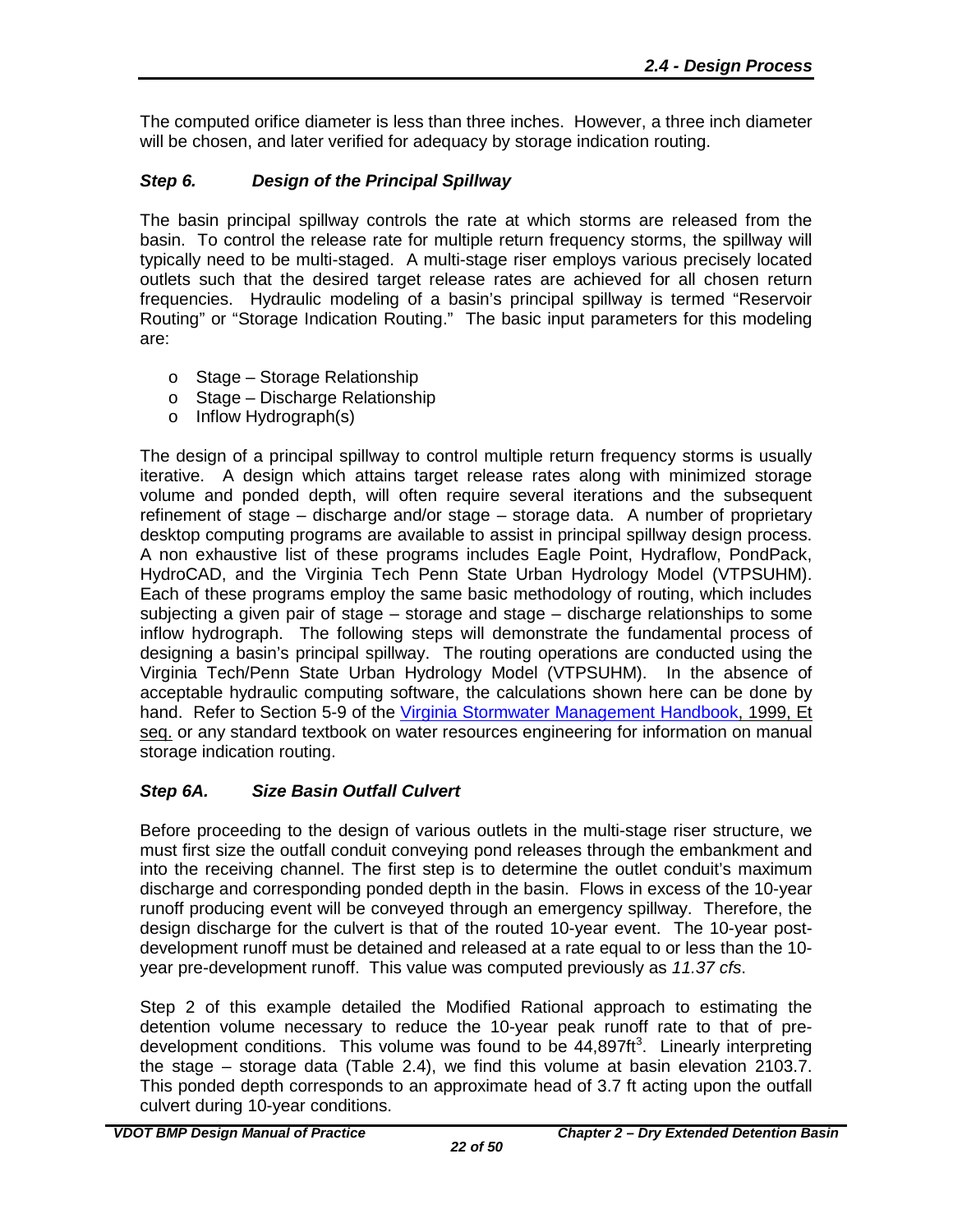The computed orifice diameter is less than three inches. However, a three inch diameter will be chosen, and later verified for adequacy by storage indication routing.

### *Step 6. Design of the Principal Spillway*

The basin principal spillway controls the rate at which storms are released from the basin. To control the release rate for multiple return frequency storms, the spillway will typically need to be multi-staged. A multi-stage riser employs various precisely located outlets such that the desired target release rates are achieved for all chosen return frequencies. Hydraulic modeling of a basin's principal spillway is termed "Reservoir Routing" or "Storage Indication Routing." The basic input parameters for this modeling are:

- Stage – Storage Relationship
- Stage – Discharge Relationship
- Inflow Hydrograph(s)

The design of a principal spillway to control multiple return frequency storms is usually iterative. A design which attains target release rates along with minimized storage volume and ponded depth, will often require several iterations and the subsequent refinement of stage – discharge and/or stage – storage data. A number of proprietary desktop computing programs are available to assist in principal spillway design process. A non exhaustive list of these programs includes Eagle Point, Hydraflow, PondPack, HydroCAD, and the Virginia Tech Penn State Urban Hydrology Model (VTPSUHM). Each of these programs employ the same basic methodology of routing, which includes subjecting a given pair of stage – storage and stage – discharge relationships to some inflow hydrograph. The following steps will demonstrate the fundamental process of designing a basin's principal spillway. The routing operations are conducted using the Virginia Tech/Penn State Urban Hydrology Model (VTPSUHM). In the absence of acceptable hydraulic computing software, the calculations shown here can be done by hand. Refer to Section 5-9 of the Virginia Stormwater Management Handbook, 1999, Et seq. or any standard textbook on water resources engineering for information on manual storage indication routing.

### *Step 6A. Size Basin Outfall Culvert*

Before proceeding to the design of various outlets in the multi-stage riser structure, we must first size the outfall conduit conveying pond releases through the embankment and into the receiving channel. The first step is to determine the outlet conduit's maximum discharge and corresponding ponded depth in the basin. Flows in excess of the 10-year runoff producing event will be conveyed through an emergency spillway. Therefore, the design discharge for the culvert is that of the routed 10-year event. The 10-year post-development runoff must be detained and released at a rate equal to or less than the 10-year pre-development runoff. This value was computed previously as *11.37 cfs*.

Step 2 of this example detailed the Modified Rational approach to estimating the detention volume necessary to reduce the 10-year peak runoff rate to that of pre-development conditions. This volume was found to be 44,897ft$^3$. Linearly interpreting the stage – storage data (Table 2.4), we find this volume at basin elevation 2103.7. This ponded depth corresponds to an approximate head of 3.7 ft acting upon the outfall culvert during 10-year conditions.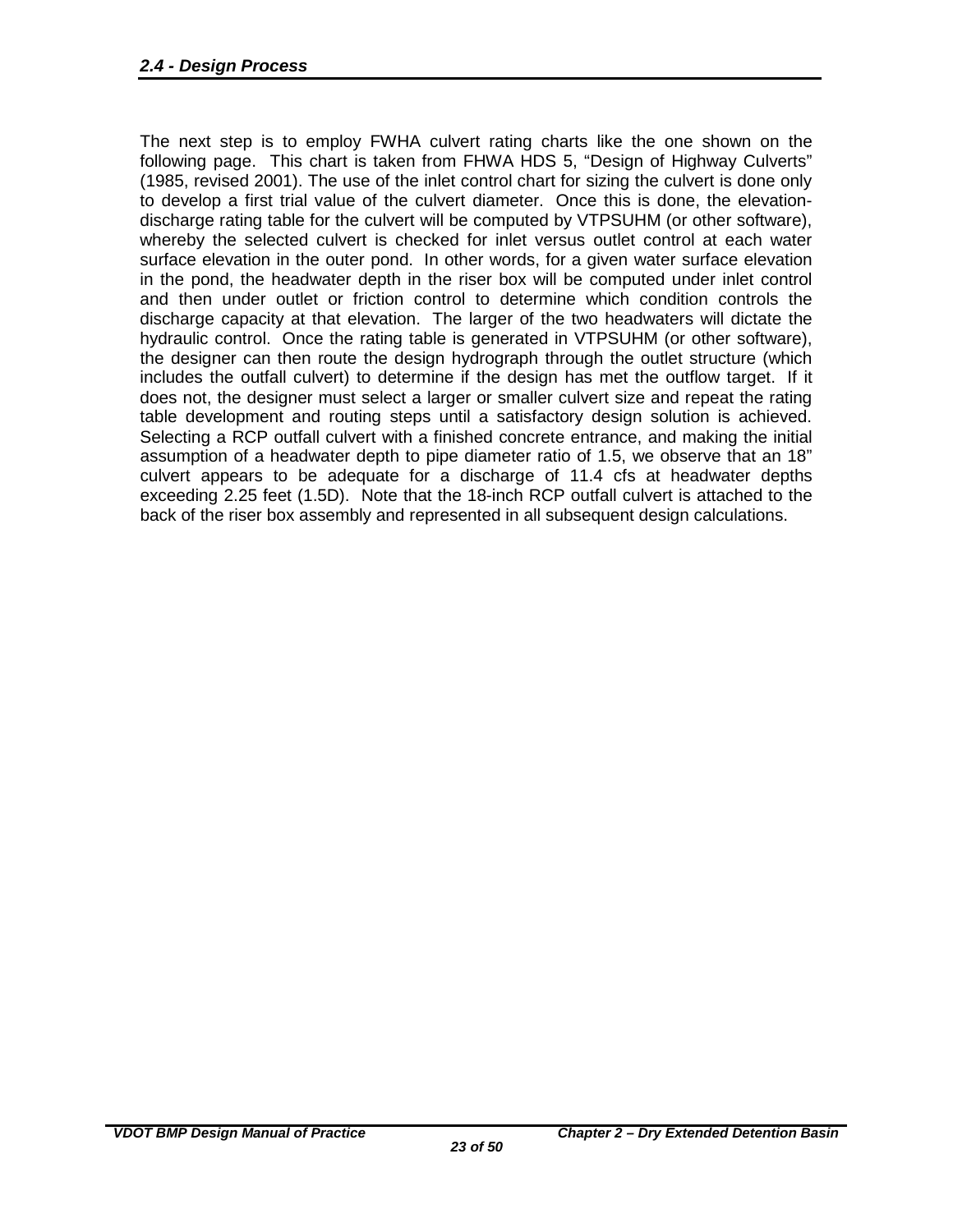The next step is to employ FWHA culvert rating charts like the one shown on the following page. This chart is taken from FHWA HDS 5, "Design of Highway Culverts" (1985, revised 2001). The use of the inlet control chart for sizing the culvert is done only to develop a first trial value of the culvert diameter. Once this is done, the elevation-discharge rating table for the culvert will be computed by VTPSUHM (or other software), whereby the selected culvert is checked for inlet versus outlet control at each water surface elevation in the outer pond. In other words, for a given water surface elevation in the pond, the headwater depth in the riser box will be computed under inlet control and then under outlet or friction control to determine which condition controls the discharge capacity at that elevation. The larger of the two headwaters will dictate the hydraulic control. Once the rating table is generated in VTPSUHM (or other software), the designer can then route the design hydrograph through the outlet structure (which includes the outfall culvert) to determine if the design has met the outflow target. If it does not, the designer must select a larger or smaller culvert size and repeat the rating table development and routing steps until a satisfactory design solution is achieved. Selecting a RCP outfall culvert with a finished concrete entrance, and making the initial assumption of a headwater depth to pipe diameter ratio of 1.5, we observe that an 18" culvert appears to be adequate for a discharge of 11.4 cfs at headwater depths exceeding 2.25 feet (1.5D). Note that the 18-inch RCP outfall culvert is attached to the back of the riser box assembly and represented in all subsequent design calculations.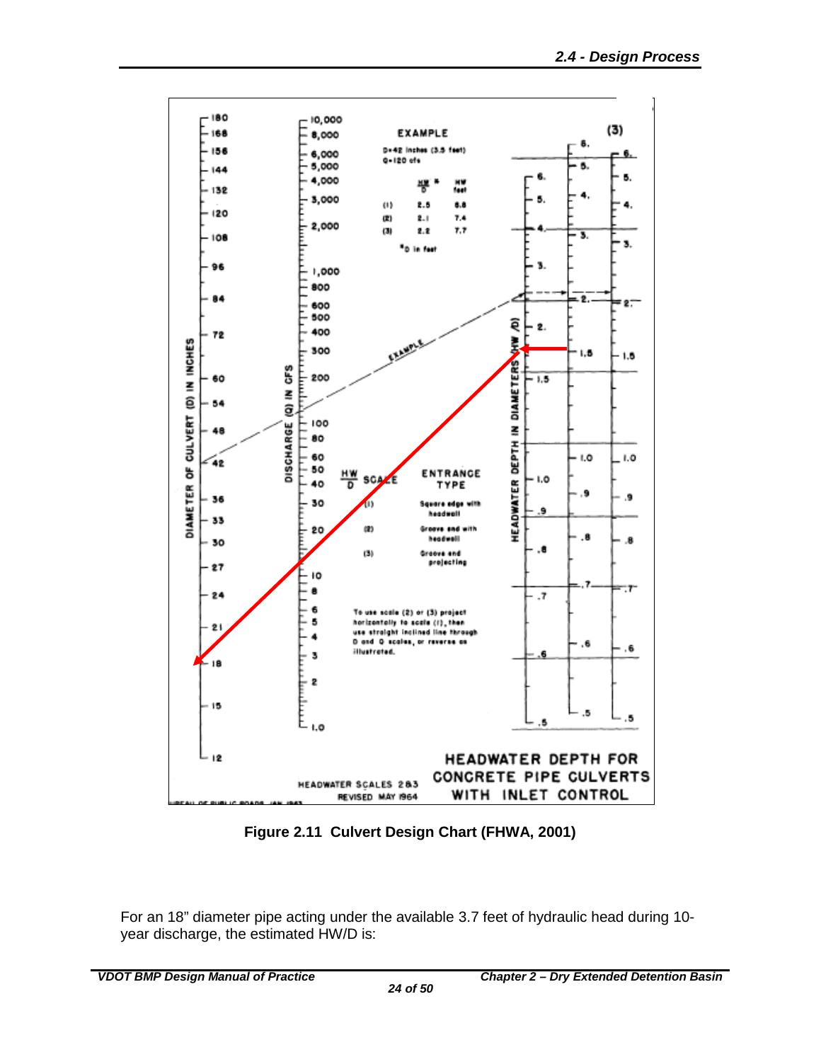**Figure 2.11 Culvert Design Chart (FHWA, 2001)**

For an 18" diameter pipe acting under the available 3.7 feet of hydraulic head during 10-year discharge, the estimated HW/D is: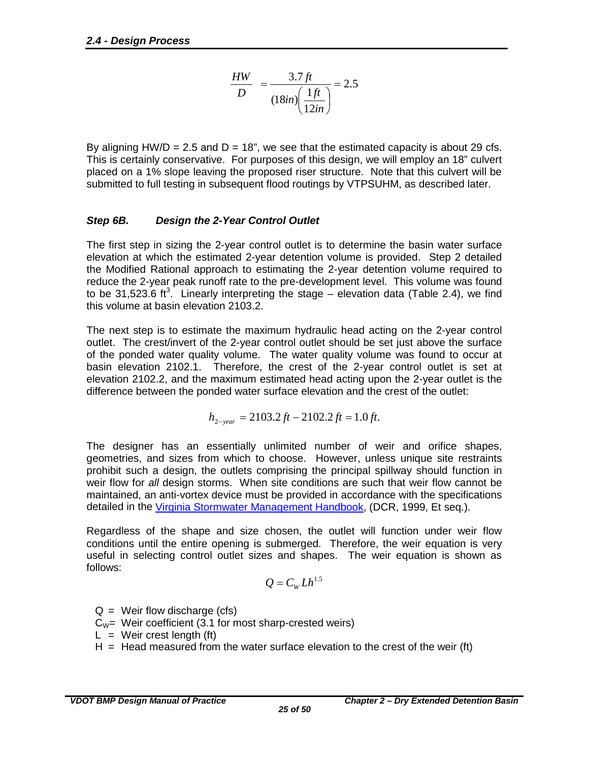$$\frac{HW}{D} = \frac{3.7\,ft}{(18in)\left(\frac{1\,ft}{12in}\right)} = 2.5$$

By aligning HW/D = 2.5 and D = 18", we see that the estimated capacity is about 29 cfs. This is certainly conservative. For purposes of this design, we will employ an 18" culvert placed on a 1% slope leaving the proposed riser structure. Note that this culvert will be submitted to full testing in subsequent flood routings by VTPSUHM, as described later.

### *Step 6B. Design the 2-Year Control Outlet*

The first step in sizing the 2-year control outlet is to determine the basin water surface elevation at which the estimated 2-year detention volume is provided. Step 2 detailed the Modified Rational approach to estimating the 2-year detention volume required to reduce the 2-year peak runoff rate to the pre-development level. This volume was found to be 31,523.6 $ft^3$. Linearly interpreting the stage – elevation data (Table 2.4), we find this volume at basin elevation 2103.2.

The next step is to estimate the maximum hydraulic head acting on the 2-year control outlet. The crest/invert of the 2-year control outlet should be set just above the surface of the ponded water quality volume. The water quality volume was found to occur at basin elevation 2102.1. Therefore, the crest of the 2-year control outlet is set at elevation 2102.2, and the maximum estimated head acting upon the 2-year outlet is the difference between the ponded water surface elevation and the crest of the outlet:

$$h_{2-year} = 2103.2\,ft - 2102.2\,ft = 1.0\,ft.$$

The designer has an essentially unlimited number of weir and orifice shapes, geometries, and sizes from which to choose. However, unless unique site restraints prohibit such a design, the outlets comprising the principal spillway should function in weir flow for *all* design storms. When site conditions are such that weir flow cannot be maintained, an anti-vortex device must be provided in accordance with the specifications detailed in the Virginia Stormwater Management Handbook, (DCR, 1999, Et seq.).

Regardless of the shape and size chosen, the outlet will function under weir flow conditions until the entire opening is submerged. Therefore, the weir equation is very useful in selecting control outlet sizes and shapes. The weir equation is shown as follows:

$$Q = C_W L h^{1.5}$$

- Q = Weir flow discharge (cfs)
- $C_W$ = Weir coefficient (3.1 for most sharp-crested weirs)
- L = Weir crest length (ft)
- H = Head measured from the water surface elevation to the crest of the weir (ft)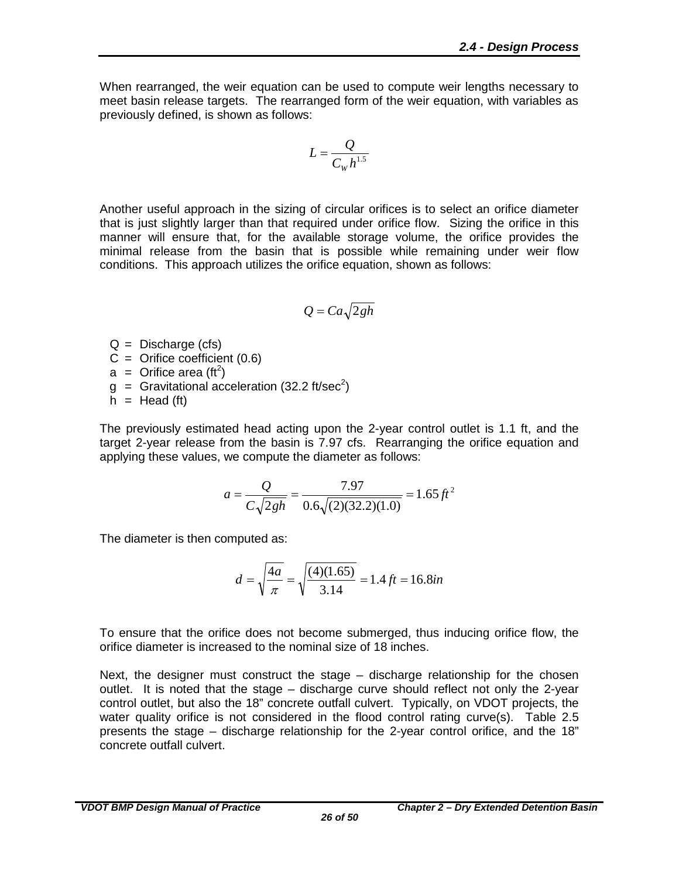When rearranged, the weir equation can be used to compute weir lengths necessary to meet basin release targets. The rearranged form of the weir equation, with variables as previously defined, is shown as follows:

$$L = \frac{Q}{C_W h^{1.5}}$$

Another useful approach in the sizing of circular orifices is to select an orifice diameter that is just slightly larger than that required under orifice flow. Sizing the orifice in this manner will ensure that, for the available storage volume, the orifice provides the minimal release from the basin that is possible while remaining under weir flow conditions. This approach utilizes the orifice equation, shown as follows:

$$Q = Ca\sqrt{2gh}$$

- Q = Discharge (cfs)
- C = Orifice coefficient (0.6)
- a = Orifice area ($ft^2$)
- g = Gravitational acceleration (32.2 $ft/sec^2$)
- h = Head (ft)

The previously estimated head acting upon the 2-year control outlet is 1.1 ft, and the target 2-year release from the basin is 7.97 cfs. Rearranging the orifice equation and applying these values, we compute the diameter as follows:

$$a = \frac{Q}{C\sqrt{2gh}} = \frac{7.97}{0.6\sqrt{(2)(32.2)(1.0)}} = 1.65\, ft^2$$

The diameter is then computed as:

$$d = \sqrt{\frac{4a}{\pi}} = \sqrt{\frac{(4)(1.65)}{3.14}} = 1.4\, ft = 16.8 in$$

To ensure that the orifice does not become submerged, thus inducing orifice flow, the orifice diameter is increased to the nominal size of 18 inches.

Next, the designer must construct the stage – discharge relationship for the chosen outlet. It is noted that the stage – discharge curve should reflect not only the 2-year control outlet, but also the 18" concrete outfall culvert. Typically, on VDOT projects, the water quality orifice is not considered in the flood control rating curve(s). Table 2.5 presents the stage – discharge relationship for the 2-year control orifice, and the 18" concrete outfall culvert.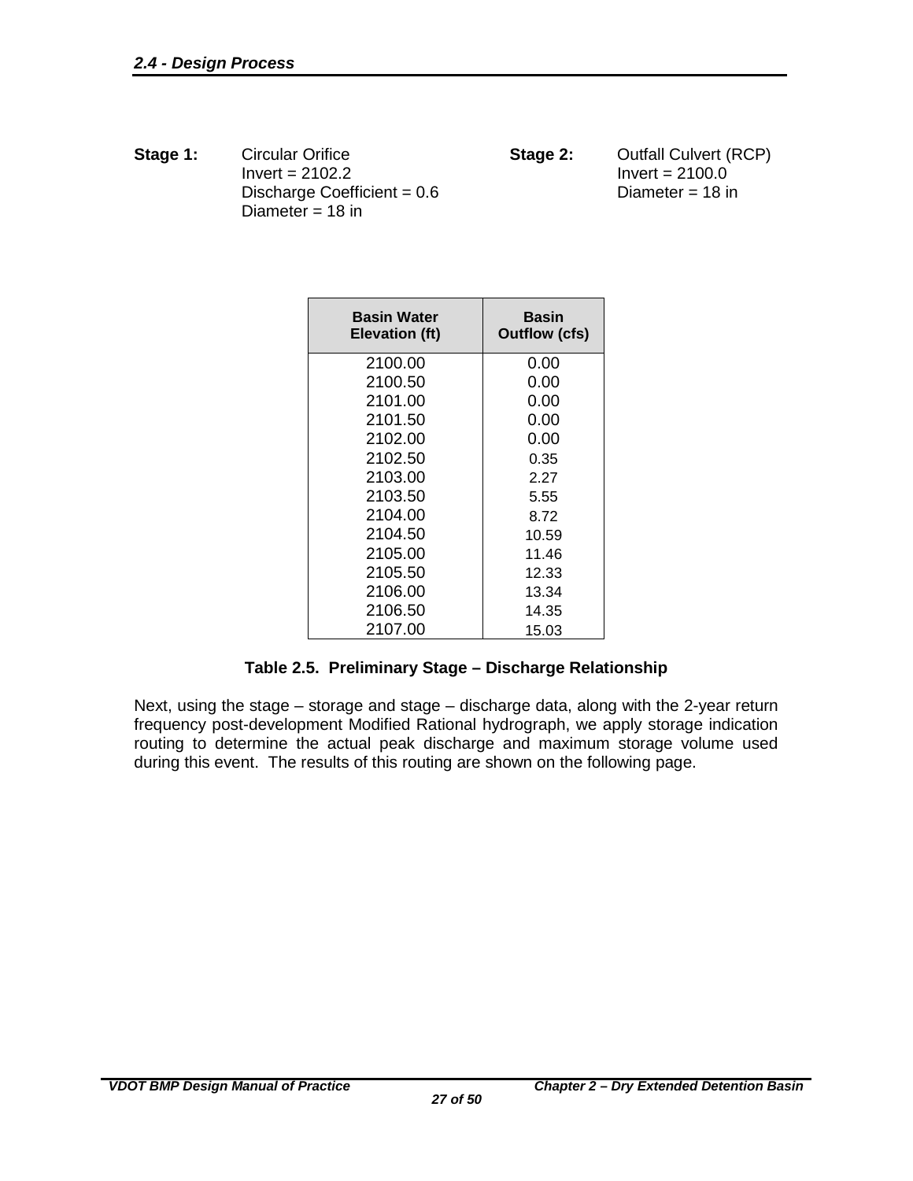**Stage 1:** Circular Orifice
Invert = 2102.2
Discharge Coefficient = 0.6
Diameter = 18 in

**Stage 2:** Outfall Culvert (RCP)
Invert = 2100.0
Diameter = 18 in

| Basin Water Elevation (ft) | Basin Outflow (cfs) |
|---|---|
| 2100.00 | 0.00 |
| 2100.50 | 0.00 |
| 2101.00 | 0.00 |
| 2101.50 | 0.00 |
| 2102.00 | 0.00 |
| 2102.50 | 0.35 |
| 2103.00 | 2.27 |
| 2103.50 | 5.55 |
| 2104.00 | 8.72 |
| 2104.50 | 10.59 |
| 2105.00 | 11.46 |
| 2105.50 | 12.33 |
| 2106.00 | 13.34 |
| 2106.50 | 14.35 |
| 2107.00 | 15.03 |

**Table 2.5. Preliminary Stage – Discharge Relationship**

Next, using the stage – storage and stage – discharge data, along with the 2-year return frequency post-development Modified Rational hydrograph, we apply storage indication routing to determine the actual peak discharge and maximum storage volume used during this event. The results of this routing are shown on the following page.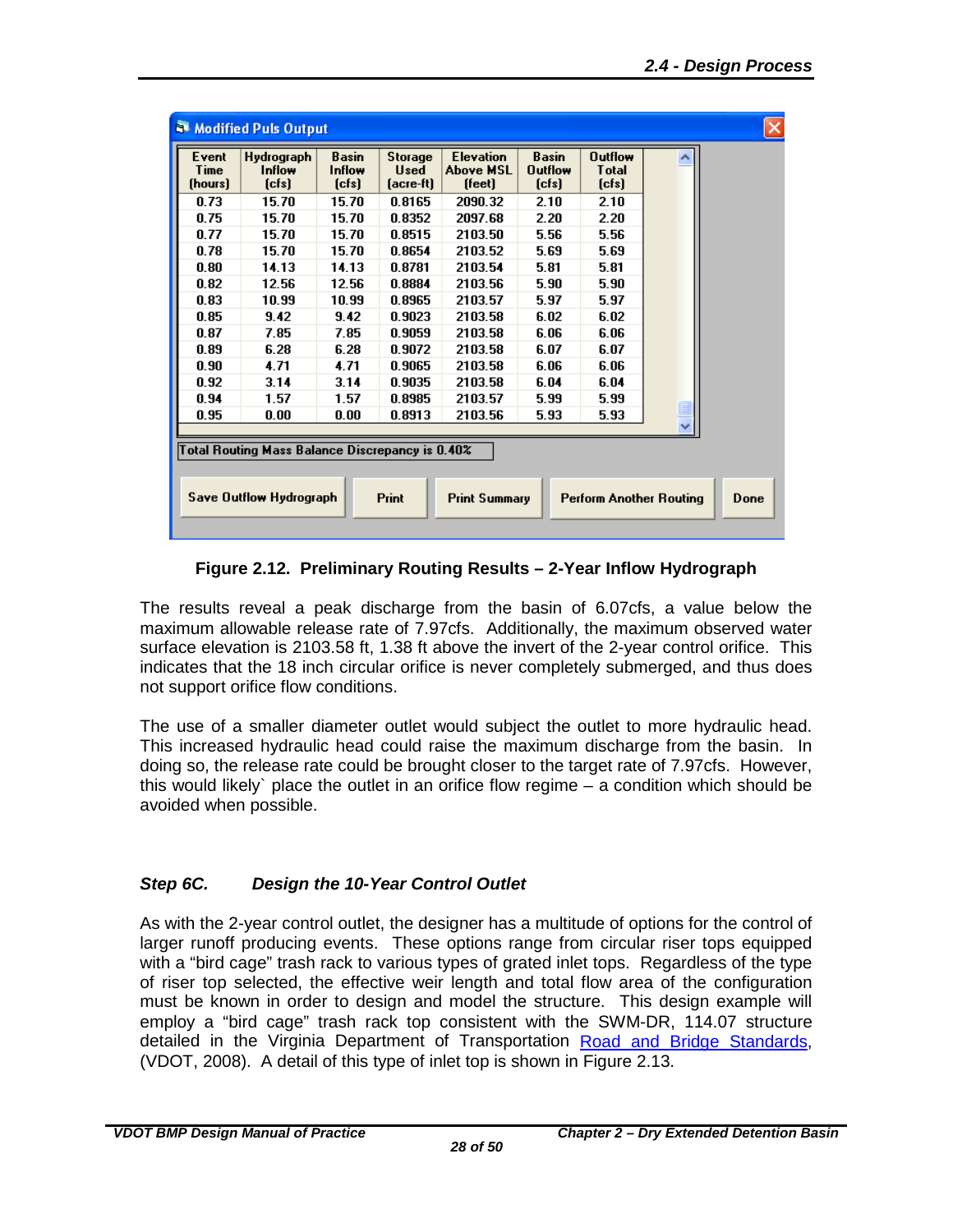| Event Time (hours) | Hydrograph Inflow (cfs) | Basin Inflow (cfs) | Storage Used (acre-ft) | Elevation Above MSL (feet) | Basin Outflow (cfs) | Outflow Total (cfs) |
|---|---|---|---|---|---|---|
| 0.73 | 15.70 | 15.70 | 0.8165 | 2090.32 | 2.10 | 2.10 |
| 0.75 | 15.70 | 15.70 | 0.8352 | 2097.68 | 2.20 | 2.20 |
| 0.77 | 15.70 | 15.70 | 0.8515 | 2103.50 | 5.56 | 5.56 |
| 0.78 | 15.70 | 15.70 | 0.8654 | 2103.52 | 5.69 | 5.69 |
| 0.80 | 14.13 | 14.13 | 0.8781 | 2103.54 | 5.81 | 5.81 |
| 0.82 | 12.56 | 12.56 | 0.8884 | 2103.56 | 5.90 | 5.90 |
| 0.83 | 10.99 | 10.99 | 0.8965 | 2103.57 | 5.97 | 5.97 |
| 0.85 | 9.42 | 9.42 | 0.9023 | 2103.58 | 6.02 | 6.02 |
| 0.87 | 7.85 | 7.85 | 0.9059 | 2103.58 | 6.06 | 6.06 |
| 0.89 | 6.28 | 6.28 | 0.9072 | 2103.58 | 6.07 | 6.07 |
| 0.90 | 4.71 | 4.71 | 0.9065 | 2103.58 | 6.06 | 6.06 |
| 0.92 | 3.14 | 3.14 | 0.9035 | 2103.58 | 6.04 | 6.04 |
| 0.94 | 1.57 | 1.57 | 0.8985 | 2103.57 | 5.99 | 5.99 |
| 0.95 | 0.00 | 0.00 | 0.8913 | 2103.56 | 5.93 | 5.93 |

Total Routing Mass Balance Discrepancy is 0.40%

**Figure 2.12. Preliminary Routing Results – 2-Year Inflow Hydrograph**

The results reveal a peak discharge from the basin of 6.07cfs, a value below the maximum allowable release rate of 7.97cfs. Additionally, the maximum observed water surface elevation is 2103.58 ft, 1.38 ft above the invert of the 2-year control orifice. This indicates that the 18 inch circular orifice is never completely submerged, and thus does not support orifice flow conditions.

The use of a smaller diameter outlet would subject the outlet to more hydraulic head. This increased hydraulic head could raise the maximum discharge from the basin. In doing so, the release rate could be brought closer to the target rate of 7.97cfs. However, this would likely` place the outlet in an orifice flow regime – a condition which should be avoided when possible.

### *Step 6C. Design the 10-Year Control Outlet*

As with the 2-year control outlet, the designer has a multitude of options for the control of larger runoff producing events. These options range from circular riser tops equipped with a "bird cage" trash rack to various types of grated inlet tops. Regardless of the type of riser top selected, the effective weir length and total flow area of the configuration must be known in order to design and model the structure. This design example will employ a "bird cage" trash rack top consistent with the SWM-DR, 114.07 structure detailed in the Virginia Department of Transportation Road and Bridge Standards, (VDOT, 2008). A detail of this type of inlet top is shown in Figure 2.13.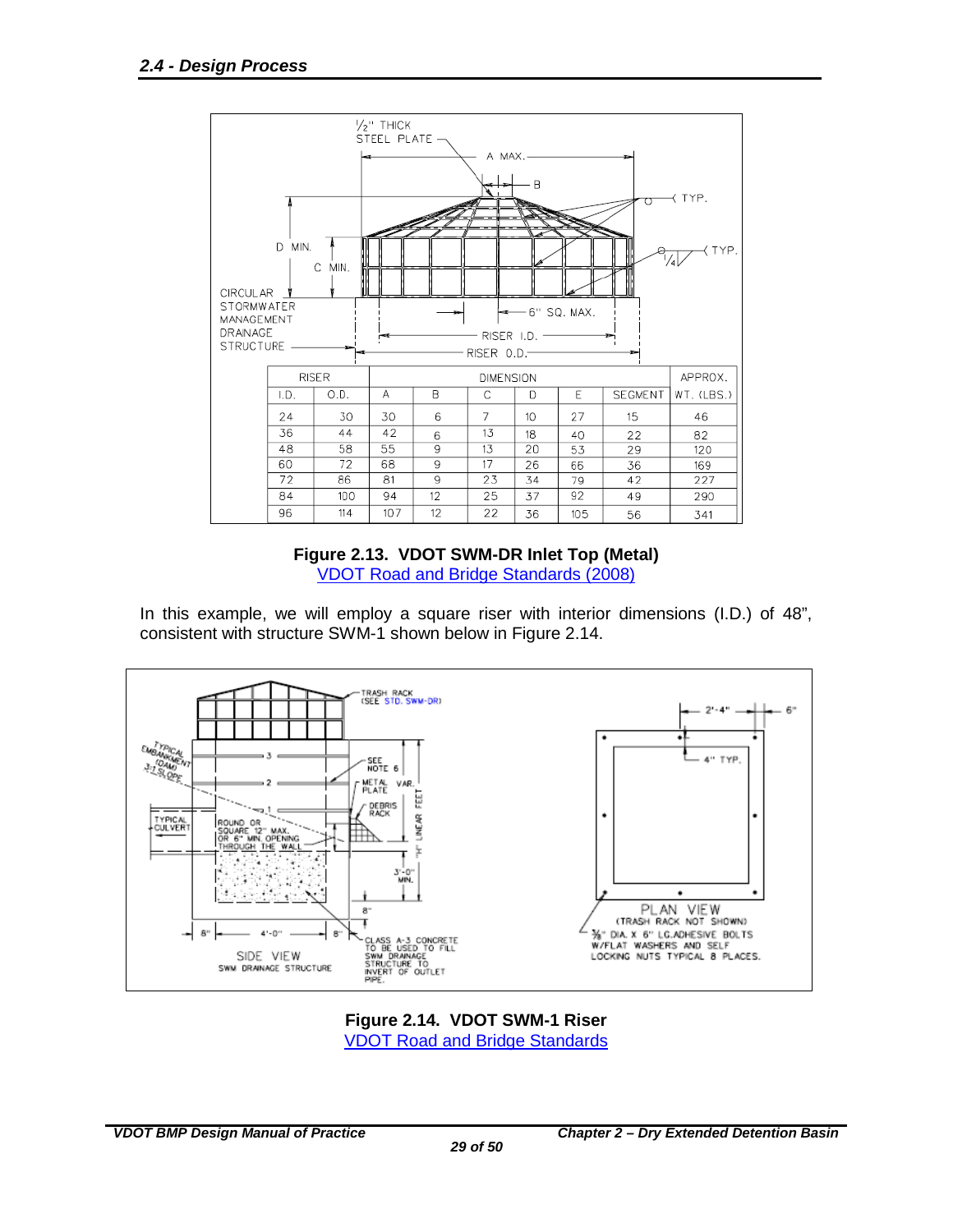## 2.4 - Design Process

| RISER | | DIMENSION | | | | | | APPROX. |
|---|---|---|---|---|---|---|---|---|
| I.D. | O.D. | A | B | C | D | E | SEGMENT | WT. (LBS.) |
| 24 | 30 | 30 | 6 | 7 | 10 | 27 | 15 | 46 |
| 36 | 44 | 42 | 6 | 13 | 18 | 40 | 22 | 82 |
| 48 | 58 | 55 | 9 | 13 | 20 | 53 | 29 | 120 |
| 60 | 72 | 68 | 9 | 17 | 26 | 66 | 36 | 169 |
| 72 | 86 | 81 | 9 | 23 | 34 | 79 | 42 | 227 |
| 84 | 100 | 94 | 12 | 25 | 37 | 92 | 49 | 290 |
| 96 | 114 | 107 | 12 | 22 | 36 | 105 | 56 | 341 |

**Figure 2.13. VDOT SWM-DR Inlet Top (Metal)**
VDOT Road and Bridge Standards (2008)

In this example, we will employ a square riser with interior dimensions (I.D.) of 48", consistent with structure SWM-1 shown below in Figure 2.14.

**Figure 2.14. VDOT SWM-1 Riser**
VDOT Road and Bridge Standards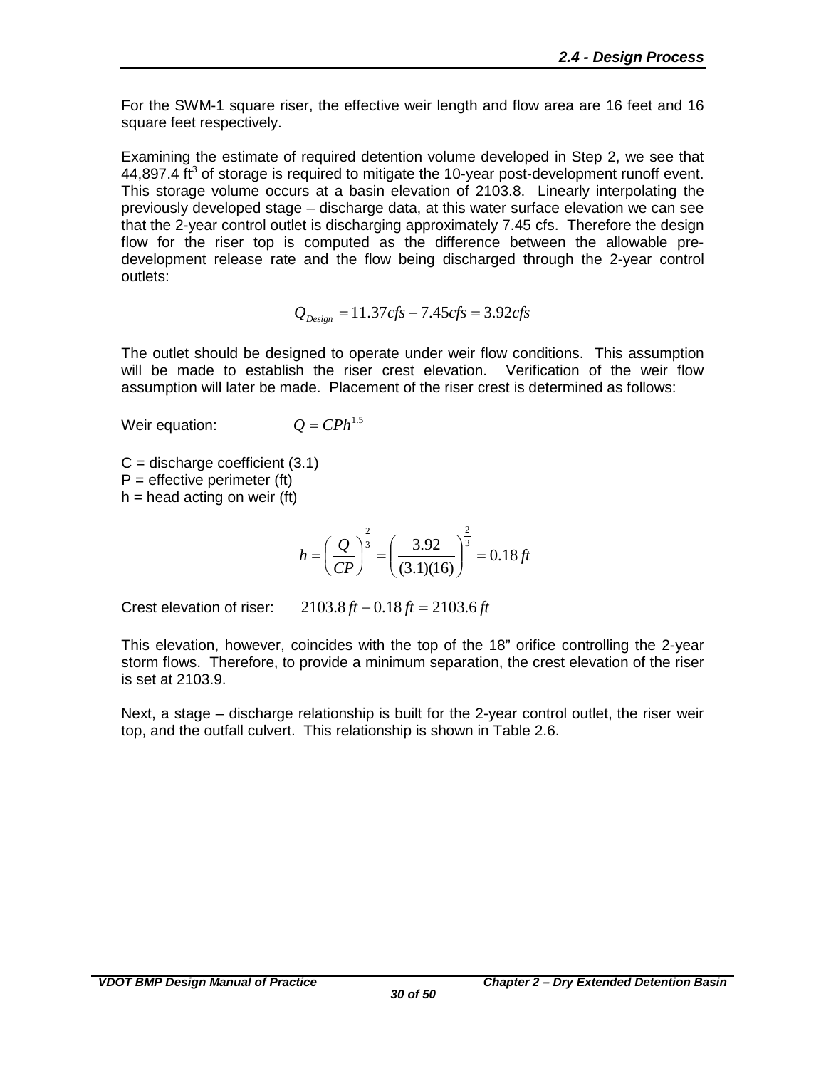For the SWM-1 square riser, the effective weir length and flow area are 16 feet and 16 square feet respectively.

Examining the estimate of required detention volume developed in Step 2, we see that 44,897.4 $ft^3$ of storage is required to mitigate the 10-year post-development runoff event. This storage volume occurs at a basin elevation of 2103.8. Linearly interpolating the previously developed stage – discharge data, at this water surface elevation we can see that the 2-year control outlet is discharging approximately 7.45 cfs. Therefore the design flow for the riser top is computed as the difference between the allowable pre-development release rate and the flow being discharged through the 2-year control outlets:

$$Q_{Design} = 11.37cfs - 7.45cfs = 3.92cfs$$

The outlet should be designed to operate under weir flow conditions. This assumption will be made to establish the riser crest elevation. Verification of the weir flow assumption will later be made. Placement of the riser crest is determined as follows:

Weir equation: $Q = CPh^{1.5}$

C = discharge coefficient (3.1)
P = effective perimeter (ft)
h = head acting on weir (ft)

$$h = \left(\frac{Q}{CP}\right)^{\frac{2}{3}} = \left(\frac{3.92}{(3.1)(16)}\right)^{\frac{2}{3}} = 0.18\,ft$$

Crest elevation of riser: $2103.8\,ft - 0.18\,ft = 2103.6\,ft$

This elevation, however, coincides with the top of the 18" orifice controlling the 2-year storm flows. Therefore, to provide a minimum separation, the crest elevation of the riser is set at 2103.9.

Next, a stage – discharge relationship is built for the 2-year control outlet, the riser weir top, and the outfall culvert. This relationship is shown in Table 2.6.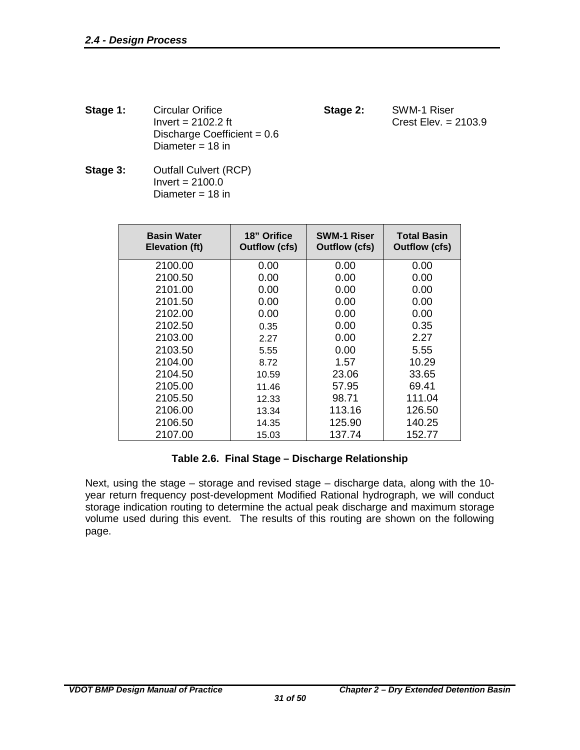**Stage 1:** Circular Orifice
Invert = 2102.2 ft
Discharge Coefficient = 0.6
Diameter = 18 in

**Stage 2:** SWM-1 Riser
Crest Elev. = 2103.9

**Stage 3:** Outfall Culvert (RCP)
Invert = 2100.0
Diameter = 18 in

| Basin Water Elevation (ft) | 18" Orifice Outflow (cfs) | SWM-1 Riser Outflow (cfs) | Total Basin Outflow (cfs) |
|---|---|---|---|
| 2100.00 | 0.00 | 0.00 | 0.00 |
| 2100.50 | 0.00 | 0.00 | 0.00 |
| 2101.00 | 0.00 | 0.00 | 0.00 |
| 2101.50 | 0.00 | 0.00 | 0.00 |
| 2102.00 | 0.00 | 0.00 | 0.00 |
| 2102.50 | 0.35 | 0.00 | 0.35 |
| 2103.00 | 2.27 | 0.00 | 2.27 |
| 2103.50 | 5.55 | 0.00 | 5.55 |
| 2104.00 | 8.72 | 1.57 | 10.29 |
| 2104.50 | 10.59 | 23.06 | 33.65 |
| 2105.00 | 11.46 | 57.95 | 69.41 |
| 2105.50 | 12.33 | 98.71 | 111.04 |
| 2106.00 | 13.34 | 113.16 | 126.50 |
| 2106.50 | 14.35 | 125.90 | 140.25 |
| 2107.00 | 15.03 | 137.74 | 152.77 |

**Table 2.6. Final Stage – Discharge Relationship**

Next, using the stage – storage and revised stage – discharge data, along with the 10-year return frequency post-development Modified Rational hydrograph, we will conduct storage indication routing to determine the actual peak discharge and maximum storage volume used during this event. The results of this routing are shown on the following page.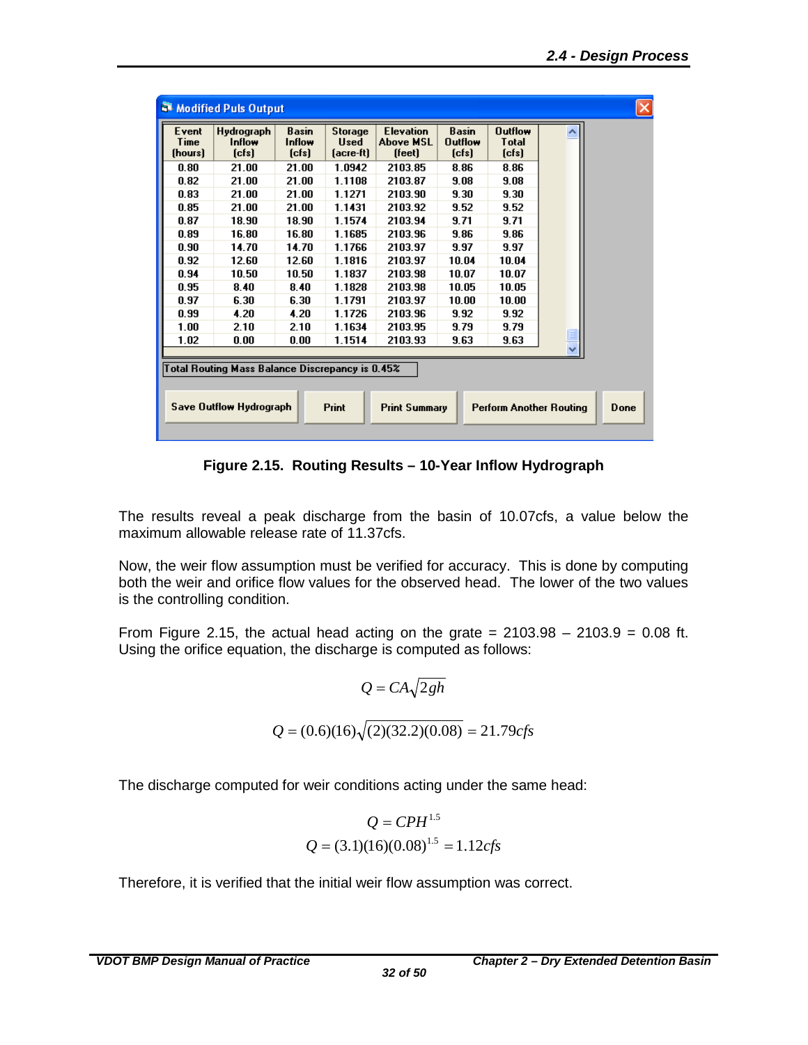**Modified Puls Output**

| Event Time (hours) | Hydrograph Inflow (cfs) | Basin Inflow (cfs) | Storage Used (acre-ft) | Elevation Above MSL (feet) | Basin Outflow (cfs) | Outflow Total (cfs) |
|---|---|---|---|---|---|---|
| 0.80 | 21.00 | 21.00 | 1.0942 | 2103.85 | 8.86 | 8.86 |
| 0.82 | 21.00 | 21.00 | 1.1108 | 2103.87 | 9.08 | 9.08 |
| 0.83 | 21.00 | 21.00 | 1.1271 | 2103.90 | 9.30 | 9.30 |
| 0.85 | 21.00 | 21.00 | 1.1431 | 2103.92 | 9.52 | 9.52 |
| 0.87 | 18.90 | 18.90 | 1.1574 | 2103.94 | 9.71 | 9.71 |
| 0.89 | 16.80 | 16.80 | 1.1685 | 2103.96 | 9.86 | 9.86 |
| 0.90 | 14.70 | 14.70 | 1.1766 | 2103.97 | 9.97 | 9.97 |
| 0.92 | 12.60 | 12.60 | 1.1816 | 2103.97 | 10.04 | 10.04 |
| 0.94 | 10.50 | 10.50 | 1.1837 | 2103.98 | 10.07 | 10.07 |
| 0.95 | 8.40 | 8.40 | 1.1828 | 2103.98 | 10.05 | 10.05 |
| 0.97 | 6.30 | 6.30 | 1.1791 | 2103.97 | 10.00 | 10.00 |
| 0.99 | 4.20 | 4.20 | 1.1726 | 2103.96 | 9.92 | 9.92 |
| 1.00 | 2.10 | 2.10 | 1.1634 | 2103.95 | 9.79 | 9.79 |
| 1.02 | 0.00 | 0.00 | 1.1514 | 2103.93 | 9.63 | 9.63 |

Total Routing Mass Balance Discrepancy is 0.45%

Save Outflow Hydrograph | Print | Print Summary | Perform Another Routing | Done

**Figure 2.15. Routing Results – 10-Year Inflow Hydrograph**

The results reveal a peak discharge from the basin of 10.07cfs, a value below the maximum allowable release rate of 11.37cfs.

Now, the weir flow assumption must be verified for accuracy. This is done by computing both the weir and orifice flow values for the observed head. The lower of the two values is the controlling condition.

From Figure 2.15, the actual head acting on the grate = 2103.98 – 2103.9 = 0.08 ft. Using the orifice equation, the discharge is computed as follows:

$$Q = CA\sqrt{2gh}$$

$$Q = (0.6)(16)\sqrt{(2)(32.2)(0.08)} = 21.79cfs$$

The discharge computed for weir conditions acting under the same head:

$$Q = CPH^{1.5}$$

$$Q = (3.1)(16)(0.08)^{1.5} = 1.12cfs$$

Therefore, it is verified that the initial weir flow assumption was correct.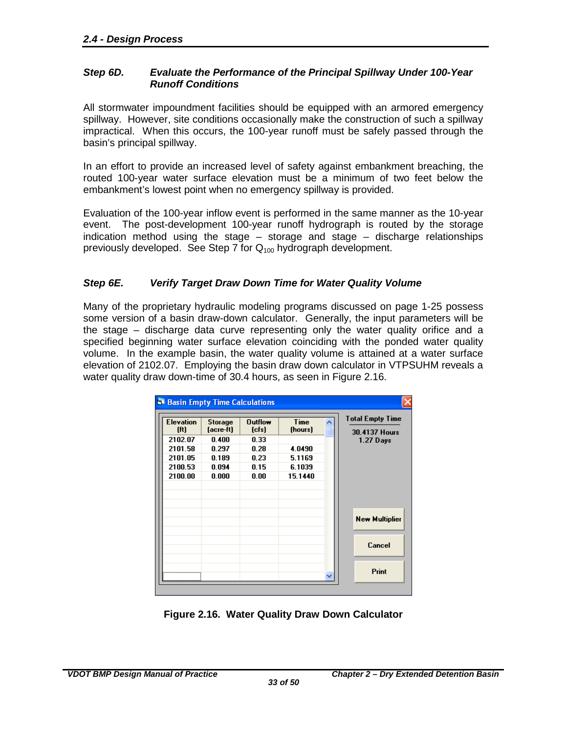### *Step 6D. Evaluate the Performance of the Principal Spillway Under 100-Year Runoff Conditions*

All stormwater impoundment facilities should be equipped with an armored emergency spillway. However, site conditions occasionally make the construction of such a spillway impractical. When this occurs, the 100-year runoff must be safely passed through the basin's principal spillway.

In an effort to provide an increased level of safety against embankment breaching, the routed 100-year water surface elevation must be a minimum of two feet below the embankment's lowest point when no emergency spillway is provided.

Evaluation of the 100-year inflow event is performed in the same manner as the 10-year event. The post-development 100-year runoff hydrograph is routed by the storage indication method using the stage – storage and stage – discharge relationships previously developed. See Step 7 for $Q_{100}$ hydrograph development.

### *Step 6E. Verify Target Draw Down Time for Water Quality Volume*

Many of the proprietary hydraulic modeling programs discussed on page 1-25 possess some version of a basin draw-down calculator. Generally, the input parameters will be the stage – discharge data curve representing only the water quality orifice and a specified beginning water surface elevation coinciding with the ponded water quality volume. In the example basin, the water quality volume is attained at a water surface elevation of 2102.07. Employing the basin draw down calculator in VTPSUHM reveals a water quality draw down-time of 30.4 hours, as seen in Figure 2.16.

**Basin Empty Time Calculations**

| Elevation (ft) | Storage (acre-ft) | Outflow (cfs) | Time (hours) |
|---|---|---|---|
| 2102.07 | 0.400 | 0.33 | |
| 2101.58 | 0.297 | 0.28 | 4.0490 |
| 2101.05 | 0.189 | 0.23 | 5.1169 |
| 2100.53 | 0.094 | 0.15 | 6.1039 |
| 2100.00 | 0.000 | 0.00 | 15.1440 |

Total Empty Time
30.4137 Hours
1.27 Days

New Multiplier | Cancel | Print

**Figure 2.16. Water Quality Draw Down Calculator**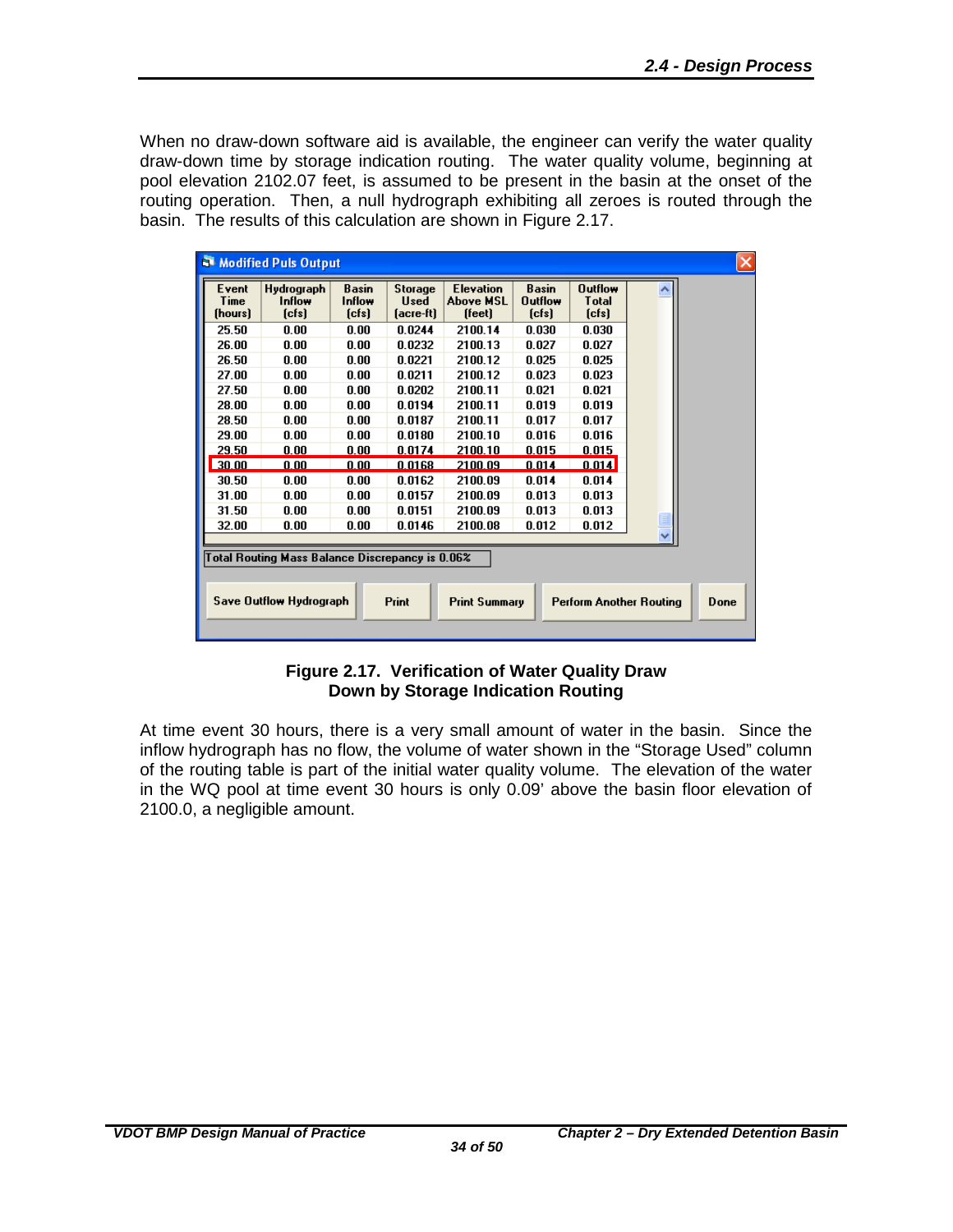When no draw-down software aid is available, the engineer can verify the water quality draw-down time by storage indication routing. The water quality volume, beginning at pool elevation 2102.07 feet, is assumed to be present in the basin at the onset of the routing operation. Then, a null hydrograph exhibiting all zeroes is routed through the basin. The results of this calculation are shown in Figure 2.17.

**Modified Puls Output**

| Event Time (hours) | Hydrograph Inflow (cfs) | Basin Inflow (cfs) | Storage Used (acre-ft) | Elevation Above MSL (feet) | Basin Outflow (cfs) | Outflow Total (cfs) |
|---|---|---|---|---|---|---|
| 25.50 | 0.00 | 0.00 | 0.0244 | 2100.14 | 0.030 | 0.030 |
| 26.00 | 0.00 | 0.00 | 0.0232 | 2100.13 | 0.027 | 0.027 |
| 26.50 | 0.00 | 0.00 | 0.0221 | 2100.12 | 0.025 | 0.025 |
| 27.00 | 0.00 | 0.00 | 0.0211 | 2100.12 | 0.023 | 0.023 |
| 27.50 | 0.00 | 0.00 | 0.0202 | 2100.11 | 0.021 | 0.021 |
| 28.00 | 0.00 | 0.00 | 0.0194 | 2100.11 | 0.019 | 0.019 |
| 28.50 | 0.00 | 0.00 | 0.0187 | 2100.11 | 0.017 | 0.017 |
| 29.00 | 0.00 | 0.00 | 0.0180 | 2100.10 | 0.016 | 0.016 |
| 29.50 | 0.00 | 0.00 | 0.0174 | 2100.10 | 0.015 | 0.015 |
| 30.00 | 0.00 | 0.00 | 0.0168 | 2100.09 | 0.014 | 0.014 |
| 30.50 | 0.00 | 0.00 | 0.0162 | 2100.09 | 0.014 | 0.014 |
| 31.00 | 0.00 | 0.00 | 0.0157 | 2100.09 | 0.013 | 0.013 |
| 31.50 | 0.00 | 0.00 | 0.0151 | 2100.09 | 0.013 | 0.013 |
| 32.00 | 0.00 | 0.00 | 0.0146 | 2100.08 | 0.012 | 0.012 |

Total Routing Mass Balance Discrepancy is 0.06%

Save Outflow Hydrograph | Print | Print Summary | Perform Another Routing | Done

**Figure 2.17. Verification of Water Quality Draw Down by Storage Indication Routing**

At time event 30 hours, there is a very small amount of water in the basin. Since the inflow hydrograph has no flow, the volume of water shown in the "Storage Used" column of the routing table is part of the initial water quality volume. The elevation of the water in the WQ pool at time event 30 hours is only 0.09' above the basin floor elevation of 2100.0, a negligible amount.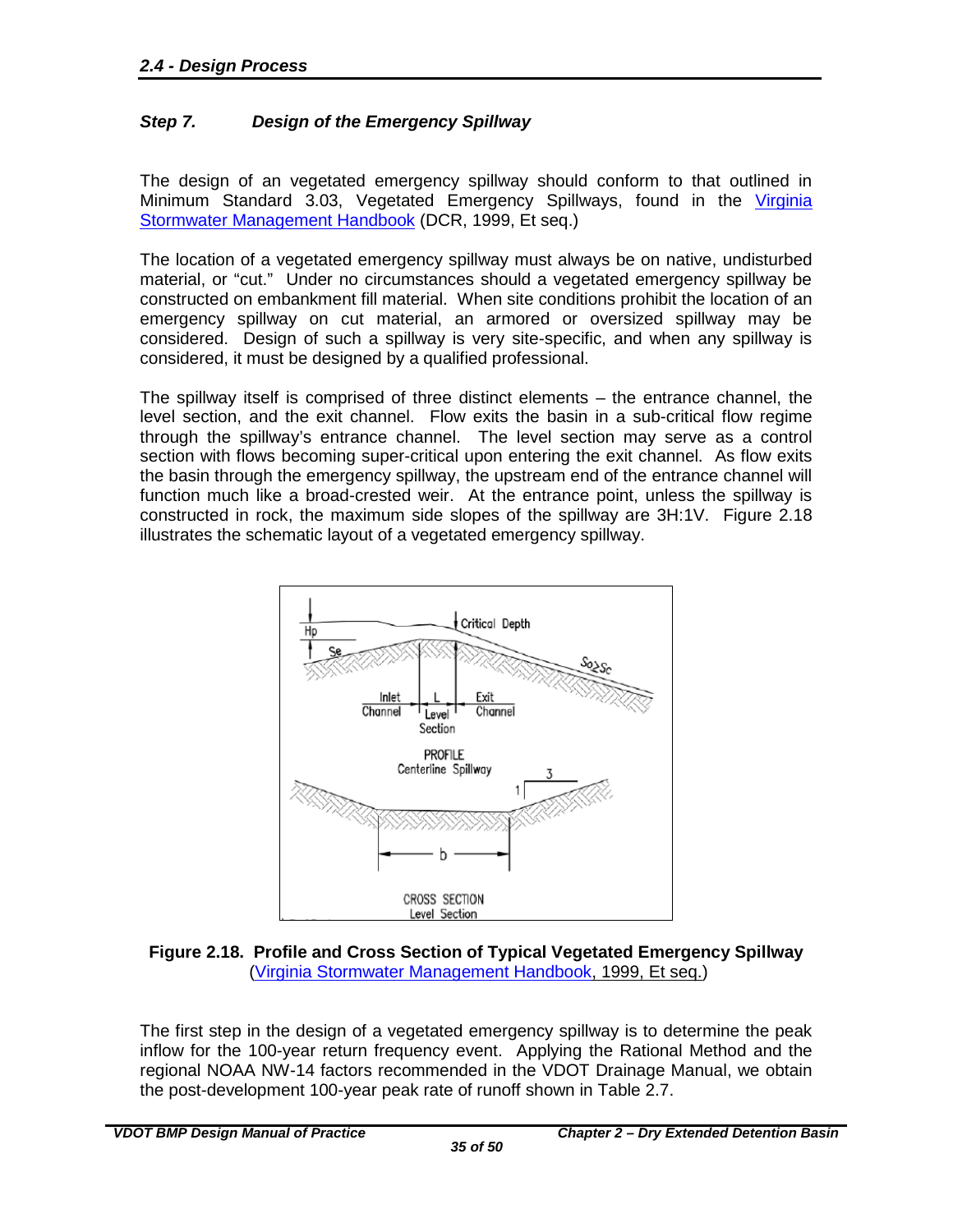### Step 7. Design of the Emergency Spillway

The design of an vegetated emergency spillway should conform to that outlined in Minimum Standard 3.03, Vegetated Emergency Spillways, found in the Virginia Stormwater Management Handbook (DCR, 1999, Et seq.)

The location of a vegetated emergency spillway must always be on native, undisturbed material, or "cut." Under no circumstances should a vegetated emergency spillway be constructed on embankment fill material. When site conditions prohibit the location of an emergency spillway on cut material, an armored or oversized spillway may be considered. Design of such a spillway is very site-specific, and when any spillway is considered, it must be designed by a qualified professional.

The spillway itself is comprised of three distinct elements – the entrance channel, the level section, and the exit channel. Flow exits the basin in a sub-critical flow regime through the spillway's entrance channel. The level section may serve as a control section with flows becoming super-critical upon entering the exit channel. As flow exits the basin through the emergency spillway, the upstream end of the entrance channel will function much like a broad-crested weir. At the entrance point, unless the spillway is constructed in rock, the maximum side slopes of the spillway are 3H:1V. Figure 2.18 illustrates the schematic layout of a vegetated emergency spillway.

**Figure 2.18. Profile and Cross Section of Typical Vegetated Emergency Spillway**
(Virginia Stormwater Management Handbook, 1999, Et seq.)

The first step in the design of a vegetated emergency spillway is to determine the peak inflow for the 100-year return frequency event. Applying the Rational Method and the regional NOAA NW-14 factors recommended in the VDOT Drainage Manual, we obtain the post-development 100-year peak rate of runoff shown in Table 2.7.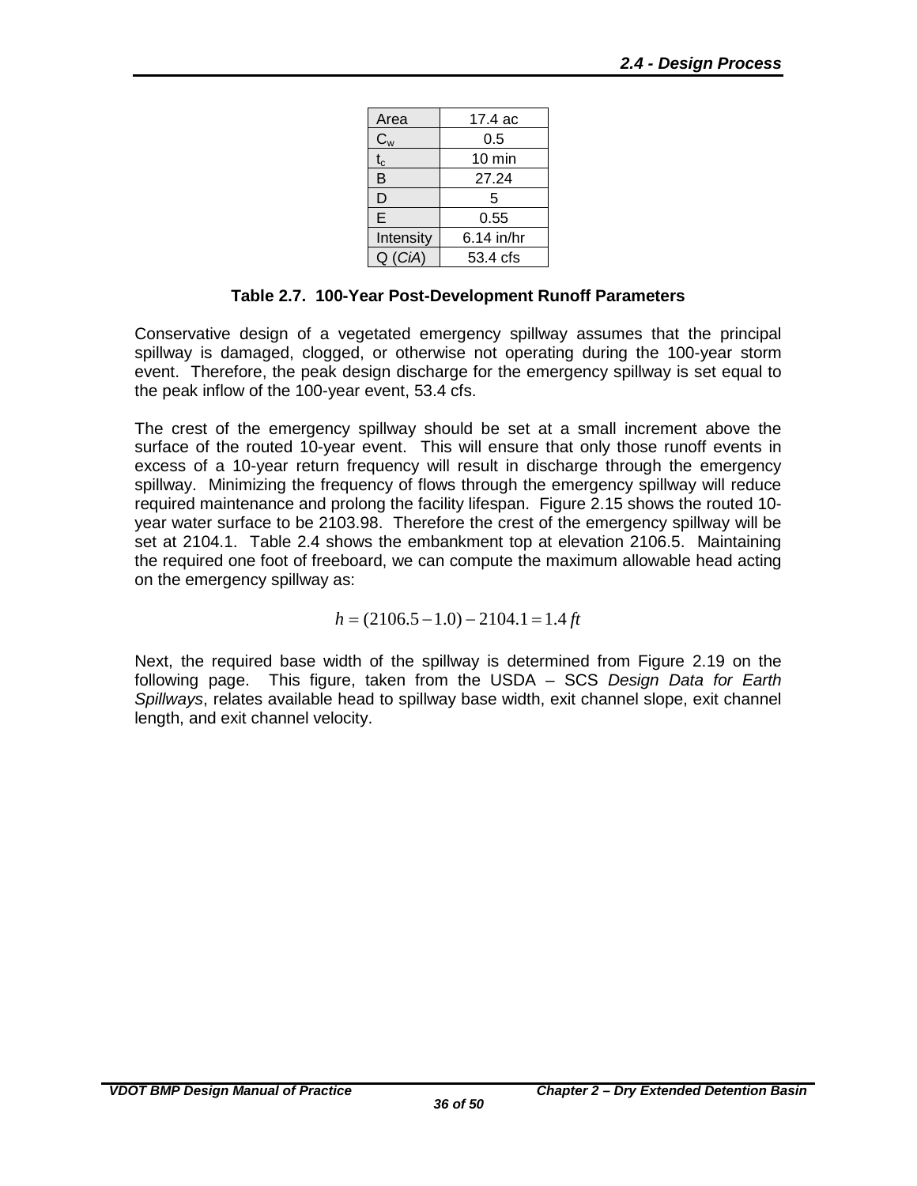| Area | 17.4 ac |
| --- | --- |
| $C_w$ | 0.5 |
| $t_c$ | 10 min |
| B | 27.24 |
| D | 5 |
| E | 0.55 |
| Intensity | 6.14 in/hr |
| Q (*CiA*) | 53.4 cfs |

**Table 2.7. 100-Year Post-Development Runoff Parameters**

Conservative design of a vegetated emergency spillway assumes that the principal spillway is damaged, clogged, or otherwise not operating during the 100-year storm event. Therefore, the peak design discharge for the emergency spillway is set equal to the peak inflow of the 100-year event, 53.4 cfs.

The crest of the emergency spillway should be set at a small increment above the surface of the routed 10-year event. This will ensure that only those runoff events in excess of a 10-year return frequency will result in discharge through the emergency spillway. Minimizing the frequency of flows through the emergency spillway will reduce required maintenance and prolong the facility lifespan. Figure 2.15 shows the routed 10-year water surface to be 2103.98. Therefore the crest of the emergency spillway will be set at 2104.1. Table 2.4 shows the embankment top at elevation 2106.5. Maintaining the required one foot of freeboard, we can compute the maximum allowable head acting on the emergency spillway as:

$$h = (2106.5 - 1.0) - 2104.1 = 1.4\,ft$$

Next, the required base width of the spillway is determined from Figure 2.19 on the following page. This figure, taken from the USDA – SCS *Design Data for Earth Spillways*, relates available head to spillway base width, exit channel slope, exit channel length, and exit channel velocity.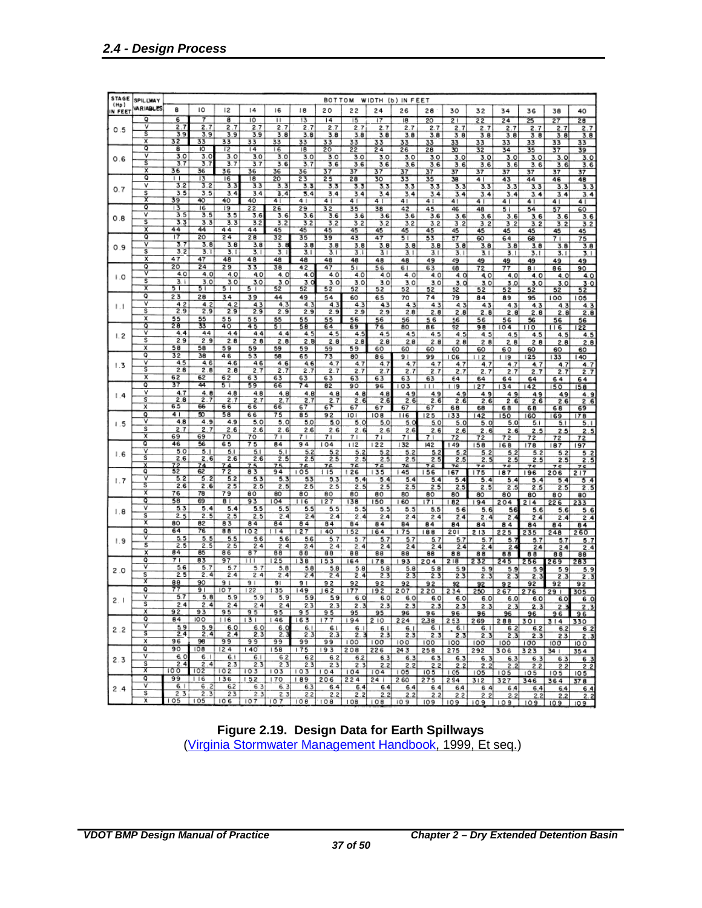| STAGE (Hp) IN FEET | SPILLWAY VARIABLES | BOTTOM WIDTH (b) IN FEET | | | | | | | | | | | | | | | | |
|---|---|---|---|---|---|---|---|---|---|---|---|---|---|---|---|---|---|---|
| | | 8 | 10 | 12 | 14 | 16 | 18 | 20 | 22 | 24 | 26 | 28 | 30 | 32 | 34 | 36 | 38 | 40 |
| 0.5 | Q | 6 | 7 | 8 | 10 | 11 | 13 | 14 | 15 | 17 | 18 | 20 | 21 | 22 | 24 | 25 | 27 | 28 |
| | V | 2.7 | 2.7 | 2.7 | 2.7 | 2.7 | 2.7 | 2.7 | 2.7 | 2.7 | 2.7 | 2.7 | 2.7 | 2.7 | 2.7 | 2.7 | 2.7 | 2.7 |
| | S | 3.9 | 3.9 | 3.9 | 3.9 | 3.8 | 3.8 | 3.8 | 3.8 | 3.8 | 3.8 | 3.8 | 3.8 | 3.8 | 3.8 | 3.8 | 3.8 | 3.8 |
| | X | 32 | 33 | 33 | 33 | 33 | 33 | 33 | 33 | 33 | 33 | 33 | 33 | 33 | 33 | 33 | 33 | 33 |
| 0.6 | Q | 8 | 10 | 12 | 14 | 16 | 18 | 20 | 22 | 24 | 26 | 28 | 30 | 32 | 34 | 35 | 37 | 39 |
| | V | 3.0 | 3.0 | 3.0 | 3.0 | 3.0 | 3.0 | 3.0 | 3.0 | 3.0 | 3.0 | 3.0 | 3.0 | 3.0 | 3.0 | 3.0 | 3.0 | 3.0 |
| | S | 3.7 | 3.7 | 3.7 | 3.7 | 3.6 | 3.7 | 3.6 | 3.6 | 3.6 | 3.6 | 3.6 | 3.6 | 3.6 | 3.6 | 3.6 | 3.6 | 3.6 |
| | X | 36 | 36 | 36 | 36 | 36 | 36 | 37 | 37 | 37 | 37 | 37 | 37 | 37 | 37 | 37 | 37 | 37 |
| 0.7 | Q | 11 | 13 | 16 | 18 | 20 | 23 | 25 | 28 | 30 | 33 | 35 | 38 | 41 | 43 | 44 | 46 | 48 |
| | V | 3.2 | 3.2 | 3.3 | 3.3 | 3.3 | 3.3 | 3.3 | 3.3 | 3.3 | 3.3 | 3.3 | 3.3 | 3.3 | 3.3 | 3.3 | 3.3 | 3.3 |
| | S | 3.5 | 3.5 | 3.4 | 3.4 | 3.4 | 3.4 | 3.4 | 3.4 | 3.4 | 3.4 | 3.4 | 3.4 | 3.4 | 3.4 | 3.4 | 3.4 | 3.4 |
| | X | 39 | 40 | 40 | 40 | 41 | 41 | 41 | 41 | 41 | 41 | 41 | 41 | 41 | 41 | 41 | 41 | 41 |
| 0.8 | Q | 13 | 16 | 19 | 22 | 26 | 29 | 32 | 35 | 38 | 42 | 45 | 46 | 48 | 51 | 54 | 57 | 60 |
| | V | 3.5 | 3.5 | 3.5 | 3.6 | 3.6 | 3.6 | 3.6 | 3.6 | 3.6 | 3.6 | 3.6 | 3.6 | 3.6 | 3.6 | 3.6 | 3.6 | 3.6 |
| | S | 3.3 | 3.3 | 3.3 | 3.2 | 3.2 | 3.2 | 3.2 | 3.2 | 3.2 | 3.2 | 3.2 | 3.2 | 3.2 | 3.2 | 3.2 | 3.2 | 3.2 |
| | X | 44 | 44 | 44 | 44 | 45 | 45 | 45 | 45 | 45 | 45 | 45 | 45 | 45 | 45 | 45 | 45 | 45 |
| 0.9 | Q | 17 | 20 | 24 | 28 | 32 | 35 | 39 | 43 | 47 | 51 | 53 | 57 | 60 | 64 | 68 | 71 | 75 |
| | V | 3.7 | 3.8 | 3.8 | 3.8 | 3.8 | 3.8 | 3.8 | 3.8 | 3.8 | 3.8 | 3.8 | 3.8 | 3.8 | 3.8 | 3.8 | 3.8 | 3.8 |
| | S | 3.2 | 3.1 | 3.1 | 3.1 | 3.1 | 3.1 | 3.1 | 3.1 | 3.1 | 3.1 | 3.1 | 3.1 | 3.1 | 3.1 | 3.1 | 3.1 | 3.1 |
| | X | 47 | 47 | 48 | 48 | 48 | 48 | 48 | 48 | 48 | 48 | 49 | 49 | 49 | 49 | 49 | 49 | 49 |
| 1.0 | Q | 20 | 24 | 29 | 33 | 38 | 42 | 47 | 51 | 56 | 61 | 63 | 68 | 72 | 77 | 81 | 86 | 90 |
| | V | 4.0 | 4.0 | 4.0 | 4.0 | 4.0 | 4.0 | 4.0 | 4.0 | 4.0 | 4.0 | 4.0 | 4.0 | 4.0 | 4.0 | 4.0 | 4.0 | 4.0 |
| | S | 3.1 | 3.0 | 3.0 | 3.0 | 3.0 | 3.0 | 3.0 | 3.0 | 3.0 | 3.0 | 3.0 | 3.0 | 3.0 | 3.0 | 3.0 | 3.0 | 3.0 |
| | X | 51 | 51 | 51 | 51 | 52 | 52 | 52 | 52 | 52 | 52 | 52 | 52 | 52 | 52 | 52 | 52 | 52 |
| 1.1 | Q | 23 | 28 | 34 | 39 | 44 | 49 | 54 | 60 | 65 | 70 | 74 | 79 | 84 | 89 | 95 | 100 | 105 |
| | V | 4.2 | 4.2 | 4.2 | 4.3 | 4.3 | 4.3 | 4.3 | 4.3 | 4.3 | 4.3 | 4.3 | 4.3 | 4.3 | 4.3 | 4.3 | 4.3 | 4.3 |
| | S | 2.9 | 2.9 | 2.9 | 2.9 | 2.9 | 2.9 | 2.9 | 2.9 | 2.9 | 2.8 | 2.8 | 2.8 | 2.8 | 2.8 | 2.8 | 2.8 | 2.8 |
| | X | 55 | 55 | 55 | 55 | 55 | 55 | 55 | 56 | 56 | 56 | 56 | 56 | 56 | 56 | 56 | 56 | 56 |
| 1.2 | Q | 28 | 33 | 40 | 45 | 51 | 58 | 64 | 69 | 76 | 80 | 86 | 92 | 98 | 104 | 110 | 116 | 122 |
| | V | 4.4 | 4.4 | 4.4 | 4.4 | 4.4 | 4.5 | 4.5 | 4.5 | 4.5 | 4.5 | 4.5 | 4.5 | 4.5 | 4.5 | 4.5 | 4.5 | 4.5 |
| | S | 2.9 | 2.9 | 2.8 | 2.8 | 2.8 | 2.8 | 2.8 | 2.8 | 2.8 | 2.8 | 2.8 | 2.8 | 2.8 | 2.8 | 2.8 | 2.8 | 2.8 |
| | X | 58 | 58 | 59 | 59 | 59 | 59 | 59 | 59 | 60 | 60 | 60 | 60 | 60 | 60 | 60 | 60 | 60 |
| 1.3 | Q | 32 | 38 | 46 | 53 | 58 | 65 | 73 | 80 | 86 | 91 | 99 | 106 | 112 | 119 | 125 | 133 | 140 |
| | V | 4.5 | 4.6 | 4.6 | 4.6 | 4.6 | 4.6 | 4.7 | 4.7 | 4.7 | 4.7 | 4.7 | 4.7 | 4.7 | 4.7 | 4.7 | 4.7 | 4.7 |
| | S | 2.8 | 2.8 | 2.8 | 2.7 | 2.7 | 2.7 | 2.7 | 2.7 | 2.7 | 2.7 | 2.7 | 2.7 | 2.7 | 2.7 | 2.7 | 2.7 | 2.7 |
| | X | 62 | 62 | 62 | 63 | 63 | 63 | 63 | 63 | 63 | 63 | 63 | 64 | 64 | 64 | 64 | 64 | 64 |
| 1.4 | Q | 37 | 44 | 51 | 59 | 66 | 74 | 82 | 90 | 96 | 103 | 111 | 119 | 127 | 134 | 142 | 150 | 158 |
| | V | 4.7 | 4.8 | 4.8 | 4.8 | 4.8 | 4.8 | 4.8 | 4.8 | 4.8 | 4.9 | 4.9 | 4.9 | 4.9 | 4.9 | 4.9 | 4.9 | 4.9 |
| | S | 2.8 | 2.7 | 2.7 | 2.7 | 2.7 | 2.7 | 2.7 | 2.6 | 2.6 | 2.6 | 2.6 | 2.6 | 2.6 | 2.6 | 2.6 | 2.6 | 2.6 |
| | X | 65 | 66 | 66 | 66 | 66 | 67 | 67 | 67 | 67 | 67 | 67 | 68 | 68 | 68 | 68 | 68 | 69 |
| 1.5 | Q | 41 | 50 | 58 | 66 | 75 | 85 | 92 | 101 | 108 | 116 | 125 | 133 | 142 | 150 | 160 | 169 | 178 |
| | V | 4.8 | 4.9 | 4.9 | 5.0 | 5.0 | 5.0 | 5.0 | 5.0 | 5.0 | 5.0 | 5.0 | 5.0 | 5.0 | 5.0 | 5.1 | 5.1 | 5.1 |
| | S | 2.7 | 2.7 | 2.6 | 2.6 | 2.6 | 2.6 | 2.6 | 2.6 | 2.6 | 2.6 | 2.6 | 2.6 | 2.6 | 2.6 | 2.5 | 2.5 | 2.5 |
| | X | 69 | 69 | 70 | 70 | 71 | 71 | 71 | 71 | 71 | 71 | 71 | 72 | 72 | 72 | 72 | 72 | 72 |
| 1.6 | Q | 46 | 56 | 65 | 75 | 84 | 94 | 104 | 112 | 122 | 132 | 142 | 149 | 158 | 168 | 178 | 187 | 197 |
| | V | 5.0 | 5.1 | 5.1 | 5.1 | 5.1 | 5.2 | 5.2 | 5.2 | 5.2 | 5.2 | 5.2 | 5.2 | 5.2 | 5.2 | 5.2 | 5.2 | 5.2 |
| | S | 2.6 | 2.6 | 2.6 | 2.5 | 2.5 | 2.5 | 2.5 | 2.5 | 2.5 | 2.5 | 2.5 | 2.5 | 2.5 | 2.5 | 2.5 | 2.5 | 2.5 |
| | X | 72 | 74 | 74 | 75 | 75 | 76 | 76 | 76 | 76 | 76 | 76 | 76 | 76 | 76 | 76 | 76 | 76 |
| 1.7 | Q | 52 | 62 | 72 | 83 | 94 | 105 | 115 | 126 | 135 | 145 | 156 | 167 | 175 | 187 | 196 | 206 | 217 |
| | V | 5.2 | 5.2 | 5.2 | 5.3 | 5.3 | 5.3 | 5.3 | 5.4 | 5.4 | 5.4 | 5.4 | 5.4 | 5.4 | 5.4 | 5.4 | 5.4 | 5.4 |
| | S | 2.6 | 2.6 | 2.5 | 2.5 | 2.5 | 2.5 | 2.5 | 2.5 | 2.5 | 2.5 | 2.5 | 2.5 | 2.5 | 2.5 | 2.5 | 2.5 | 2.5 |
| | X | 76 | 78 | 79 | 80 | 80 | 80 | 80 | 80 | 80 | 80 | 80 | 80 | 80 | 80 | 80 | 80 | 80 |
| 1.8 | Q | 58 | 69 | 81 | 93 | 104 | 116 | 127 | 138 | 150 | 160 | 171 | 182 | 194 | 204 | 214 | 226 | 233 |
| | V | 5.3 | 5.4 | 5.4 | 5.5 | 5.5 | 5.5 | 5.5 | 5.5 | 5.5 | 5.5 | 5.5 | 5.6 | 5.6 | 5.6 | 5.6 | 5.6 | 5.6 |
| | S | 2.5 | 2.5 | 2.5 | 2.5 | 2.5 | 2.4 | 2.4 | 2.4 | 2.4 | 2.4 | 2.4 | 2.4 | 2.4 | 2.4 | 2.4 | 2.4 | 2.4 |
| | X | 80 | 82 | 83 | 84 | 84 | 84 | 84 | 84 | 84 | 84 | 84 | 84 | 84 | 84 | 84 | 84 | 84 |
| 1.9 | Q | 64 | 76 | 88 | 102 | 114 | 127 | 140 | 152 | 164 | 175 | 188 | 201 | 213 | 225 | 235 | 248 | 260 |
| | V | 5.5 | 5.5 | 5.5 | 5.6 | 5.6 | 5.6 | 5.7 | 5.7 | 5.7 | 5.7 | 5.7 | 5.7 | 5.7 | 5.7 | 5.7 | 5.7 | 5.7 |
| | S | 2.5 | 2.5 | 2.5 | 2.4 | 2.4 | 2.4 | 2.4 | 2.4 | 2.4 | 2.4 | 2.4 | 2.4 | 2.4 | 2.4 | 2.4 | 2.4 | 2.4 |
| | X | 84 | 85 | 86 | 87 | 88 | 88 | 88 | 88 | 88 | 88 | 88 | 88 | 88 | 88 | 88 | 88 | 88 |
| 2.0 | Q | 71 | 83 | 97 | 111 | 125 | 138 | 153 | 164 | 178 | 193 | 204 | 218 | 232 | 245 | 256 | 269 | 283 |
| | V | 5.6 | 5.7 | 5.7 | 5.7 | 5.8 | 5.8 | 5.8 | 5.8 | 5.8 | 5.8 | 5.8 | 5.9 | 5.9 | 5.9 | 5.9 | 5.9 | 5.9 |
| | S | 2.5 | 2.4 | 2.4 | 2.4 | 2.4 | 2.4 | 2.4 | 2.4 | 2.3 | 2.3 | 2.3 | 2.3 | 2.3 | 2.3 | 2.3 | 2.3 | 2.3 |
| | X | 88 | 90 | 91 | 91 | 91 | 91 | 92 | 92 | 92 | 92 | 92 | 92 | 92 | 92 | 92 | 92 | 92 |
| 2.1 | Q | 77 | 91 | 107 | 122 | 135 | 149 | 162 | 177 | 192 | 207 | 220 | 234 | 250 | 267 | 276 | 291 | 305 |
| | V | 5.7 | 5.8 | 5.9 | 5.9 | 5.9 | 5.9 | 5.9 | 6.0 | 6.0 | 6.0 | 6.0 | 6.0 | 6.0 | 6.0 | 6.0 | 6.0 | 6.0 |
| | S | 2.4 | 2.4 | 2.4 | 2.4 | 2.4 | 2.3 | 2.3 | 2.3 | 2.3 | 2.3 | 2.3 | 2.3 | 2.3 | 2.3 | 2.3 | 2.3 | 2.3 |
| | X | 92 | 93 | 95 | 95 | 95 | 95 | 95 | 95 | 95 | 96 | 96 | 96 | 96 | 96 | 96 | 96 | 96 |
| 2.2 | Q | 84 | 100 | 116 | 131 | 146 | 163 | 177 | 194 | 210 | 224 | 238 | 253 | 269 | 288 | 301 | 314 | 330 |
| | V | 5.9 | 5.9 | 6.0 | 6.0 | 6.0 | 6.1 | 6.1 | 6.1 | 6.1 | 6.1 | 6.1 | 6.1 | 6.1 | 6.2 | 6.2 | 6.2 | 6.2 |
| | S | 2.4 | 2.4 | 2.4 | 2.3 | 2.3 | 2.3 | 2.3 | 2.3 | 2.3 | 2.3 | 2.3 | 2.3 | 2.3 | 2.3 | 2.3 | 2.3 | 2.3 |
| | X | 96 | 98 | 99 | 99 | 99 | 99 | 99 | 100 | 100 | 100 | 100 | 100 | 100 | 100 | 100 | 100 | 100 |
| 2.3 | Q | 90 | 108 | 124 | 140 | 158 | 175 | 193 | 208 | 226 | 243 | 258 | 275 | 292 | 306 | 323 | 341 | 354 |
| | V | 6.0 | 6.1 | 6.1 | 6.1 | 6.2 | 6.2 | 6.2 | 6.2 | 6.3 | 6.3 | 6.3 | 6.3 | 6.3 | 6.3 | 6.3 | 6.3 | 6.3 |
| | S | 2.4 | 2.4 | 2.3 | 2.3 | 2.3 | 2.3 | 2.3 | 2.3 | 2.2 | 2.2 | 2.2 | 2.2 | 2.2 | 2.2 | 2.2 | 2.2 | 2.2 |
| | X | 100 | 102 | 102 | 103 | 103 | 103 | 104 | 104 | 104 | 105 | 105 | 105 | 105 | 105 | 105 | 105 | 105 |
| 2.4 | Q | 99 | 116 | 136 | 152 | 170 | 189 | 206 | 224 | 241 | 260 | 275 | 294 | 312 | 327 | 346 | 364 | 378 |
| | V | 6.1 | 6.2 | 6.2 | 6.3 | 6.3 | 6.3 | 6.4 | 6.4 | 6.4 | 6.4 | 6.4 | 6.4 | 6.4 | 6.4 | 6.4 | 6.4 | 6.4 |
| | S | 2.3 | 2.3 | 2.3 | 2.3 | 2.3 | 2.2 | 2.2 | 2.2 | 2.2 | 2.2 | 2.2 | 2.2 | 2.2 | 2.2 | 2.2 | 2.2 | 2.2 |
| | X | 105 | 105 | 106 | 107 | 107 | 108 | 108 | 108 | 108 | 109 | 109 | 109 | 109 | 109 | 109 | 109 | 109 |

**Figure 2.19. Design Data for Earth Spillways**
(Virginia Stormwater Management Handbook, 1999, Et seq.)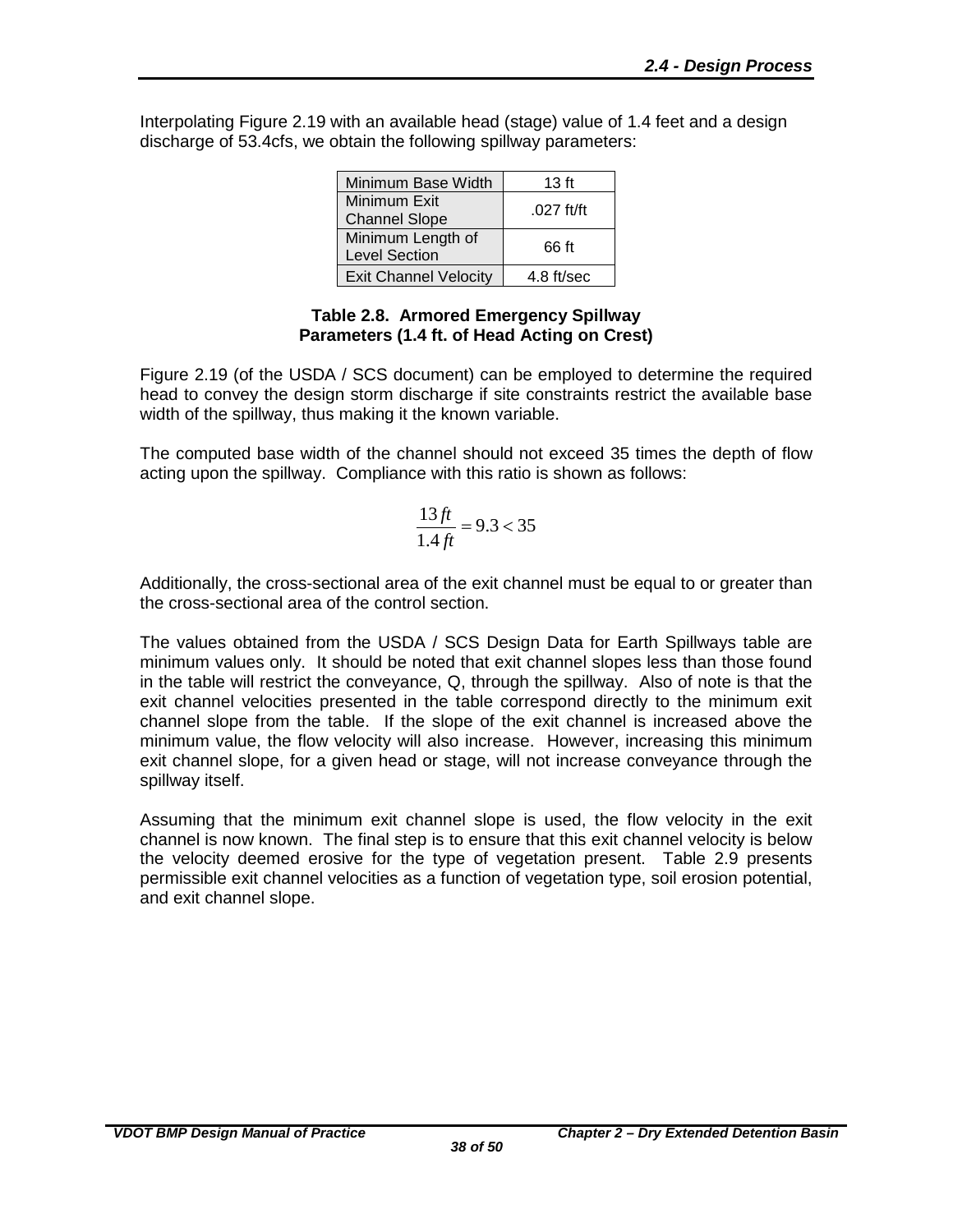Interpolating Figure 2.19 with an available head (stage) value of 1.4 feet and a design discharge of 53.4cfs, we obtain the following spillway parameters:

| Minimum Base Width | 13 ft |
|---|---|
| Minimum Exit Channel Slope | .027 ft/ft |
| Minimum Length of Level Section | 66 ft |
| Exit Channel Velocity | 4.8 ft/sec |

**Table 2.8. Armored Emergency Spillway Parameters (1.4 ft. of Head Acting on Crest)**

Figure 2.19 (of the USDA / SCS document) can be employed to determine the required head to convey the design storm discharge if site constraints restrict the available base width of the spillway, thus making it the known variable.

The computed base width of the channel should not exceed 35 times the depth of flow acting upon the spillway. Compliance with this ratio is shown as follows:

$$\frac{13\,ft}{1.4\,ft} = 9.3 < 35$$

Additionally, the cross-sectional area of the exit channel must be equal to or greater than the cross-sectional area of the control section.

The values obtained from the USDA / SCS Design Data for Earth Spillways table are minimum values only. It should be noted that exit channel slopes less than those found in the table will restrict the conveyance, Q, through the spillway. Also of note is that the exit channel velocities presented in the table correspond directly to the minimum exit channel slope from the table. If the slope of the exit channel is increased above the minimum value, the flow velocity will also increase. However, increasing this minimum exit channel slope, for a given head or stage, will not increase conveyance through the spillway itself.

Assuming that the minimum exit channel slope is used, the flow velocity in the exit channel is now known. The final step is to ensure that this exit channel velocity is below the velocity deemed erosive for the type of vegetation present. Table 2.9 presents permissible exit channel velocities as a function of vegetation type, soil erosion potential, and exit channel slope.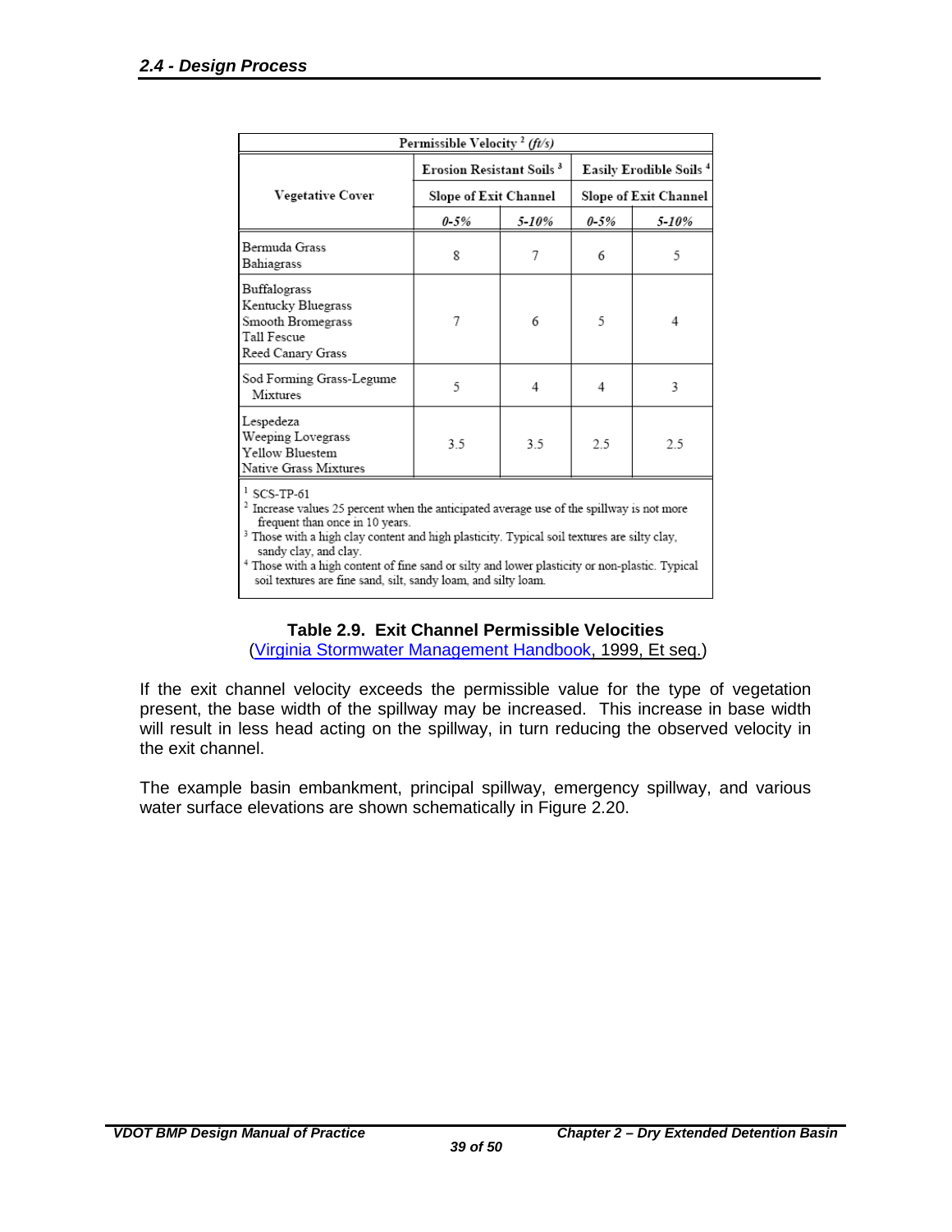| Vegetative Cover | Permissible Velocity [2] (ft/s) | | | |
|---|---|---|---|---|
| | Erosion Resistant Soils [3] | | Easily Erodible Soils [4] | |
| | Slope of Exit Channel | | Slope of Exit Channel | |
| | *0-5%* | *5-10%* | *0-5%* | *5-10%* |
| Bermuda Grass<br>Bahiagrass | 8 | 7 | 6 | 5 |
| Buffalograss<br>Kentucky Bluegrass<br>Smooth Bromegrass<br>Tall Fescue<br>Reed Canary Grass | 7 | 6 | 5 | 4 |
| Sod Forming Grass-Legume Mixtures | 5 | 4 | 4 | 3 |
| Lespedeza<br>Weeping Lovegrass<br>Yellow Bluestem<br>Native Grass Mixtures | 3.5 | 3.5 | 2.5 | 2.5 |

[1] SCS-TP-61
[2] Increase values 25 percent when the anticipated average use of the spillway is not more frequent than once in 10 years.
[3] Those with a high clay content and high plasticity. Typical soil textures are silty clay, sandy clay, and clay.
[4] Those with a high content of fine sand or silty and lower plasticity or non-plastic. Typical soil textures are fine sand, silt, sandy loam, and silty loam.

**Table 2.9. Exit Channel Permissible Velocities**
(Virginia Stormwater Management Handbook, 1999, Et seq.)

If the exit channel velocity exceeds the permissible value for the type of vegetation present, the base width of the spillway may be increased. This increase in base width will result in less head acting on the spillway, in turn reducing the observed velocity in the exit channel.

The example basin embankment, principal spillway, emergency spillway, and various water surface elevations are shown schematically in Figure 2.20.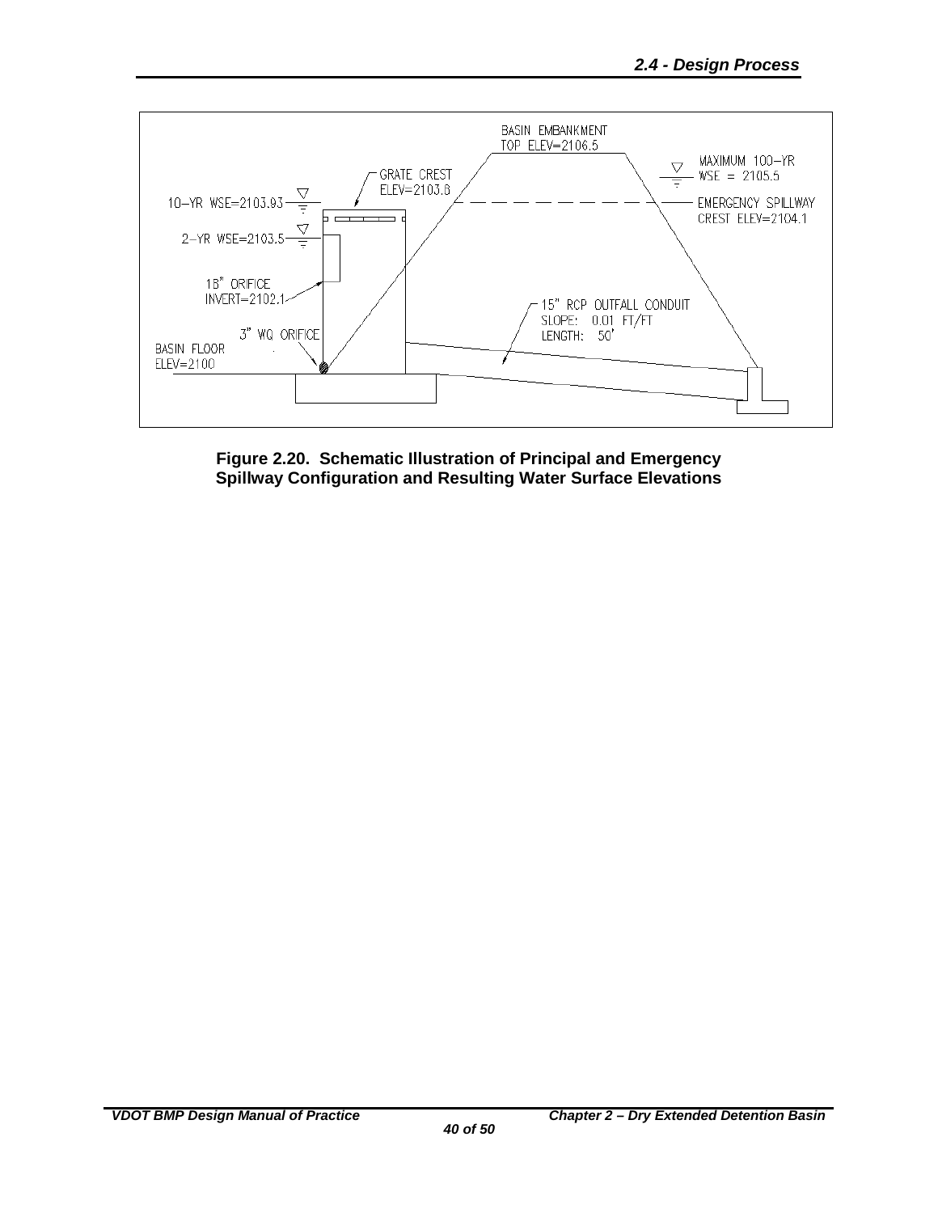BASIN EMBANKMENT
TOP ELEV=2106.5

MAXIMUM 100-YR
WSE = 2105.5

GRATE CREST
ELEV=2103.8

10-YR WSE=2103.93

EMERGENCY SPILLWAY
CREST ELEV=2104.1

2-YR WSE=2103.5

15" ORIFICE
INVERT=2102.1

15" RCP OUTFALL CONDUIT
SLOPE: 0.01 FT/FT
LENGTH: 50'

3" WQ ORIFICE

BASIN FLOOR
ELEV=2100

**Figure 2.20. Schematic Illustration of Principal and Emergency Spillway Configuration and Resulting Water Surface Elevations**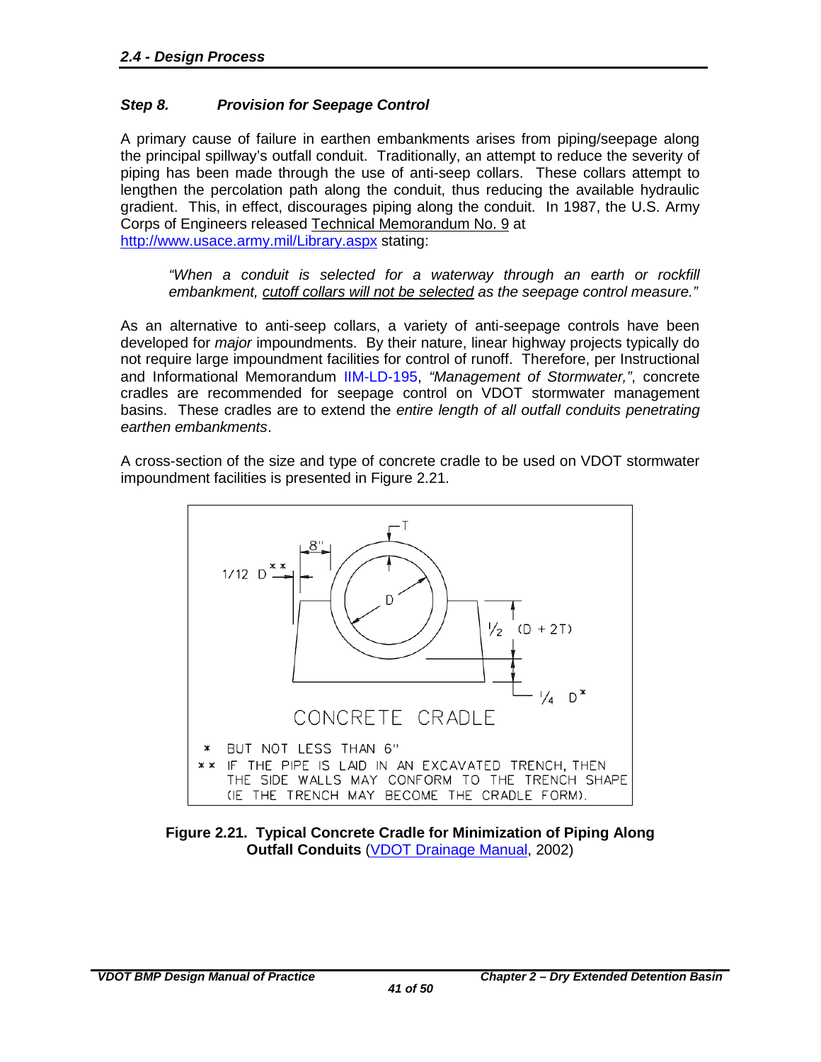### Step 8. Provision for Seepage Control

A primary cause of failure in earthen embankments arises from piping/seepage along the principal spillway's outfall conduit. Traditionally, an attempt to reduce the severity of piping has been made through the use of anti-seep collars. These collars attempt to lengthen the percolation path along the conduit, thus reducing the available hydraulic gradient. This, in effect, discourages piping along the conduit. In 1987, the U.S. Army Corps of Engineers released Technical Memorandum No. 9 at http://www.usace.army.mil/Library.aspx stating:

> *"When a conduit is selected for a waterway through an earth or rockfill embankment, cutoff collars will not be selected as the seepage control measure."*

As an alternative to anti-seep collars, a variety of anti-seepage controls have been developed for *major* impoundments. By their nature, linear highway projects typically do not require large impoundment facilities for control of runoff. Therefore, per Instructional and Informational Memorandum IIM-LD-195, *"Management of Stormwater,"*, concrete cradles are recommended for seepage control on VDOT stormwater management basins. These cradles are to extend the *entire length of all outfall conduits penetrating earthen embankments*.

A cross-section of the size and type of concrete cradle to be used on VDOT stormwater impoundment facilities is presented in Figure 2.21.

CONCRETE CRADLE

T, D, 8", 1/12 D**, ½ (D + 2T), ¼ D*

\* BUT NOT LESS THAN 6"

\*\* IF THE PIPE IS LAID IN AN EXCAVATED TRENCH, THEN THE SIDE WALLS MAY CONFORM TO THE TRENCH SHAPE (IE THE TRENCH MAY BECOME THE CRADLE FORM).

**Figure 2.21. Typical Concrete Cradle for Minimization of Piping Along Outfall Conduits** (VDOT Drainage Manual, 2002)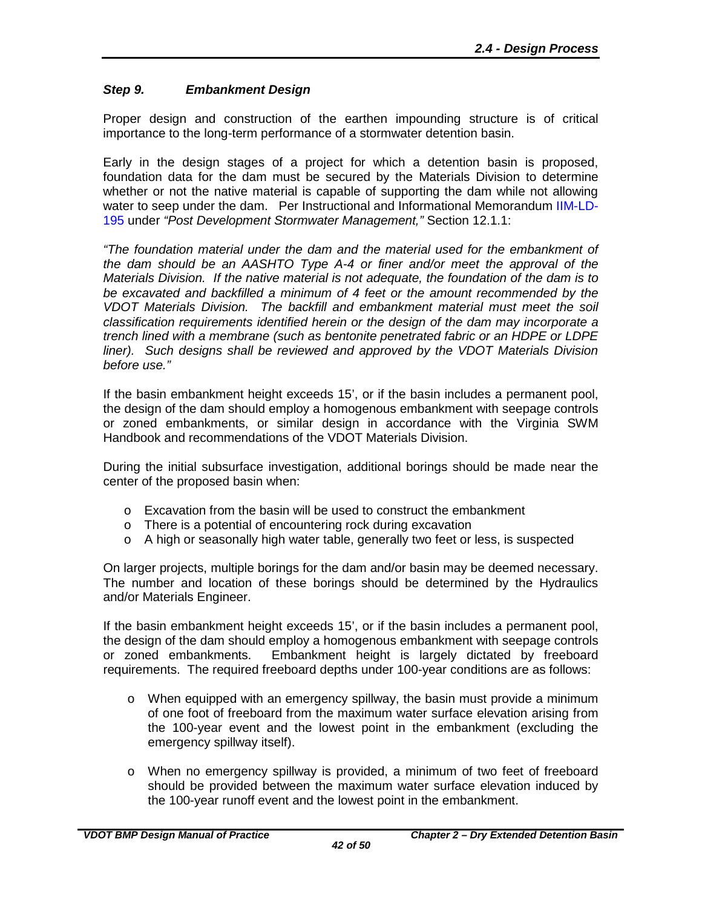### *Step 9. Embankment Design*

Proper design and construction of the earthen impounding structure is of critical importance to the long-term performance of a stormwater detention basin.

Early in the design stages of a project for which a detention basin is proposed, foundation data for the dam must be secured by the Materials Division to determine whether or not the native material is capable of supporting the dam while not allowing water to seep under the dam. Per Instructional and Informational Memorandum IIM-LD-195 under *"Post Development Stormwater Management,"* Section 12.1.1:

*"The foundation material under the dam and the material used for the embankment of the dam should be an AASHTO Type A-4 or finer and/or meet the approval of the Materials Division. If the native material is not adequate, the foundation of the dam is to be excavated and backfilled a minimum of 4 feet or the amount recommended by the VDOT Materials Division. The backfill and embankment material must meet the soil classification requirements identified herein or the design of the dam may incorporate a trench lined with a membrane (such as bentonite penetrated fabric or an HDPE or LDPE liner). Such designs shall be reviewed and approved by the VDOT Materials Division before use."*

If the basin embankment height exceeds 15', or if the basin includes a permanent pool, the design of the dam should employ a homogenous embankment with seepage controls or zoned embankments, or similar design in accordance with the Virginia SWM Handbook and recommendations of the VDOT Materials Division.

During the initial subsurface investigation, additional borings should be made near the center of the proposed basin when:

- Excavation from the basin will be used to construct the embankment
- There is a potential of encountering rock during excavation
- A high or seasonally high water table, generally two feet or less, is suspected

On larger projects, multiple borings for the dam and/or basin may be deemed necessary. The number and location of these borings should be determined by the Hydraulics and/or Materials Engineer.

If the basin embankment height exceeds 15', or if the basin includes a permanent pool, the design of the dam should employ a homogenous embankment with seepage controls or zoned embankments. Embankment height is largely dictated by freeboard requirements. The required freeboard depths under 100-year conditions are as follows:

- When equipped with an emergency spillway, the basin must provide a minimum of one foot of freeboard from the maximum water surface elevation arising from the 100-year event and the lowest point in the embankment (excluding the emergency spillway itself).

- When no emergency spillway is provided, a minimum of two feet of freeboard should be provided between the maximum water surface elevation induced by the 100-year runoff event and the lowest point in the embankment.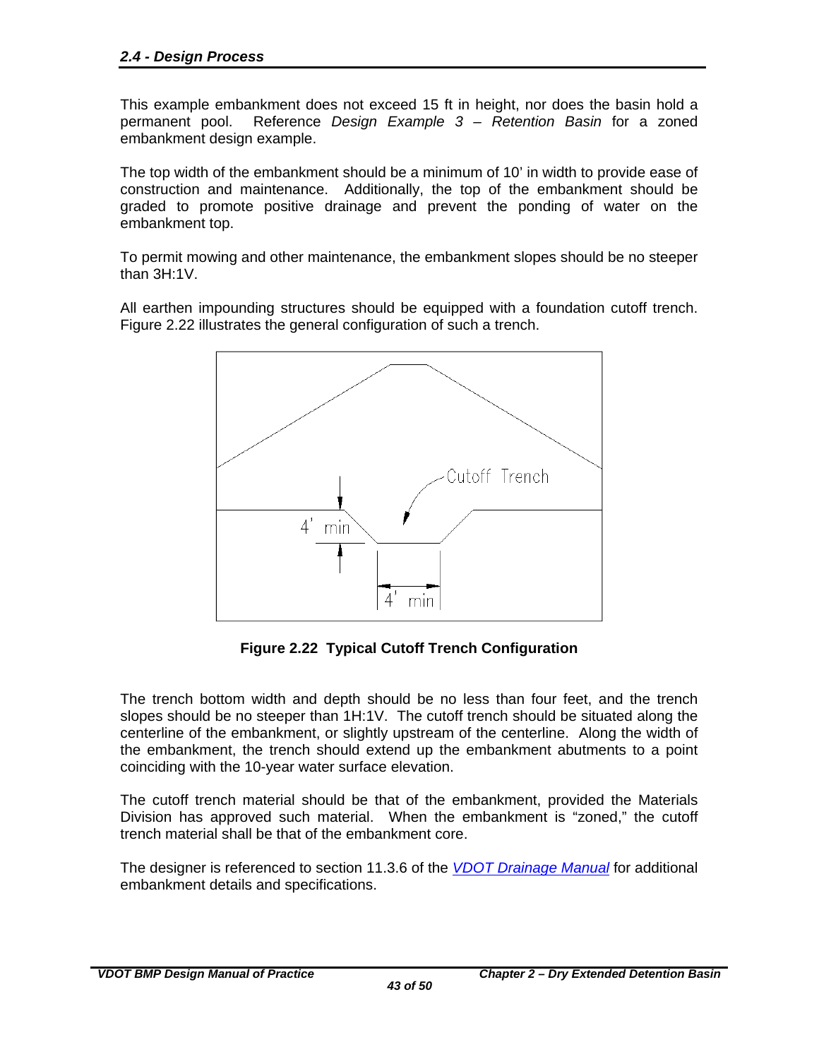This example embankment does not exceed 15 ft in height, nor does the basin hold a permanent pool. Reference *Design Example 3 – Retention Basin* for a zoned embankment design example.

The top width of the embankment should be a minimum of 10' in width to provide ease of construction and maintenance. Additionally, the top of the embankment should be graded to promote positive drainage and prevent the ponding of water on the embankment top.

To permit mowing and other maintenance, the embankment slopes should be no steeper than 3H:1V.

All earthen impounding structures should be equipped with a foundation cutoff trench. Figure 2.22 illustrates the general configuration of such a trench.

**Figure 2.22 Typical Cutoff Trench Configuration**

The trench bottom width and depth should be no less than four feet, and the trench slopes should be no steeper than 1H:1V. The cutoff trench should be situated along the centerline of the embankment, or slightly upstream of the centerline. Along the width of the embankment, the trench should extend up the embankment abutments to a point coinciding with the 10-year water surface elevation.

The cutoff trench material should be that of the embankment, provided the Materials Division has approved such material. When the embankment is "zoned," the cutoff trench material shall be that of the embankment core.

The designer is referenced to section 11.3.6 of the *VDOT Drainage Manual* for additional embankment details and specifications.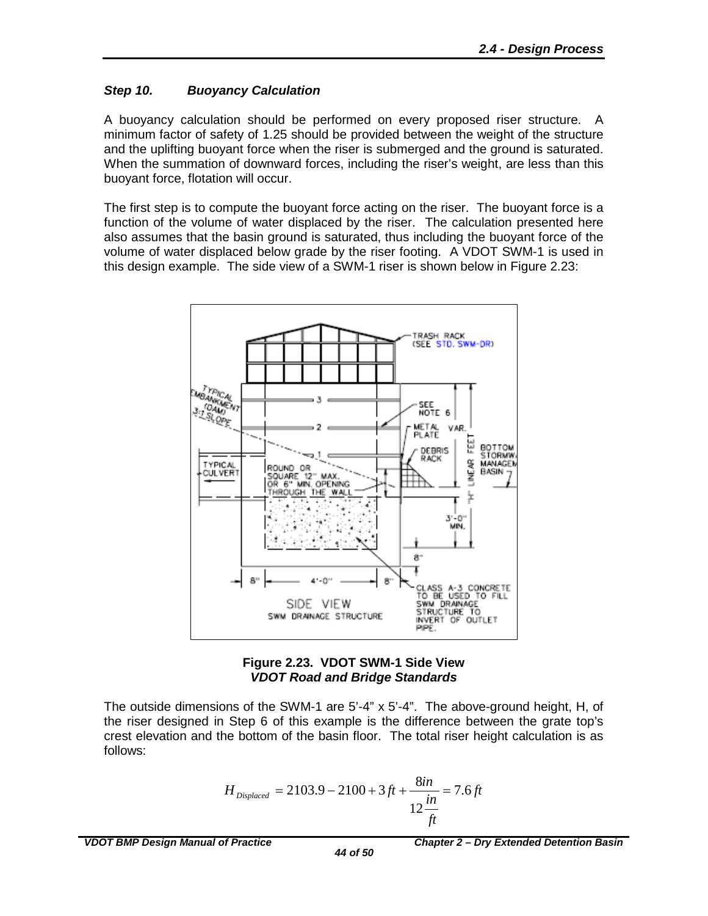### *Step 10. Buoyancy Calculation*

A buoyancy calculation should be performed on every proposed riser structure. A minimum factor of safety of 1.25 should be provided between the weight of the structure and the uplifting buoyant force when the riser is submerged and the ground is saturated. When the summation of downward forces, including the riser's weight, are less than this buoyant force, flotation will occur.

The first step is to compute the buoyant force acting on the riser. The buoyant force is a function of the volume of water displaced by the riser. The calculation presented here also assumes that the basin ground is saturated, thus including the buoyant force of the volume of water displaced below grade by the riser footing. A VDOT SWM-1 is used in this design example. The side view of a SWM-1 riser is shown below in Figure 2.23:

**Figure 2.23. VDOT SWM-1 Side View**
***VDOT Road and Bridge Standards***

The outside dimensions of the SWM-1 are 5'-4" x 5'-4". The above-ground height, H, of the riser designed in Step 6 of this example is the difference between the grate top's crest elevation and the bottom of the basin floor. The total riser height calculation is as follows:

$$H_{Displaced} = 2103.9 - 2100 + 3\,ft + \frac{8in}{12\frac{in}{ft}} = 7.6\,ft$$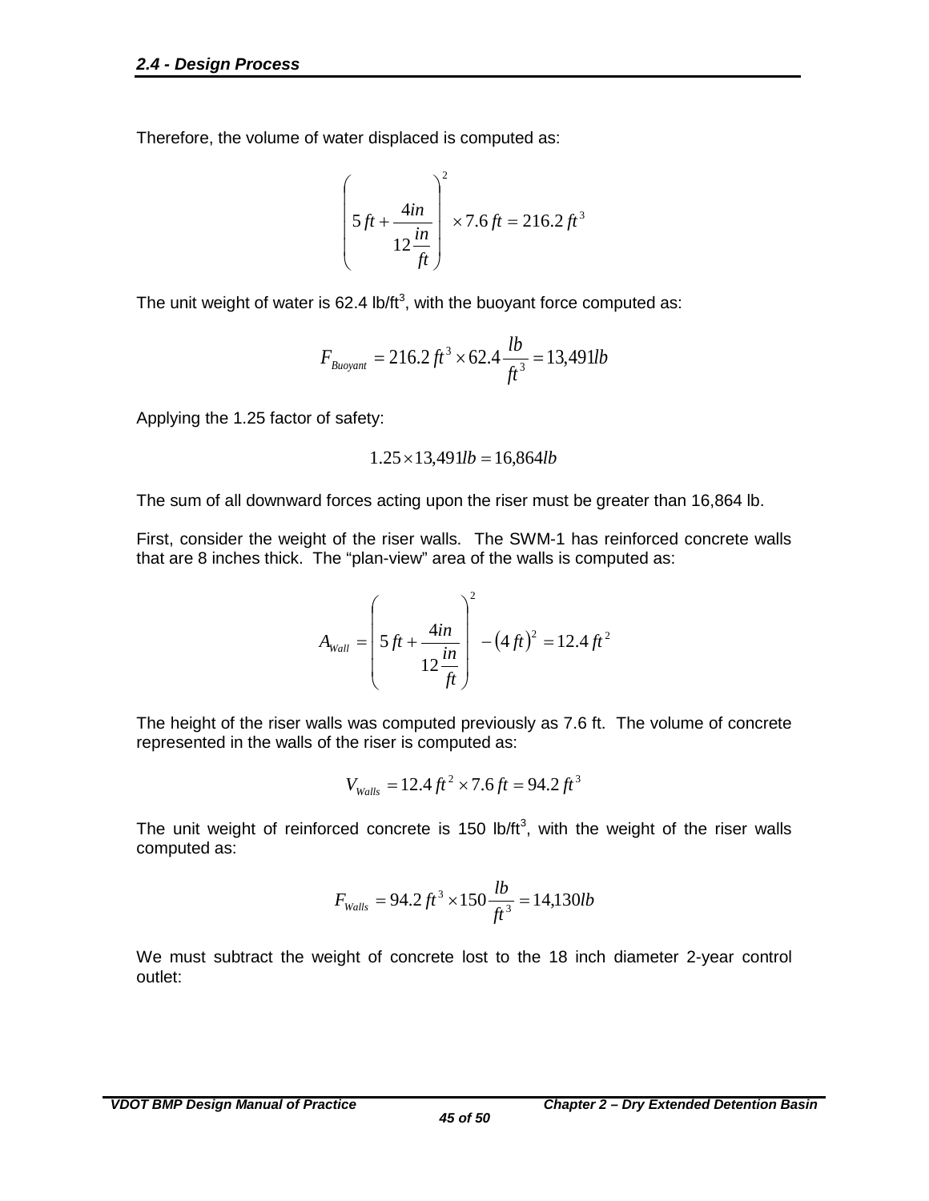Therefore, the volume of water displaced is computed as:

$$\left(5\,ft + \frac{4in}{12\frac{in}{ft}}\right)^2 \times 7.6\,ft = 216.2\,ft^3$$

The unit weight of water is 62.4 lb/ft$^3$, with the buoyant force computed as:

$$F_{Buoyant} = 216.2\,ft^3 \times 62.4\frac{lb}{ft^3} = 13{,}491lb$$

Applying the 1.25 factor of safety:

$$1.25 \times 13{,}491lb = 16{,}864lb$$

The sum of all downward forces acting upon the riser must be greater than 16,864 lb.

First, consider the weight of the riser walls. The SWM-1 has reinforced concrete walls that are 8 inches thick. The "plan-view" area of the walls is computed as:

$$A_{Wall} = \left(5\,ft + \frac{4in}{12\frac{in}{ft}}\right)^2 - (4\,ft)^2 = 12.4\,ft^2$$

The height of the riser walls was computed previously as 7.6 ft. The volume of concrete represented in the walls of the riser is computed as:

$$V_{Walls} = 12.4\,ft^2 \times 7.6\,ft = 94.2\,ft^3$$

The unit weight of reinforced concrete is 150 lb/ft$^3$, with the weight of the riser walls computed as:

$$F_{Walls} = 94.2\,ft^3 \times 150\frac{lb}{ft^3} = 14{,}130lb$$

We must subtract the weight of concrete lost to the 18 inch diameter 2-year control outlet: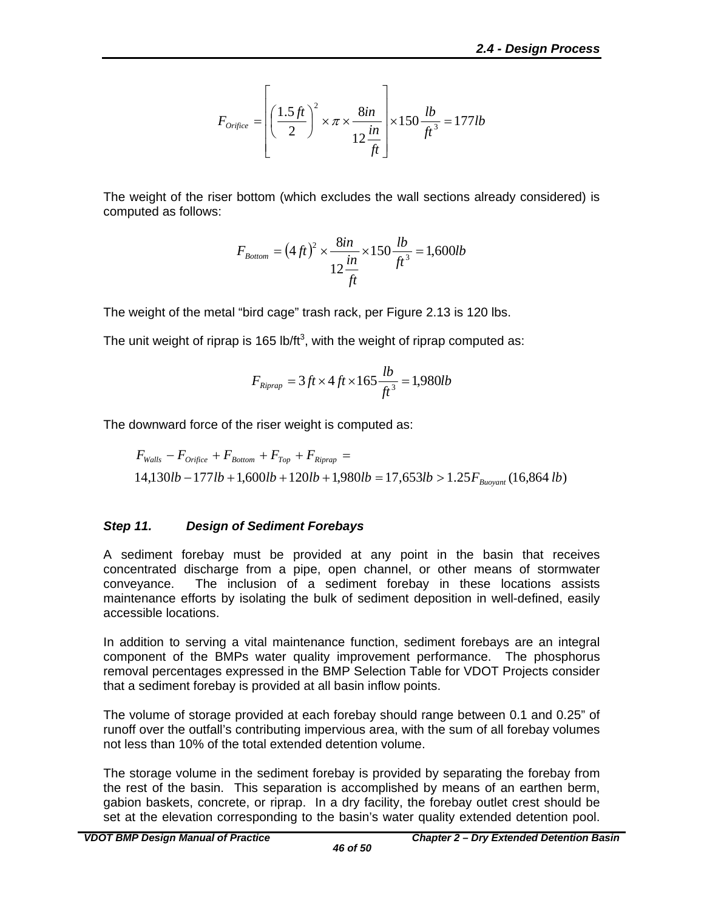$$F_{Orifice} = \left[ \left( \frac{1.5\,ft}{2} \right)^2 \times \pi \times \frac{8in}{12\frac{in}{ft}} \right] \times 150 \frac{lb}{ft^3} = 177lb$$

The weight of the riser bottom (which excludes the wall sections already considered) is computed as follows:

$$F_{Bottom} = (4\,ft)^2 \times \frac{8in}{12\frac{in}{ft}} \times 150 \frac{lb}{ft^3} = 1{,}600lb$$

The weight of the metal "bird cage" trash rack, per Figure 2.13 is 120 lbs.

The unit weight of riprap is 165 lb/ft$^3$, with the weight of riprap computed as:

$$F_{Riprap} = 3\,ft \times 4\,ft \times 165 \frac{lb}{ft^3} = 1{,}980lb$$

The downward force of the riser weight is computed as:

$$F_{Walls} - F_{Orifice} + F_{Bottom} + F_{Top} + F_{Riprap} =$$
$$14{,}130lb - 177lb + 1{,}600lb + 120lb + 1{,}980lb = 17{,}653lb > 1.25F_{Buoyant}\,(16{,}864\,lb)$$

### *Step 11. Design of Sediment Forebays*

A sediment forebay must be provided at any point in the basin that receives concentrated discharge from a pipe, open channel, or other means of stormwater conveyance. The inclusion of a sediment forebay in these locations assists maintenance efforts by isolating the bulk of sediment deposition in well-defined, easily accessible locations.

In addition to serving a vital maintenance function, sediment forebays are an integral component of the BMPs water quality improvement performance. The phosphorus removal percentages expressed in the BMP Selection Table for VDOT Projects consider that a sediment forebay is provided at all basin inflow points.

The volume of storage provided at each forebay should range between 0.1 and 0.25" of runoff over the outfall's contributing impervious area, with the sum of all forebay volumes not less than 10% of the total extended detention volume.

The storage volume in the sediment forebay is provided by separating the forebay from the rest of the basin. This separation is accomplished by means of an earthen berm, gabion baskets, concrete, or riprap. In a dry facility, the forebay outlet crest should be set at the elevation corresponding to the basin's water quality extended detention pool.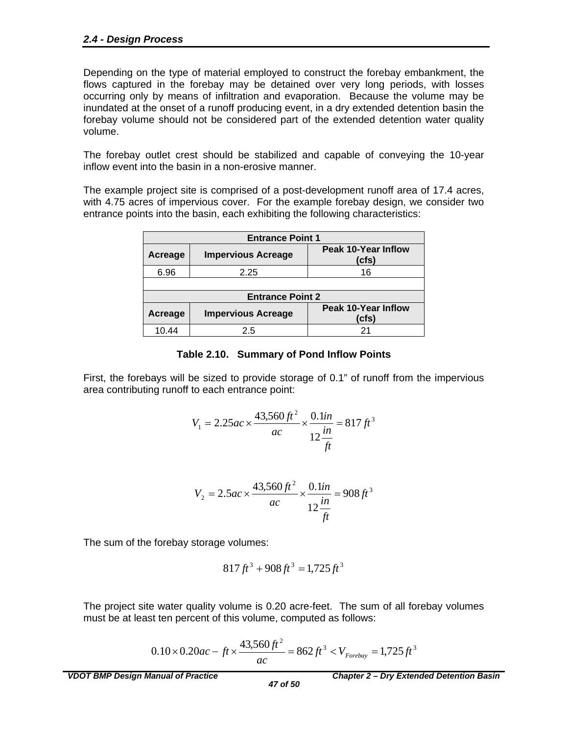Depending on the type of material employed to construct the forebay embankment, the flows captured in the forebay may be detained over very long periods, with losses occurring only by means of infiltration and evaporation. Because the volume may be inundated at the onset of a runoff producing event, in a dry extended detention basin the forebay volume should not be considered part of the extended detention water quality volume.

The forebay outlet crest should be stabilized and capable of conveying the 10-year inflow event into the basin in a non-erosive manner.

The example project site is comprised of a post-development runoff area of 17.4 acres, with 4.75 acres of impervious cover. For the example forebay design, we consider two entrance points into the basin, each exhibiting the following characteristics:

| Entrance Point 1 | | |
|---|---|---|
| **Acreage** | **Impervious Acreage** | **Peak 10-Year Inflow (cfs)** |
| 6.96 | 2.25 | 16 |
| | | |
| **Entrance Point 2** | | |
| **Acreage** | **Impervious Acreage** | **Peak 10-Year Inflow (cfs)** |
| 10.44 | 2.5 | 21 |

**Table 2.10. Summary of Pond Inflow Points**

First, the forebays will be sized to provide storage of 0.1" of runoff from the impervious area contributing runoff to each entrance point:

$$V_1 = 2.25ac \times \frac{43{,}560\,ft^2}{ac} \times \frac{0.1in}{12\frac{in}{ft}} = 817\,ft^3$$

$$V_2 = 2.5ac \times \frac{43{,}560\,ft^2}{ac} \times \frac{0.1in}{12\frac{in}{ft}} = 908\,ft^3$$

The sum of the forebay storage volumes:

$$817\,ft^3 + 908\,ft^3 = 1{,}725\,ft^3$$

The project site water quality volume is 0.20 acre-feet. The sum of all forebay volumes must be at least ten percent of this volume, computed as follows:

$$0.10 \times 0.20ac - ft \times \frac{43{,}560\,ft^2}{ac} = 862\,ft^3 < V_{Forebay} = 1{,}725\,ft^3$$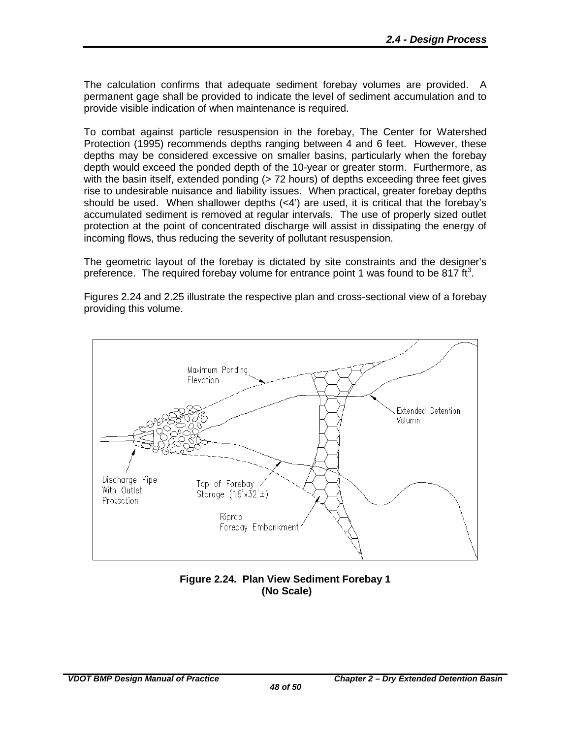The calculation confirms that adequate sediment forebay volumes are provided. A permanent gage shall be provided to indicate the level of sediment accumulation and to provide visible indication of when maintenance is required.

To combat against particle resuspension in the forebay, The Center for Watershed Protection (1995) recommends depths ranging between 4 and 6 feet. However, these depths may be considered excessive on smaller basins, particularly when the forebay depth would exceed the ponded depth of the 10-year or greater storm. Furthermore, as with the basin itself, extended ponding (> 72 hours) of depths exceeding three feet gives rise to undesirable nuisance and liability issues. When practical, greater forebay depths should be used. When shallower depths (<4') are used, it is critical that the forebay's accumulated sediment is removed at regular intervals. The use of properly sized outlet protection at the point of concentrated discharge will assist in dissipating the energy of incoming flows, thus reducing the severity of pollutant resuspension.

The geometric layout of the forebay is dictated by site constraints and the designer's preference. The required forebay volume for entrance point 1 was found to be 817 $ft^3$.

Figures 2.24 and 2.25 illustrate the respective plan and cross-sectional view of a forebay providing this volume.

Maximum Ponding Elevation

Extended Detention Volumn

Discharge Pipe With Outlet Protection

Top of Forebay Storage (16'x32'±)

Riprap Forebay Embankment

**Figure 2.24. Plan View Sediment Forebay 1 (No Scale)**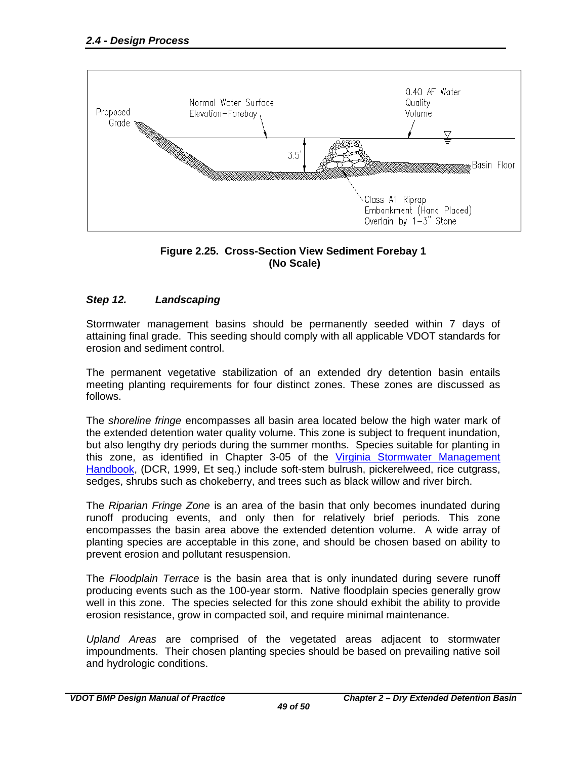Proposed Grade

Normal Water Surface Elevation–Forebay

0.40 AF Water Quality Volume

3.5'

Basin Floor

Class A1 Riprap Embankment (Hand Placed) Overlain by 1–3" Stone

**Figure 2.25. Cross-Section View Sediment Forebay 1 (No Scale)**

### *Step 12. Landscaping*

Stormwater management basins should be permanently seeded within 7 days of attaining final grade. This seeding should comply with all applicable VDOT standards for erosion and sediment control.

The permanent vegetative stabilization of an extended dry detention basin entails meeting planting requirements for four distinct zones. These zones are discussed as follows.

The *shoreline fringe* encompasses all basin area located below the high water mark of the extended detention water quality volume. This zone is subject to frequent inundation, but also lengthy dry periods during the summer months. Species suitable for planting in this zone, as identified in Chapter 3-05 of the Virginia Stormwater Management Handbook, (DCR, 1999, Et seq.) include soft-stem bulrush, pickerelweed, rice cutgrass, sedges, shrubs such as chokeberry, and trees such as black willow and river birch.

The *Riparian Fringe Zone* is an area of the basin that only becomes inundated during runoff producing events, and only then for relatively brief periods. This zone encompasses the basin area above the extended detention volume. A wide array of planting species are acceptable in this zone, and should be chosen based on ability to prevent erosion and pollutant resuspension.

The *Floodplain Terrace* is the basin area that is only inundated during severe runoff producing events such as the 100-year storm. Native floodplain species generally grow well in this zone. The species selected for this zone should exhibit the ability to provide erosion resistance, grow in compacted soil, and require minimal maintenance.

*Upland Areas* are comprised of the vegetated areas adjacent to stormwater impoundments. Their chosen planting species should be based on prevailing native soil and hydrologic conditions.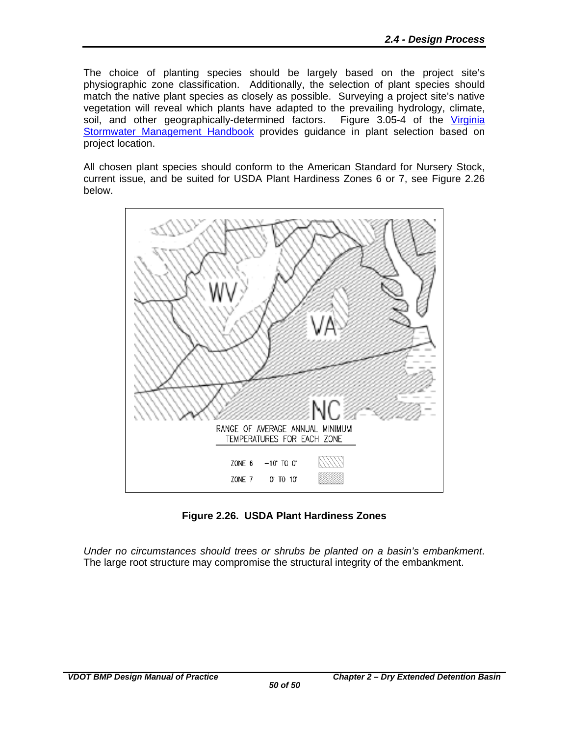The choice of planting species should be largely based on the project site's physiographic zone classification. Additionally, the selection of plant species should match the native plant species as closely as possible. Surveying a project site's native vegetation will reveal which plants have adapted to the prevailing hydrology, climate, soil, and other geographically-determined factors. Figure 3.05-4 of the Virginia Stormwater Management Handbook provides guidance in plant selection based on project location.

All chosen plant species should conform to the American Standard for Nursery Stock, current issue, and be suited for USDA Plant Hardiness Zones 6 or 7, see Figure 2.26 below.

WV
VA
NC

RANGE OF AVERAGE ANNUAL MINIMUM TEMPERATURES FOR EACH ZONE

ZONE 6 −10° TO 0°

ZONE 7 0° TO 10°

**Figure 2.26. USDA Plant Hardiness Zones**

*Under no circumstances should trees or shrubs be planted on a basin's embankment*. The large root structure may compromise the structural integrity of the embankment.